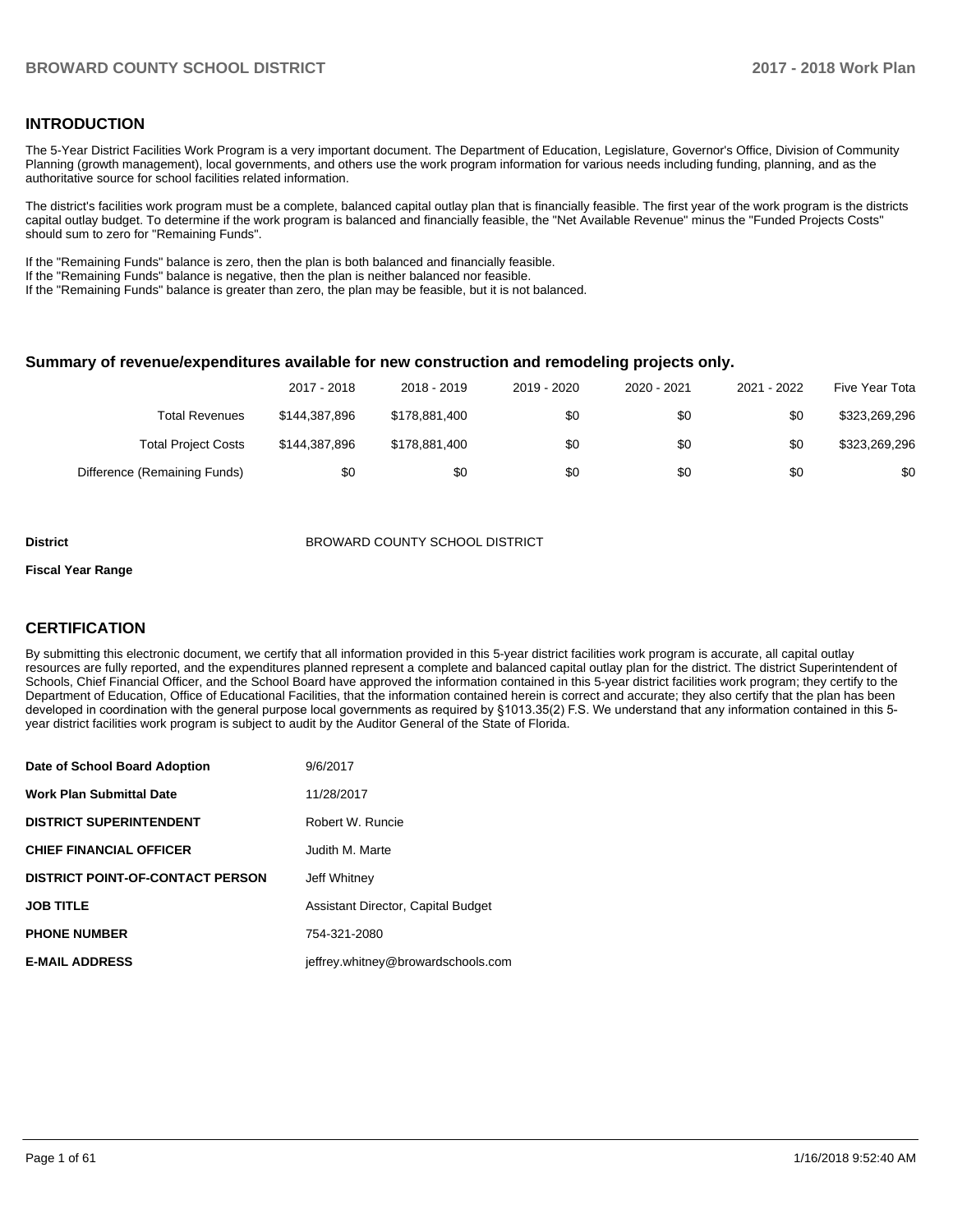## INTRODUCTION

The 5-Year District Facilities Work Program is a very important document. The Department of Education, Legislature, Governor's Office, Division of Community Planning (growth management), local governments, and others use the work program information for various needs including funding, planning, and as the authoritative source for school facilities related information.

The district's facilities work program must be a complete, balanced capital outlay plan that is financially feasible. The first year of the work program is the districts capital outlay budget. To determine if the work program is balanced and financially feasible, the "Net Available Revenue" minus the "Funded Projects Costs" should sum to zero for "Remaining Funds".

If the "Remaining Funds" balance is zero, then the plan is both balanced and financially feasible.
If the "Remaining Funds" balance is negative, then the plan is neither balanced nor feasible.
If the "Remaining Funds" balance is greater than zero, the plan may be feasible, but it is not balanced.

### Summary of revenue/expenditures available for new construction and remodeling projects only.

| | 2017 - 2018 | 2018 - 2019 | 2019 - 2020 | 2020 - 2021 | 2021 - 2022 | Five Year Tota |
|---|---|---|---|---|---|---|
| Total Revenues | $144,387,896 | $178,881,400 | $0 | $0 | $0 | $323,269,296 |
| Total Project Costs | $144,387,896 | $178,881,400 | $0 | $0 | $0 | $323,269,296 |
| Difference (Remaining Funds) | $0 | $0 | $0 | $0 | $0 | $0 |

**District** BROWARD COUNTY SCHOOL DISTRICT

**Fiscal Year Range**

## CERTIFICATION

By submitting this electronic document, we certify that all information provided in this 5-year district facilities work program is accurate, all capital outlay resources are fully reported, and the expenditures planned represent a complete and balanced capital outlay plan for the district. The district Superintendent of Schools, Chief Financial Officer, and the School Board have approved the information contained in this 5-year district facilities work program; they certify to the Department of Education, Office of Educational Facilities, that the information contained herein is correct and accurate; they also certify that the plan has been developed in coordination with the general purpose local governments as required by §1013.35(2) F.S. We understand that any information contained in this 5-year district facilities work program is subject to audit by the Auditor General of the State of Florida.

| | |
|---|---|
| **Date of School Board Adoption** | 9/6/2017 |
| **Work Plan Submittal Date** | 11/28/2017 |
| **DISTRICT SUPERINTENDENT** | Robert W. Runcie |
| **CHIEF FINANCIAL OFFICER** | Judith M. Marte |
| **DISTRICT POINT-OF-CONTACT PERSON** | Jeff Whitney |
| **JOB TITLE** | Assistant Director, Capital Budget |
| **PHONE NUMBER** | 754-321-2080 |
| **E-MAIL ADDRESS** | jeffrey.whitney@browardschools.com |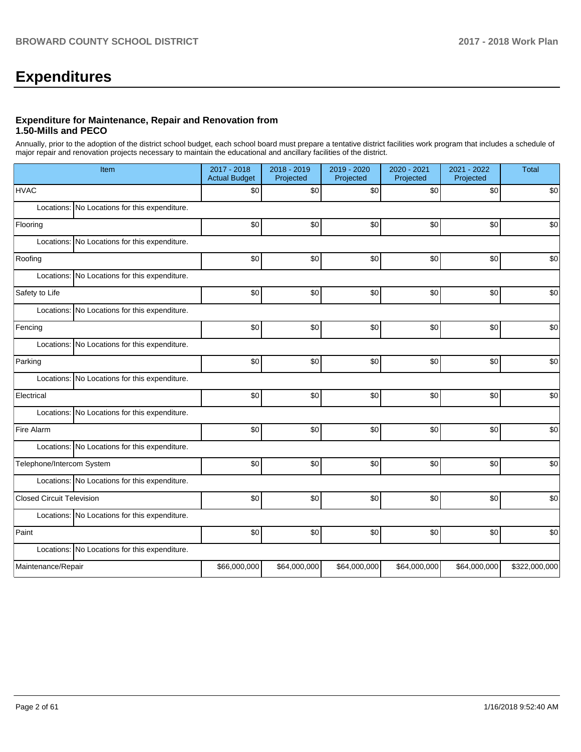# Expenditures

### Expenditure for Maintenance, Repair and Renovation from 1.50-Mills and PECO

Annually, prior to the adoption of the district school budget, each school board must prepare a tentative district facilities work program that includes a schedule of major repair and renovation projects necessary to maintain the educational and ancillary facilities of the district.

| Item | 2017 - 2018 Actual Budget | 2018 - 2019 Projected | 2019 - 2020 Projected | 2020 - 2021 Projected | 2021 - 2022 Projected | Total |
|---|---|---|---|---|---|---|
| HVAC | $0 | $0 | $0 | $0 | $0 | $0 |
| Locations: No Locations for this expenditure. | | | | | | |
| Flooring | $0 | $0 | $0 | $0 | $0 | $0 |
| Locations: No Locations for this expenditure. | | | | | | |
| Roofing | $0 | $0 | $0 | $0 | $0 | $0 |
| Locations: No Locations for this expenditure. | | | | | | |
| Safety to Life | $0 | $0 | $0 | $0 | $0 | $0 |
| Locations: No Locations for this expenditure. | | | | | | |
| Fencing | $0 | $0 | $0 | $0 | $0 | $0 |
| Locations: No Locations for this expenditure. | | | | | | |
| Parking | $0 | $0 | $0 | $0 | $0 | $0 |
| Locations: No Locations for this expenditure. | | | | | | |
| Electrical | $0 | $0 | $0 | $0 | $0 | $0 |
| Locations: No Locations for this expenditure. | | | | | | |
| Fire Alarm | $0 | $0 | $0 | $0 | $0 | $0 |
| Locations: No Locations for this expenditure. | | | | | | |
| Telephone/Intercom System | $0 | $0 | $0 | $0 | $0 | $0 |
| Locations: No Locations for this expenditure. | | | | | | |
| Closed Circuit Television | $0 | $0 | $0 | $0 | $0 | $0 |
| Locations: No Locations for this expenditure. | | | | | | |
| Paint | $0 | $0 | $0 | $0 | $0 | $0 |
| Locations: No Locations for this expenditure. | | | | | | |
| Maintenance/Repair | $66,000,000 | $64,000,000 | $64,000,000 | $64,000,000 | $64,000,000 | $322,000,000 |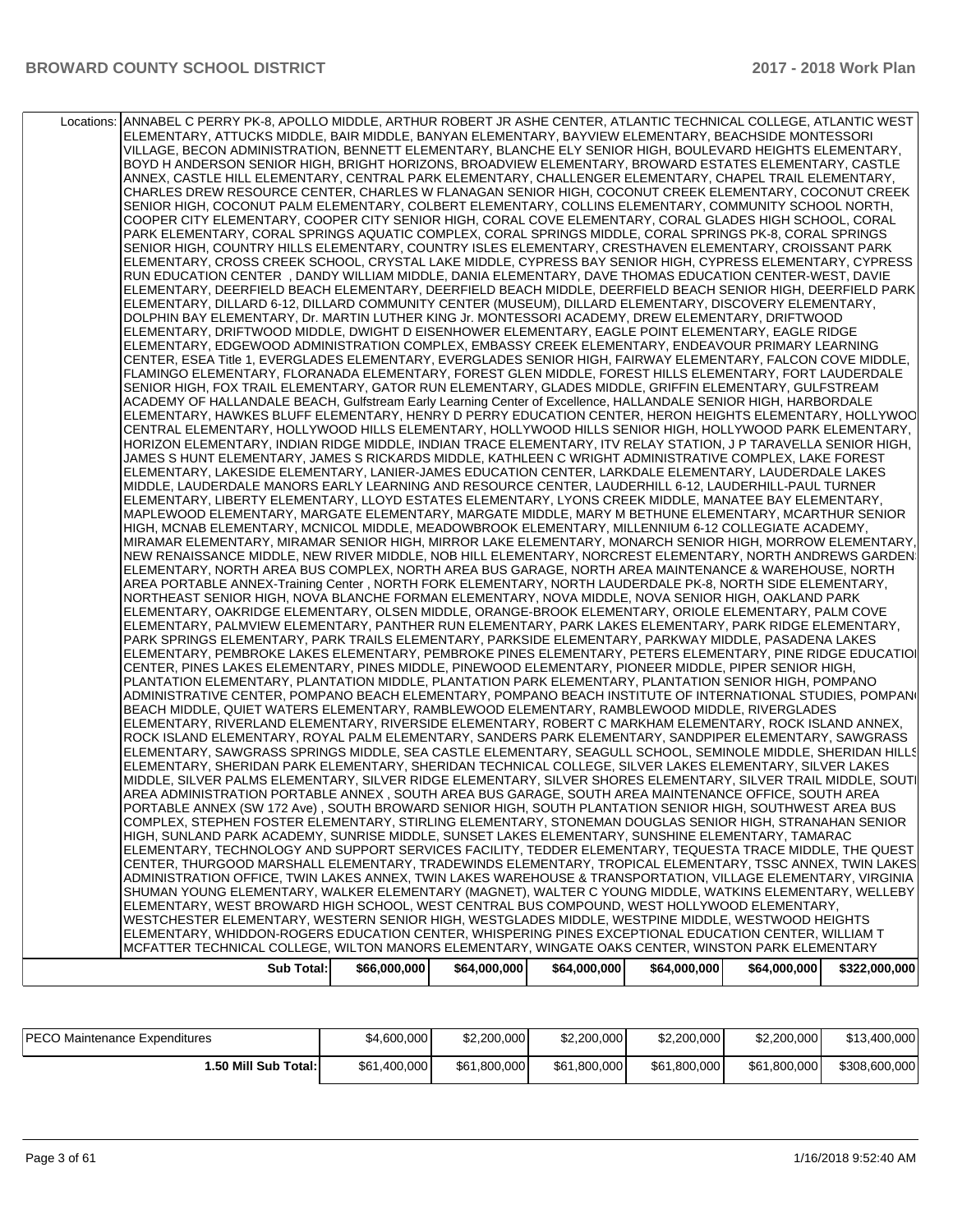| | | | | | | |
|---|---|---|---|---|---|---|
| Locations: | ANNABEL C PERRY PK-8, APOLLO MIDDLE, ARTHUR ROBERT JR ASHE CENTER, ATLANTIC TECHNICAL COLLEGE, ATLANTIC WEST ELEMENTARY, ATTUCKS MIDDLE, BAIR MIDDLE, BANYAN ELEMENTARY, BAYVIEW ELEMENTARY, BEACHSIDE MONTESSORI VILLAGE, BECON ADMINISTRATION, BENNETT ELEMENTARY, BLANCHE ELY SENIOR HIGH, BOULEVARD HEIGHTS ELEMENTARY, BOYD H ANDERSON SENIOR HIGH, BRIGHT HORIZONS, BROADVIEW ELEMENTARY, BROWARD ESTATES ELEMENTARY, CASTLE ANNEX, CASTLE HILL ELEMENTARY, CENTRAL PARK ELEMENTARY, CHALLENGER ELEMENTARY, CHAPEL TRAIL ELEMENTARY, CHARLES DREW RESOURCE CENTER, CHARLES W FLANAGAN SENIOR HIGH, COCONUT CREEK ELEMENTARY, COCONUT CREEK SENIOR HIGH, COCONUT PALM ELEMENTARY, COLBERT ELEMENTARY, COLLINS ELEMENTARY, COMMUNITY SCHOOL NORTH, COOPER CITY ELEMENTARY, COOPER CITY SENIOR HIGH, CORAL COVE ELEMENTARY, CORAL GLADES HIGH SCHOOL, CORAL PARK ELEMENTARY, CORAL SPRINGS AQUATIC COMPLEX, CORAL SPRINGS MIDDLE, CORAL SPRINGS PK-8, CORAL SPRINGS SENIOR HIGH, COUNTRY HILLS ELEMENTARY, COUNTRY ISLES ELEMENTARY, CRESTHAVEN ELEMENTARY, CROISSANT PARK ELEMENTARY, CROSS CREEK SCHOOL, CRYSTAL LAKE MIDDLE, CYPRESS BAY SENIOR HIGH, CYPRESS ELEMENTARY, CYPRESS RUN EDUCATION CENTER , DANDY WILLIAM MIDDLE, DANIA ELEMENTARY, DAVE THOMAS EDUCATION CENTER-WEST, DAVIE ELEMENTARY, DEERFIELD BEACH ELEMENTARY, DEERFIELD BEACH MIDDLE, DEERFIELD BEACH SENIOR HIGH, DEERFIELD PARK ELEMENTARY, DILLARD 6-12, DILLARD COMMUNITY CENTER (MUSEUM), DILLARD ELEMENTARY, DISCOVERY ELEMENTARY, DOLPHIN BAY ELEMENTARY, Dr. MARTIN LUTHER KING Jr. MONTESSORI ACADEMY, DREW ELEMENTARY, DRIFTWOOD ELEMENTARY, DRIFTWOOD MIDDLE, DWIGHT D EISENHOWER ELEMENTARY, EAGLE POINT ELEMENTARY, EAGLE RIDGE ELEMENTARY, EDGEWOOD ADMINISTRATION COMPLEX, EMBASSY CREEK ELEMENTARY, ENDEAVOUR PRIMARY LEARNING CENTER, ESEA Title 1, EVERGLADES ELEMENTARY, EVERGLADES SENIOR HIGH, FAIRWAY ELEMENTARY, FALCON COVE MIDDLE, FLAMINGO ELEMENTARY, FLORANADA ELEMENTARY, FOREST GLEN MIDDLE, FOREST HILLS ELEMENTARY, FORT LAUDERDALE SENIOR HIGH, FOX TRAIL ELEMENTARY, GATOR RUN ELEMENTARY, GLADES MIDDLE, GRIFFIN ELEMENTARY, GULFSTREAM ACADEMY OF HALLANDALE BEACH, Gulfstream Early Learning Center of Excellence, HALLANDALE SENIOR HIGH, HARBORDALE ELEMENTARY, HAWKES BLUFF ELEMENTARY, HENRY D PERRY EDUCATION CENTER, HERON HEIGHTS ELEMENTARY, HOLLYWOOD CENTRAL ELEMENTARY, HOLLYWOOD HILLS ELEMENTARY, HOLLYWOOD HILLS SENIOR HIGH, HOLLYWOOD PARK ELEMENTARY, HORIZON ELEMENTARY, INDIAN RIDGE MIDDLE, INDIAN TRACE ELEMENTARY, ITV RELAY STATION, J P TARAVELLA SENIOR HIGH, JAMES S HUNT ELEMENTARY, JAMES S RICKARDS MIDDLE, KATHLEEN C WRIGHT ADMINISTRATIVE COMPLEX, LAKE FOREST ELEMENTARY, LAKESIDE ELEMENTARY, LANIER-JAMES EDUCATION CENTER, LARKDALE ELEMENTARY, LAUDERDALE LAKES MIDDLE, LAUDERDALE MANORS EARLY LEARNING AND RESOURCE CENTER, LAUDERHILL 6-12, LAUDERHILL-PAUL TURNER ELEMENTARY, LIBERTY ELEMENTARY, LLOYD ESTATES ELEMENTARY, LYONS CREEK MIDDLE, MANATEE BAY ELEMENTARY, MAPLEWOOD ELEMENTARY, MARGATE ELEMENTARY, MARGATE MIDDLE, MARY M BETHUNE ELEMENTARY, MCARTHUR SENIOR HIGH, MCNAB ELEMENTARY, MCNICOL MIDDLE, MEADOWBROOK ELEMENTARY, MILLENNIUM 6-12 COLLEGIATE ACADEMY, MIRAMAR ELEMENTARY, MIRAMAR SENIOR HIGH, MIRROR LAKE ELEMENTARY, MONARCH SENIOR HIGH, MORROW ELEMENTARY, NEW RENAISSANCE MIDDLE, NEW RIVER MIDDLE, NOB HILL ELEMENTARY, NORCREST ELEMENTARY, NORTH ANDREWS GARDENS ELEMENTARY, NORTH AREA BUS COMPLEX, NORTH AREA BUS GARAGE, NORTH AREA MAINTENANCE & WAREHOUSE, NORTH AREA PORTABLE ANNEX-Training Center , NORTH FORK ELEMENTARY, NORTH LAUDERDALE PK-8, NORTH SIDE ELEMENTARY, NORTHEAST SENIOR HIGH, NOVA BLANCHE FORMAN ELEMENTARY, NOVA MIDDLE, NOVA SENIOR HIGH, OAKLAND PARK ELEMENTARY, OAKRIDGE ELEMENTARY, OLSEN MIDDLE, ORANGE-BROOK ELEMENTARY, ORIOLE ELEMENTARY, PALM COVE ELEMENTARY, PALMVIEW ELEMENTARY, PANTHER RUN ELEMENTARY, PARK LAKES ELEMENTARY, PARK RIDGE ELEMENTARY, PARK SPRINGS ELEMENTARY, PARK TRAILS ELEMENTARY, PARKSIDE ELEMENTARY, PARKWAY MIDDLE, PASADENA LAKES ELEMENTARY, PEMBROKE LAKES ELEMENTARY, PEMBROKE PINES ELEMENTARY, PETERS ELEMENTARY, PINE RIDGE EDUCATION CENTER, PINES LAKES ELEMENTARY, PINES MIDDLE, PINEWOOD ELEMENTARY, PIONEER MIDDLE, PIPER SENIOR HIGH, PLANTATION ELEMENTARY, PLANTATION MIDDLE, PLANTATION PARK ELEMENTARY, PLANTATION SENIOR HIGH, POMPANO ADMINISTRATIVE CENTER, POMPANO BEACH ELEMENTARY, POMPANO BEACH INSTITUTE OF INTERNATIONAL STUDIES, POMPANO BEACH MIDDLE, QUIET WATERS ELEMENTARY, RAMBLEWOOD ELEMENTARY, RAMBLEWOOD MIDDLE, RIVERGLADES ELEMENTARY, RIVERLAND ELEMENTARY, RIVERSIDE ELEMENTARY, ROBERT C MARKHAM ELEMENTARY, ROCK ISLAND ANNEX, ROCK ISLAND ELEMENTARY, ROYAL PALM ELEMENTARY, SANDERS PARK ELEMENTARY, SANDPIPER ELEMENTARY, SAWGRASS ELEMENTARY, SAWGRASS SPRINGS MIDDLE, SEA CASTLE ELEMENTARY, SEAGULL SCHOOL, SEMINOLE MIDDLE, SHERIDAN HILLS ELEMENTARY, SHERIDAN PARK ELEMENTARY, SHERIDAN TECHNICAL COLLEGE, SILVER LAKES ELEMENTARY, SILVER LAKES MIDDLE, SILVER PALMS ELEMENTARY, SILVER RIDGE ELEMENTARY, SILVER SHORES ELEMENTARY, SILVER TRAIL MIDDLE, SOUTH AREA ADMINISTRATION PORTABLE ANNEX , SOUTH AREA BUS GARAGE, SOUTH AREA MAINTENANCE OFFICE, SOUTH AREA PORTABLE ANNEX (SW 172 Ave) , SOUTH BROWARD SENIOR HIGH, SOUTH PLANTATION SENIOR HIGH, SOUTHWEST AREA BUS COMPLEX, STEPHEN FOSTER ELEMENTARY, STIRLING ELEMENTARY, STONEMAN DOUGLAS SENIOR HIGH, STRANAHAN SENIOR HIGH, SUNLAND PARK ACADEMY, SUNRISE MIDDLE, SUNSET LAKES ELEMENTARY, SUNSHINE ELEMENTARY, TAMARAC ELEMENTARY, TECHNOLOGY AND SUPPORT SERVICES FACILITY, TEDDER ELEMENTARY, TEQUESTA TRACE MIDDLE, THE QUEST CENTER, THURGOOD MARSHALL ELEMENTARY, TRADEWINDS ELEMENTARY, TROPICAL ELEMENTARY, TSSC ANNEX, TWIN LAKES ADMINISTRATION OFFICE, TWIN LAKES ANNEX, TWIN LAKES WAREHOUSE & TRANSPORTATION, VILLAGE ELEMENTARY, VIRGINIA SHUMAN YOUNG ELEMENTARY, WALKER ELEMENTARY (MAGNET), WALTER C YOUNG MIDDLE, WATKINS ELEMENTARY, WELLEBY ELEMENTARY, WEST BROWARD HIGH SCHOOL, WEST CENTRAL BUS COMPOUND, WEST HOLLYWOOD ELEMENTARY, WESTCHESTER ELEMENTARY, WESTERN SENIOR HIGH, WESTGLADES MIDDLE, WESTPINE MIDDLE, WESTWOOD HEIGHTS ELEMENTARY, WHIDDON-ROGERS EDUCATION CENTER, WHISPERING PINES EXCEPTIONAL EDUCATION CENTER, WILLIAM T MCFATTER TECHNICAL COLLEGE, WILTON MANORS ELEMENTARY, WINGATE OAKS CENTER, WINSTON PARK ELEMENTARY | | | | | |
| **Sub Total:** | $66,000,000 | $64,000,000 | $64,000,000 | $64,000,000 | $64,000,000 | $322,000,000 |

| | | | | | | |
|---|---|---|---|---|---|---|
| PECO Maintenance Expenditures | $4,600,000 | $2,200,000 | $2,200,000 | $2,200,000 | $2,200,000 | $13,400,000 |
| **1.50 Mill Sub Total:** | $61,400,000 | $61,800,000 | $61,800,000 | $61,800,000 | $61,800,000 | $308,600,000 |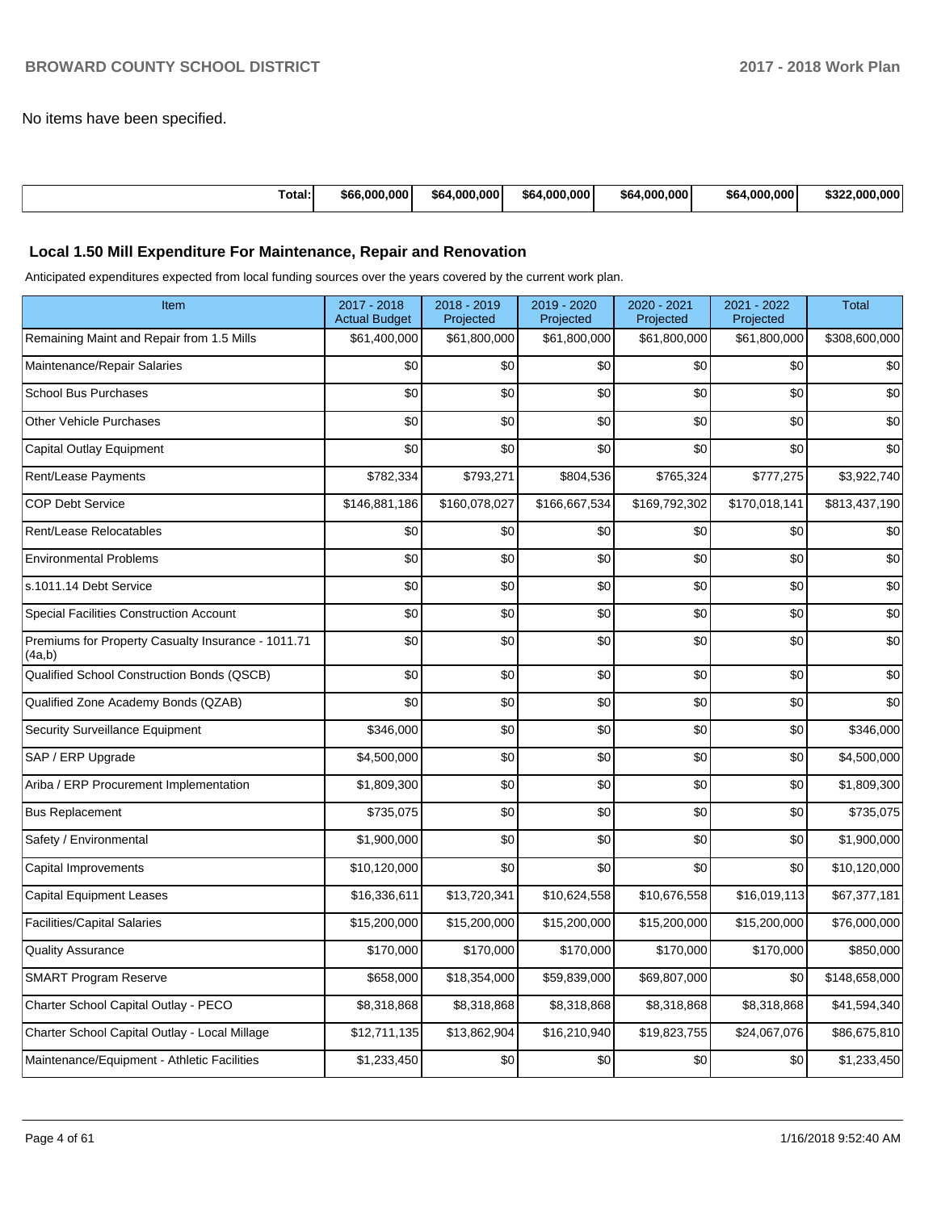No items have been specified.

| Total: | $66,000,000 | $64,000,000 | $64,000,000 | $64,000,000 | $64,000,000 | $322,000,000 |
|---|---|---|---|---|---|---|

## Local 1.50 Mill Expenditure For Maintenance, Repair and Renovation

Anticipated expenditures expected from local funding sources over the years covered by the current work plan.

| Item | 2017 - 2018 Actual Budget | 2018 - 2019 Projected | 2019 - 2020 Projected | 2020 - 2021 Projected | 2021 - 2022 Projected | Total |
|---|---|---|---|---|---|---|
| Remaining Maint and Repair from 1.5 Mills | $61,400,000 | $61,800,000 | $61,800,000 | $61,800,000 | $61,800,000 | $308,600,000 |
| Maintenance/Repair Salaries | $0 | $0 | $0 | $0 | $0 | $0 |
| School Bus Purchases | $0 | $0 | $0 | $0 | $0 | $0 |
| Other Vehicle Purchases | $0 | $0 | $0 | $0 | $0 | $0 |
| Capital Outlay Equipment | $0 | $0 | $0 | $0 | $0 | $0 |
| Rent/Lease Payments | $782,334 | $793,271 | $804,536 | $765,324 | $777,275 | $3,922,740 |
| COP Debt Service | $146,881,186 | $160,078,027 | $166,667,534 | $169,792,302 | $170,018,141 | $813,437,190 |
| Rent/Lease Relocatables | $0 | $0 | $0 | $0 | $0 | $0 |
| Environmental Problems | $0 | $0 | $0 | $0 | $0 | $0 |
| s.1011.14 Debt Service | $0 | $0 | $0 | $0 | $0 | $0 |
| Special Facilities Construction Account | $0 | $0 | $0 | $0 | $0 | $0 |
| Premiums for Property Casualty Insurance - 1011.71 (4a,b) | $0 | $0 | $0 | $0 | $0 | $0 |
| Qualified School Construction Bonds (QSCB) | $0 | $0 | $0 | $0 | $0 | $0 |
| Qualified Zone Academy Bonds (QZAB) | $0 | $0 | $0 | $0 | $0 | $0 |
| Security Surveillance Equipment | $346,000 | $0 | $0 | $0 | $0 | $346,000 |
| SAP / ERP Upgrade | $4,500,000 | $0 | $0 | $0 | $0 | $4,500,000 |
| Ariba / ERP Procurement Implementation | $1,809,300 | $0 | $0 | $0 | $0 | $1,809,300 |
| Bus Replacement | $735,075 | $0 | $0 | $0 | $0 | $735,075 |
| Safety / Environmental | $1,900,000 | $0 | $0 | $0 | $0 | $1,900,000 |
| Capital Improvements | $10,120,000 | $0 | $0 | $0 | $0 | $10,120,000 |
| Capital Equipment Leases | $16,336,611 | $13,720,341 | $10,624,558 | $10,676,558 | $16,019,113 | $67,377,181 |
| Facilities/Capital Salaries | $15,200,000 | $15,200,000 | $15,200,000 | $15,200,000 | $15,200,000 | $76,000,000 |
| Quality Assurance | $170,000 | $170,000 | $170,000 | $170,000 | $170,000 | $850,000 |
| SMART Program Reserve | $658,000 | $18,354,000 | $59,839,000 | $69,807,000 | $0 | $148,658,000 |
| Charter School Capital Outlay - PECO | $8,318,868 | $8,318,868 | $8,318,868 | $8,318,868 | $8,318,868 | $41,594,340 |
| Charter School Capital Outlay - Local Millage | $12,711,135 | $13,862,904 | $16,210,940 | $19,823,755 | $24,067,076 | $86,675,810 |
| Maintenance/Equipment - Athletic Facilities | $1,233,450 | $0 | $0 | $0 | $0 | $1,233,450 |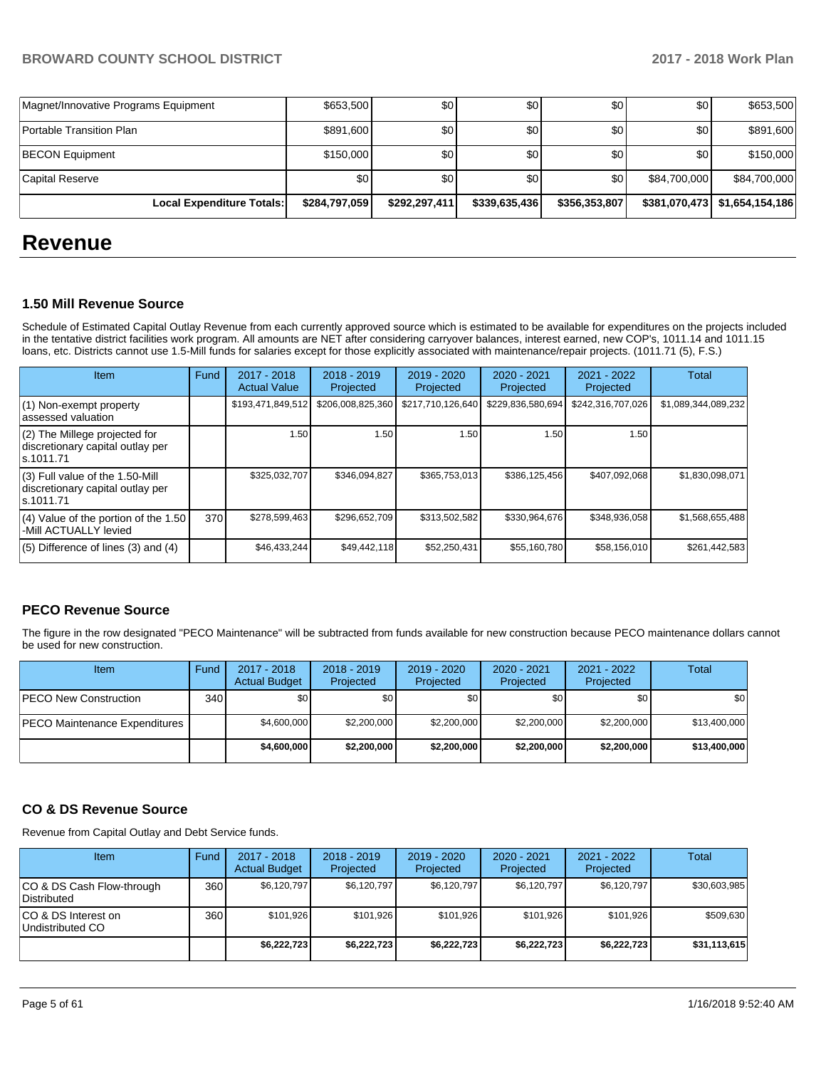| Magnet/Innovative Programs Equipment | $653,500 | $0 | $0 | $0 | $0 | $653,500 |
|---|---|---|---|---|---|---|
| Portable Transition Plan | $891,600 | $0 | $0 | $0 | $0 | $891,600 |
| BECON Equipment | $150,000 | $0 | $0 | $0 | $0 | $150,000 |
| Capital Reserve | $0 | $0 | $0 | $0 | $84,700,000 | $84,700,000 |
| **Local Expenditure Totals:** | **$284,797,059** | **$292,297,411** | **$339,635,436** | **$356,353,807** | **$381,070,473** | **$1,654,154,186** |

# Revenue

### 1.50 Mill Revenue Source

Schedule of Estimated Capital Outlay Revenue from each currently approved source which is estimated to be available for expenditures on the projects included in the tentative district facilities work program. All amounts are NET after considering carryover balances, interest earned, new COP's, 1011.14 and 1011.15 loans, etc. Districts cannot use 1.5-Mill funds for salaries except for those explicitly associated with maintenance/repair projects. (1011.71 (5), F.S.)

| Item | Fund | 2017 - 2018 Actual Value | 2018 - 2019 Projected | 2019 - 2020 Projected | 2020 - 2021 Projected | 2021 - 2022 Projected | Total |
|---|---|---|---|---|---|---|---|
| (1) Non-exempt property assessed valuation | | $193,471,849,512 | $206,008,825,360 | $217,710,126,640 | $229,836,580,694 | $242,316,707,026 | $1,089,344,089,232 |
| (2) The Millege projected for discretionary capital outlay per s.1011.71 | | 1.50 | 1.50 | 1.50 | 1.50 | 1.50 | |
| (3) Full value of the 1.50-Mill discretionary capital outlay per s.1011.71 | | $325,032,707 | $346,094,827 | $365,753,013 | $386,125,456 | $407,092,068 | $1,830,098,071 |
| (4) Value of the portion of the 1.50 -Mill ACTUALLY levied | 370 | $278,599,463 | $296,652,709 | $313,502,582 | $330,964,676 | $348,936,058 | $1,568,655,488 |
| (5) Difference of lines (3) and (4) | | $46,433,244 | $49,442,118 | $52,250,431 | $55,160,780 | $58,156,010 | $261,442,583 |

### PECO Revenue Source

The figure in the row designated "PECO Maintenance" will be subtracted from funds available for new construction because PECO maintenance dollars cannot be used for new construction.

| Item | Fund | 2017 - 2018 Actual Budget | 2018 - 2019 Projected | 2019 - 2020 Projected | 2020 - 2021 Projected | 2021 - 2022 Projected | Total |
|---|---|---|---|---|---|---|---|
| PECO New Construction | 340 | $0 | $0 | $0 | $0 | $0 | $0 |
| PECO Maintenance Expenditures | | $4,600,000 | $2,200,000 | $2,200,000 | $2,200,000 | $2,200,000 | $13,400,000 |
| | | **$4,600,000** | **$2,200,000** | **$2,200,000** | **$2,200,000** | **$2,200,000** | **$13,400,000** |

### CO & DS Revenue Source

Revenue from Capital Outlay and Debt Service funds.

| Item | Fund | 2017 - 2018 Actual Budget | 2018 - 2019 Projected | 2019 - 2020 Projected | 2020 - 2021 Projected | 2021 - 2022 Projected | Total |
|---|---|---|---|---|---|---|---|
| CO & DS Cash Flow-through Distributed | 360 | $6,120,797 | $6,120,797 | $6,120,797 | $6,120,797 | $6,120,797 | $30,603,985 |
| CO & DS Interest on Undistributed CO | 360 | $101,926 | $101,926 | $101,926 | $101,926 | $101,926 | $509,630 |
| | | **$6,222,723** | **$6,222,723** | **$6,222,723** | **$6,222,723** | **$6,222,723** | **$31,113,615** |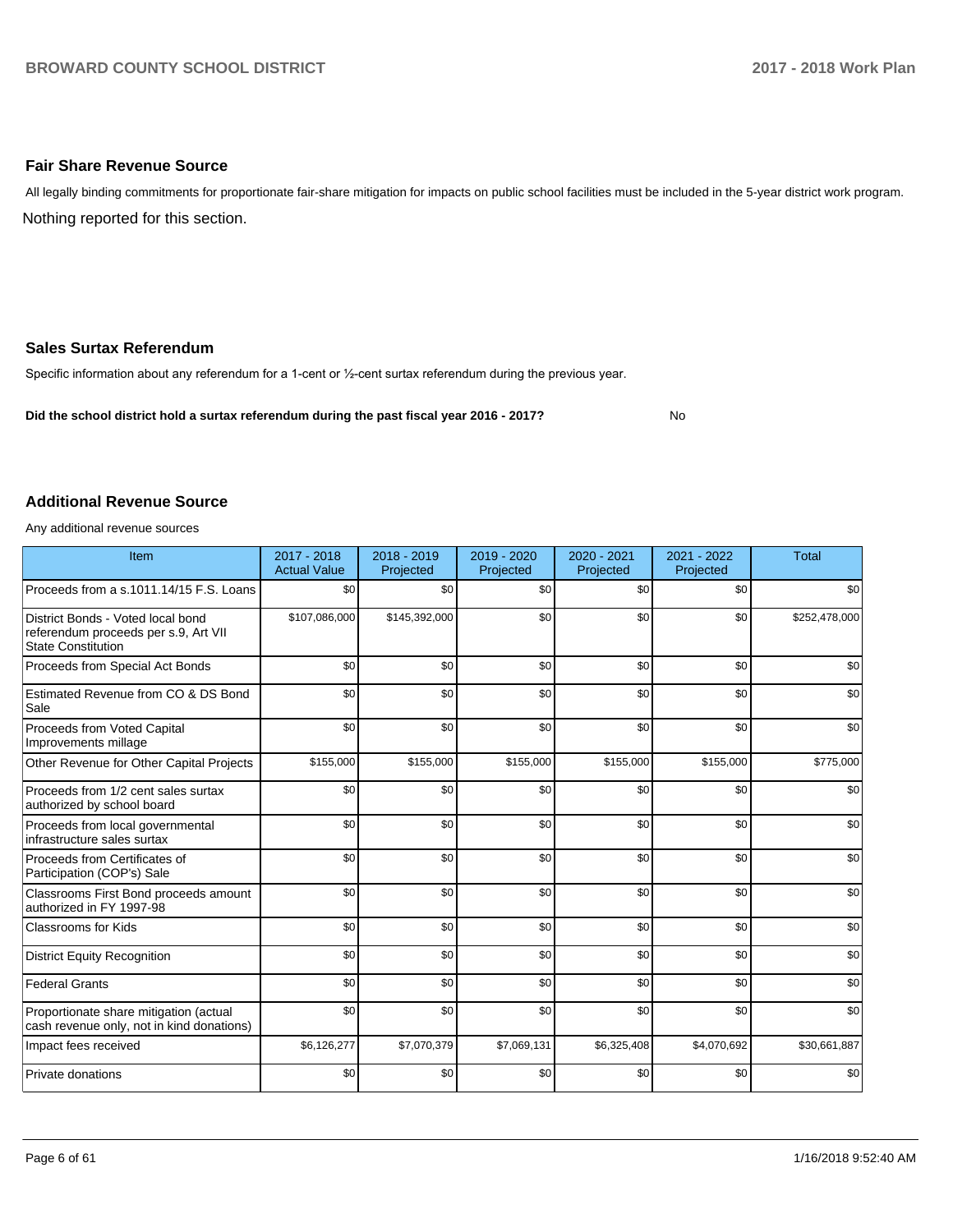## Fair Share Revenue Source

All legally binding commitments for proportionate fair-share mitigation for impacts on public school facilities must be included in the 5-year district work program.

Nothing reported for this section.

## Sales Surtax Referendum

Specific information about any referendum for a 1-cent or ½-cent surtax referendum during the previous year.

**Did the school district hold a surtax referendum during the past fiscal year 2016 - 2017?** No

## Additional Revenue Source

Any additional revenue sources

| Item | 2017 - 2018 Actual Value | 2018 - 2019 Projected | 2019 - 2020 Projected | 2020 - 2021 Projected | 2021 - 2022 Projected | Total |
|---|---|---|---|---|---|---|
| Proceeds from a s.1011.14/15 F.S. Loans | $0 | $0 | $0 | $0 | $0 | $0 |
| District Bonds - Voted local bond referendum proceeds per s.9, Art VII State Constitution | $107,086,000 | $145,392,000 | $0 | $0 | $0 | $252,478,000 |
| Proceeds from Special Act Bonds | $0 | $0 | $0 | $0 | $0 | $0 |
| Estimated Revenue from CO & DS Bond Sale | $0 | $0 | $0 | $0 | $0 | $0 |
| Proceeds from Voted Capital Improvements millage | $0 | $0 | $0 | $0 | $0 | $0 |
| Other Revenue for Other Capital Projects | $155,000 | $155,000 | $155,000 | $155,000 | $155,000 | $775,000 |
| Proceeds from 1/2 cent sales surtax authorized by school board | $0 | $0 | $0 | $0 | $0 | $0 |
| Proceeds from local governmental infrastructure sales surtax | $0 | $0 | $0 | $0 | $0 | $0 |
| Proceeds from Certificates of Participation (COP's) Sale | $0 | $0 | $0 | $0 | $0 | $0 |
| Classrooms First Bond proceeds amount authorized in FY 1997-98 | $0 | $0 | $0 | $0 | $0 | $0 |
| Classrooms for Kids | $0 | $0 | $0 | $0 | $0 | $0 |
| District Equity Recognition | $0 | $0 | $0 | $0 | $0 | $0 |
| Federal Grants | $0 | $0 | $0 | $0 | $0 | $0 |
| Proportionate share mitigation (actual cash revenue only, not in kind donations) | $0 | $0 | $0 | $0 | $0 | $0 |
| Impact fees received | $6,126,277 | $7,070,379 | $7,069,131 | $6,325,408 | $4,070,692 | $30,661,887 |
| Private donations | $0 | $0 | $0 | $0 | $0 | $0 |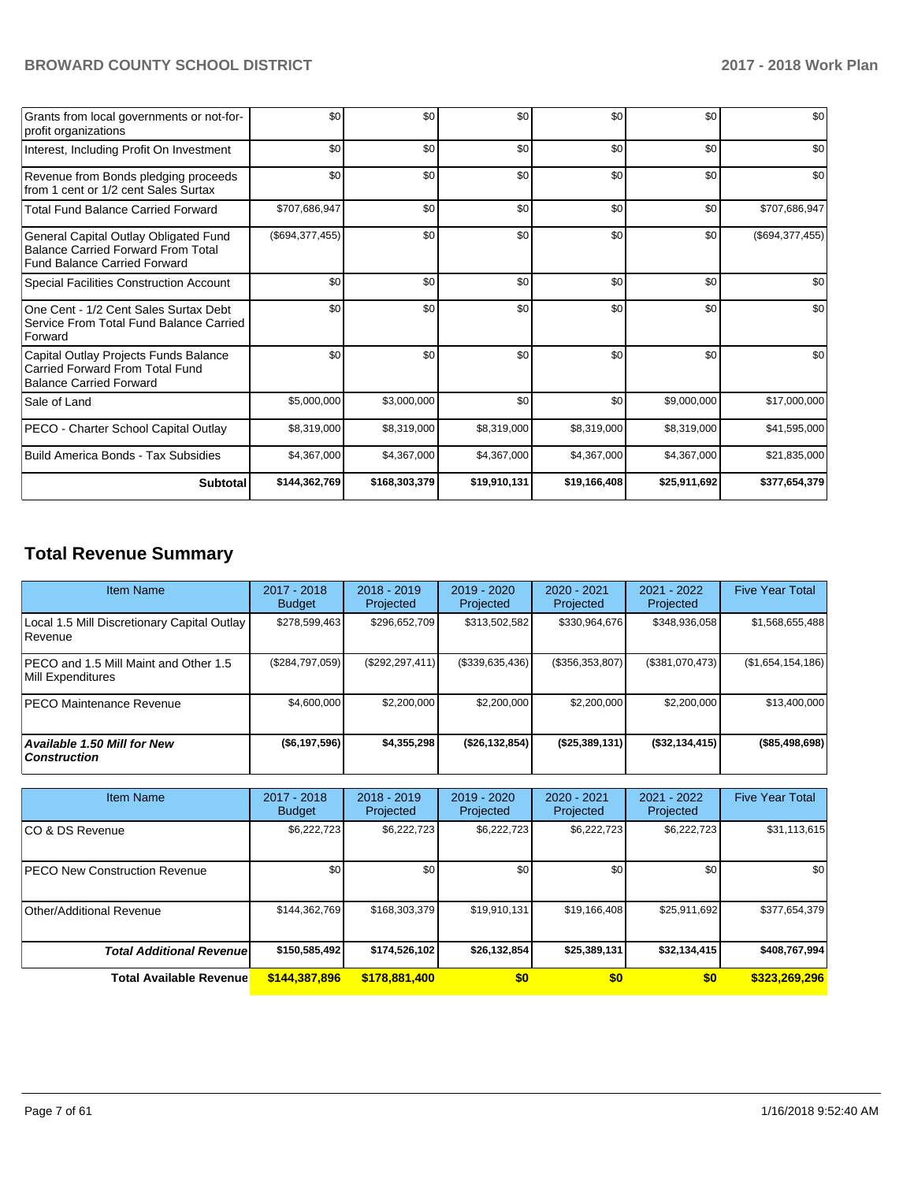| | | | | | | |
|---|---|---|---|---|---|---|
| Grants from local governments or not-for-profit organizations | $0 | $0 | $0 | $0 | $0 | $0 |
| Interest, Including Profit On Investment | $0 | $0 | $0 | $0 | $0 | $0 |
| Revenue from Bonds pledging proceeds from 1 cent or 1/2 cent Sales Surtax | $0 | $0 | $0 | $0 | $0 | $0 |
| Total Fund Balance Carried Forward | $707,686,947 | $0 | $0 | $0 | $0 | $707,686,947 |
| General Capital Outlay Obligated Fund Balance Carried Forward From Total Fund Balance Carried Forward | ($694,377,455) | $0 | $0 | $0 | $0 | ($694,377,455) |
| Special Facilities Construction Account | $0 | $0 | $0 | $0 | $0 | $0 |
| One Cent - 1/2 Cent Sales Surtax Debt Service From Total Fund Balance Carried Forward | $0 | $0 | $0 | $0 | $0 | $0 |
| Capital Outlay Projects Funds Balance Carried Forward From Total Fund Balance Carried Forward | $0 | $0 | $0 | $0 | $0 | $0 |
| Sale of Land | $5,000,000 | $3,000,000 | $0 | $0 | $9,000,000 | $17,000,000 |
| PECO - Charter School Capital Outlay | $8,319,000 | $8,319,000 | $8,319,000 | $8,319,000 | $8,319,000 | $41,595,000 |
| Build America Bonds - Tax Subsidies | $4,367,000 | $4,367,000 | $4,367,000 | $4,367,000 | $4,367,000 | $21,835,000 |
| **Subtotal** | **$144,362,769** | **$168,303,379** | **$19,910,131** | **$19,166,408** | **$25,911,692** | **$377,654,379** |

## Total Revenue Summary

| Item Name | 2017 - 2018 Budget | 2018 - 2019 Projected | 2019 - 2020 Projected | 2020 - 2021 Projected | 2021 - 2022 Projected | Five Year Total |
|---|---|---|---|---|---|---|
| Local 1.5 Mill Discretionary Capital Outlay Revenue | $278,599,463 | $296,652,709 | $313,502,582 | $330,964,676 | $348,936,058 | $1,568,655,488 |
| PECO and 1.5 Mill Maint and Other 1.5 Mill Expenditures | ($284,797,059) | ($292,297,411) | ($339,635,436) | ($356,353,807) | ($381,070,473) | ($1,654,154,186) |
| PECO Maintenance Revenue | $4,600,000 | $2,200,000 | $2,200,000 | $2,200,000 | $2,200,000 | $13,400,000 |
| ***Available 1.50 Mill for New Construction*** | **($6,197,596)** | **$4,355,298** | **($26,132,854)** | **($25,389,131)** | **($32,134,415)** | **($85,498,698)** |

| Item Name | 2017 - 2018 Budget | 2018 - 2019 Projected | 2019 - 2020 Projected | 2020 - 2021 Projected | 2021 - 2022 Projected | Five Year Total |
|---|---|---|---|---|---|---|
| CO & DS Revenue | $6,222,723 | $6,222,723 | $6,222,723 | $6,222,723 | $6,222,723 | $31,113,615 |
| PECO New Construction Revenue | $0 | $0 | $0 | $0 | $0 | $0 |
| Other/Additional Revenue | $144,362,769 | $168,303,379 | $19,910,131 | $19,166,408 | $25,911,692 | $377,654,379 |
| ***Total Additional Revenue*** | **$150,585,492** | **$174,526,102** | **$26,132,854** | **$25,389,131** | **$32,134,415** | **$408,767,994** |
| **Total Available Revenue** | **$144,387,896** | **$178,881,400** | **$0** | **$0** | **$0** | **$323,269,296** |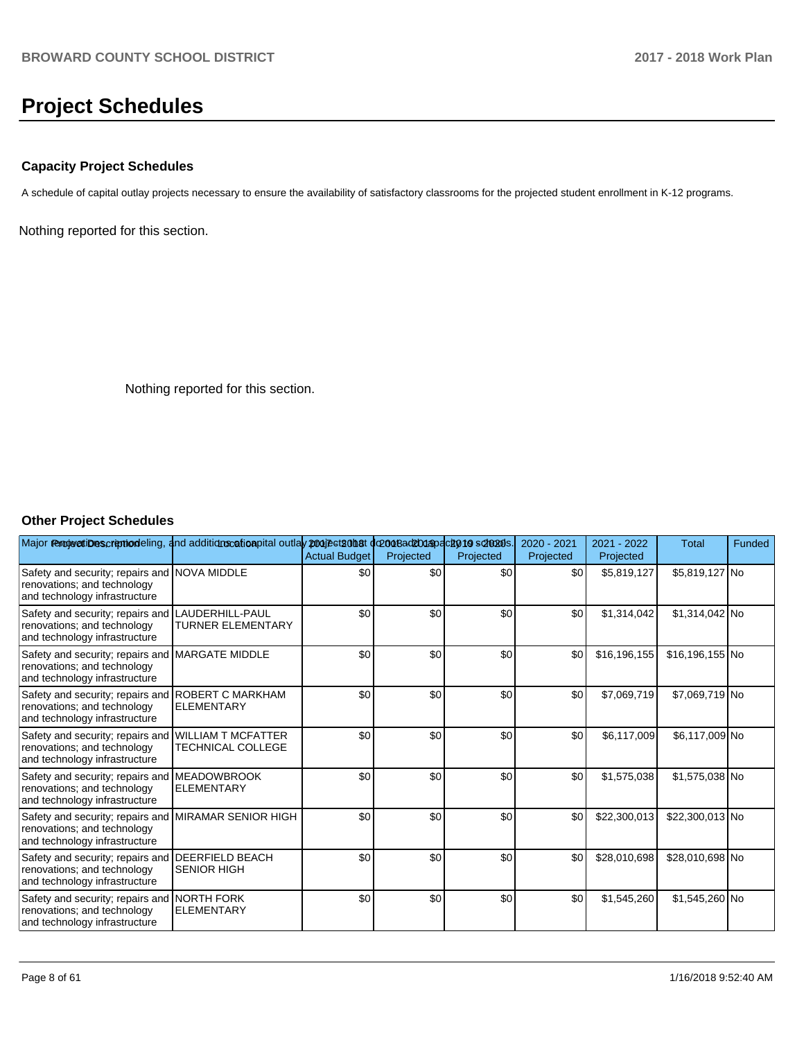# Project Schedules

### Capacity Project Schedules

A schedule of capital outlay projects necessary to ensure the availability of satisfactory classrooms for the projected student enrollment in K-12 programs.

Nothing reported for this section.

Nothing reported for this section.

### Other Project Schedules

Major renovations, remodeling, and additions of capital outlay projects that do not add capacity to schools.

| Project Description | Location | 2017 - 2018 Actual Budget | 2018 - 2019 Projected | 2019 - 2020 Projected | 2020 - 2021 Projected | 2021 - 2022 Projected | Total | Funded |
|---|---|---|---|---|---|---|---|---|
| Safety and security; repairs and renovations; and technology and technology infrastructure | NOVA MIDDLE | $0 | $0 | $0 | $0 | $5,819,127 | $5,819,127 | No |
| Safety and security; repairs and renovations; and technology and technology infrastructure | LAUDERHILL-PAUL TURNER ELEMENTARY | $0 | $0 | $0 | $0 | $1,314,042 | $1,314,042 | No |
| Safety and security; repairs and renovations; and technology and technology infrastructure | MARGATE MIDDLE | $0 | $0 | $0 | $0 | $16,196,155 | $16,196,155 | No |
| Safety and security; repairs and renovations; and technology and technology infrastructure | ROBERT C MARKHAM ELEMENTARY | $0 | $0 | $0 | $0 | $7,069,719 | $7,069,719 | No |
| Safety and security; repairs and renovations; and technology and technology infrastructure | WILLIAM T MCFATTER TECHNICAL COLLEGE | $0 | $0 | $0 | $0 | $6,117,009 | $6,117,009 | No |
| Safety and security; repairs and renovations; and technology and technology infrastructure | MEADOWBROOK ELEMENTARY | $0 | $0 | $0 | $0 | $1,575,038 | $1,575,038 | No |
| Safety and security; repairs and renovations; and technology and technology infrastructure | MIRAMAR SENIOR HIGH | $0 | $0 | $0 | $0 | $22,300,013 | $22,300,013 | No |
| Safety and security; repairs and renovations; and technology and technology infrastructure | DEERFIELD BEACH SENIOR HIGH | $0 | $0 | $0 | $0 | $28,010,698 | $28,010,698 | No |
| Safety and security; repairs and renovations; and technology and technology infrastructure | NORTH FORK ELEMENTARY | $0 | $0 | $0 | $0 | $1,545,260 | $1,545,260 | No |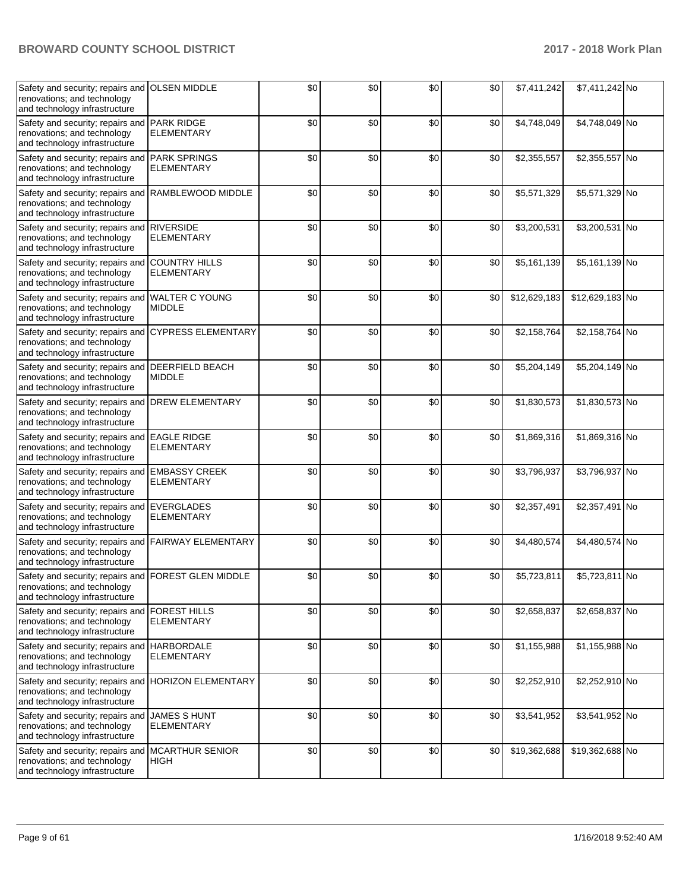| | | | | | | | | |
|---|---|---|---|---|---|---|---|---|
| Safety and security; repairs and renovations; and technology and technology infrastructure | OLSEN MIDDLE | $0 | $0 | $0 | $0 | $7,411,242 | $7,411,242 | No |
| Safety and security; repairs and renovations; and technology and technology infrastructure | PARK RIDGE ELEMENTARY | $0 | $0 | $0 | $0 | $4,748,049 | $4,748,049 | No |
| Safety and security; repairs and renovations; and technology and technology infrastructure | PARK SPRINGS ELEMENTARY | $0 | $0 | $0 | $0 | $2,355,557 | $2,355,557 | No |
| Safety and security; repairs and renovations; and technology and technology infrastructure | RAMBLEWOOD MIDDLE | $0 | $0 | $0 | $0 | $5,571,329 | $5,571,329 | No |
| Safety and security; repairs and renovations; and technology and technology infrastructure | RIVERSIDE ELEMENTARY | $0 | $0 | $0 | $0 | $3,200,531 | $3,200,531 | No |
| Safety and security; repairs and renovations; and technology and technology infrastructure | COUNTRY HILLS ELEMENTARY | $0 | $0 | $0 | $0 | $5,161,139 | $5,161,139 | No |
| Safety and security; repairs and renovations; and technology and technology infrastructure | WALTER C YOUNG MIDDLE | $0 | $0 | $0 | $0 | $12,629,183 | $12,629,183 | No |
| Safety and security; repairs and renovations; and technology and technology infrastructure | CYPRESS ELEMENTARY | $0 | $0 | $0 | $0 | $2,158,764 | $2,158,764 | No |
| Safety and security; repairs and renovations; and technology and technology infrastructure | DEERFIELD BEACH MIDDLE | $0 | $0 | $0 | $0 | $5,204,149 | $5,204,149 | No |
| Safety and security; repairs and renovations; and technology and technology infrastructure | DREW ELEMENTARY | $0 | $0 | $0 | $0 | $1,830,573 | $1,830,573 | No |
| Safety and security; repairs and renovations; and technology and technology infrastructure | EAGLE RIDGE ELEMENTARY | $0 | $0 | $0 | $0 | $1,869,316 | $1,869,316 | No |
| Safety and security; repairs and renovations; and technology and technology infrastructure | EMBASSY CREEK ELEMENTARY | $0 | $0 | $0 | $0 | $3,796,937 | $3,796,937 | No |
| Safety and security; repairs and renovations; and technology and technology infrastructure | EVERGLADES ELEMENTARY | $0 | $0 | $0 | $0 | $2,357,491 | $2,357,491 | No |
| Safety and security; repairs and renovations; and technology and technology infrastructure | FAIRWAY ELEMENTARY | $0 | $0 | $0 | $0 | $4,480,574 | $4,480,574 | No |
| Safety and security; repairs and renovations; and technology and technology infrastructure | FOREST GLEN MIDDLE | $0 | $0 | $0 | $0 | $5,723,811 | $5,723,811 | No |
| Safety and security; repairs and renovations; and technology and technology infrastructure | FOREST HILLS ELEMENTARY | $0 | $0 | $0 | $0 | $2,658,837 | $2,658,837 | No |
| Safety and security; repairs and renovations; and technology and technology infrastructure | HARBORDALE ELEMENTARY | $0 | $0 | $0 | $0 | $1,155,988 | $1,155,988 | No |
| Safety and security; repairs and renovations; and technology and technology infrastructure | HORIZON ELEMENTARY | $0 | $0 | $0 | $0 | $2,252,910 | $2,252,910 | No |
| Safety and security; repairs and renovations; and technology and technology infrastructure | JAMES S HUNT ELEMENTARY | $0 | $0 | $0 | $0 | $3,541,952 | $3,541,952 | No |
| Safety and security; repairs and renovations; and technology and technology infrastructure | MCARTHUR SENIOR HIGH | $0 | $0 | $0 | $0 | $19,362,688 | $19,362,688 | No |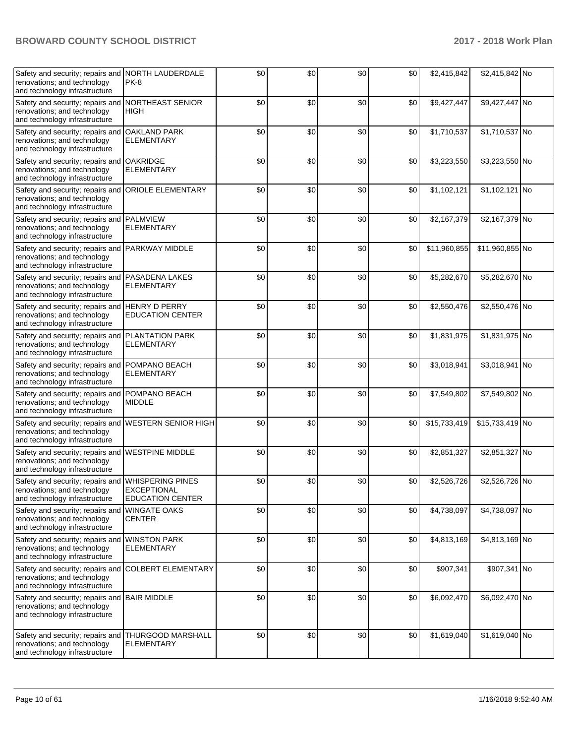| | | | | | | | | |
|---|---|---|---|---|---|---|---|---|
| Safety and security; repairs and renovations; and technology and technology infrastructure | NORTH LAUDERDALE PK-8 | $0 | $0 | $0 | $0 | $2,415,842 | $2,415,842 | No |
| Safety and security; repairs and renovations; and technology and technology infrastructure | NORTHEAST SENIOR HIGH | $0 | $0 | $0 | $0 | $9,427,447 | $9,427,447 | No |
| Safety and security; repairs and renovations; and technology and technology infrastructure | OAKLAND PARK ELEMENTARY | $0 | $0 | $0 | $0 | $1,710,537 | $1,710,537 | No |
| Safety and security; repairs and renovations; and technology and technology infrastructure | OAKRIDGE ELEMENTARY | $0 | $0 | $0 | $0 | $3,223,550 | $3,223,550 | No |
| Safety and security; repairs and renovations; and technology and technology infrastructure | ORIOLE ELEMENTARY | $0 | $0 | $0 | $0 | $1,102,121 | $1,102,121 | No |
| Safety and security; repairs and renovations; and technology and technology infrastructure | PALMVIEW ELEMENTARY | $0 | $0 | $0 | $0 | $2,167,379 | $2,167,379 | No |
| Safety and security; repairs and renovations; and technology and technology infrastructure | PARKWAY MIDDLE | $0 | $0 | $0 | $0 | $11,960,855 | $11,960,855 | No |
| Safety and security; repairs and renovations; and technology and technology infrastructure | PASADENA LAKES ELEMENTARY | $0 | $0 | $0 | $0 | $5,282,670 | $5,282,670 | No |
| Safety and security; repairs and renovations; and technology and technology infrastructure | HENRY D PERRY EDUCATION CENTER | $0 | $0 | $0 | $0 | $2,550,476 | $2,550,476 | No |
| Safety and security; repairs and renovations; and technology and technology infrastructure | PLANTATION PARK ELEMENTARY | $0 | $0 | $0 | $0 | $1,831,975 | $1,831,975 | No |
| Safety and security; repairs and renovations; and technology and technology infrastructure | POMPANO BEACH ELEMENTARY | $0 | $0 | $0 | $0 | $3,018,941 | $3,018,941 | No |
| Safety and security; repairs and renovations; and technology and technology infrastructure | POMPANO BEACH MIDDLE | $0 | $0 | $0 | $0 | $7,549,802 | $7,549,802 | No |
| Safety and security; repairs and renovations; and technology and technology infrastructure | WESTERN SENIOR HIGH | $0 | $0 | $0 | $0 | $15,733,419 | $15,733,419 | No |
| Safety and security; repairs and renovations; and technology and technology infrastructure | WESTPINE MIDDLE | $0 | $0 | $0 | $0 | $2,851,327 | $2,851,327 | No |
| Safety and security; repairs and renovations; and technology and technology infrastructure | WHISPERING PINES EXCEPTIONAL EDUCATION CENTER | $0 | $0 | $0 | $0 | $2,526,726 | $2,526,726 | No |
| Safety and security; repairs and renovations; and technology and technology infrastructure | WINGATE OAKS CENTER | $0 | $0 | $0 | $0 | $4,738,097 | $4,738,097 | No |
| Safety and security; repairs and renovations; and technology and technology infrastructure | WINSTON PARK ELEMENTARY | $0 | $0 | $0 | $0 | $4,813,169 | $4,813,169 | No |
| Safety and security; repairs and renovations; and technology and technology infrastructure | COLBERT ELEMENTARY | $0 | $0 | $0 | $0 | $907,341 | $907,341 | No |
| Safety and security; repairs and renovations; and technology and technology infrastructure | BAIR MIDDLE | $0 | $0 | $0 | $0 | $6,092,470 | $6,092,470 | No |
| Safety and security; repairs and renovations; and technology and technology infrastructure | THURGOOD MARSHALL ELEMENTARY | $0 | $0 | $0 | $0 | $1,619,040 | $1,619,040 | No |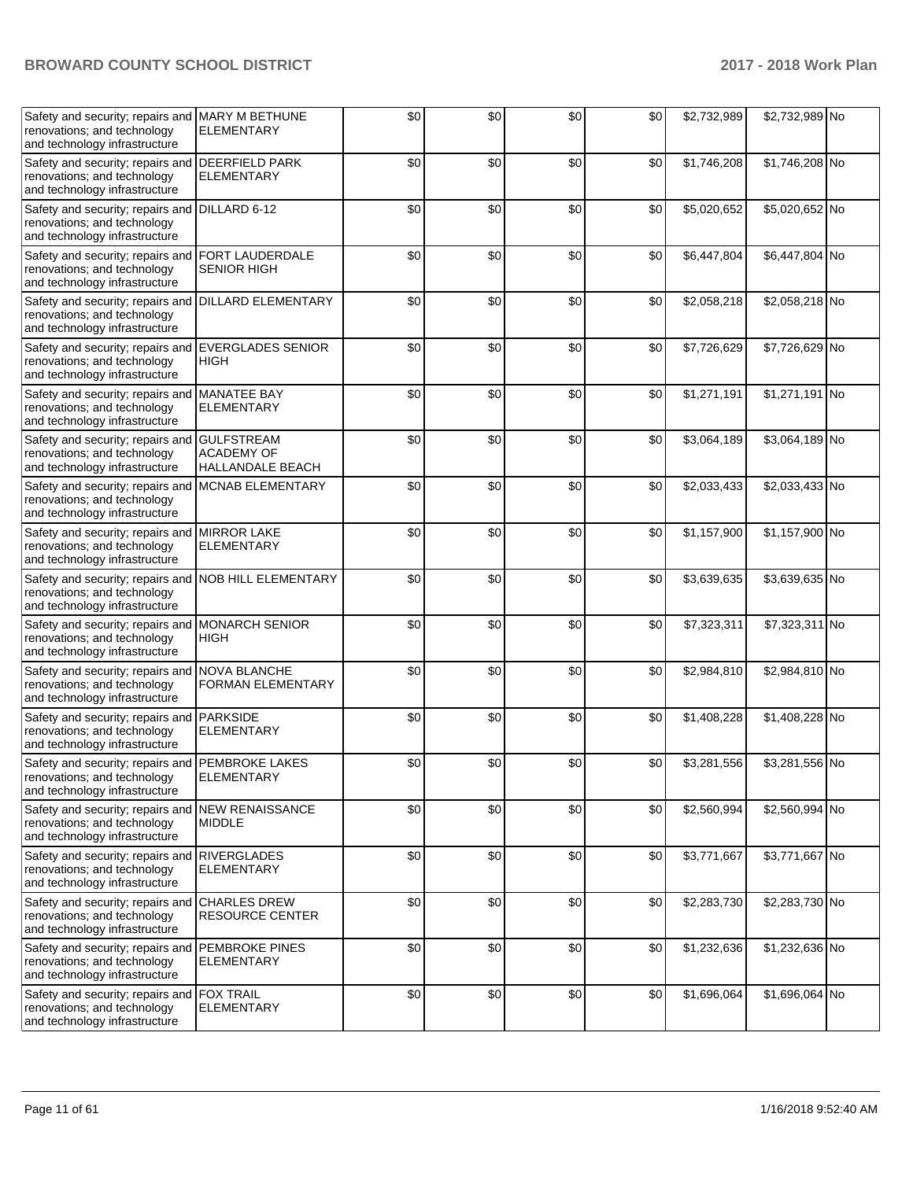| | | | | | | | | |
|---|---|---|---|---|---|---|---|---|
| Safety and security; repairs and renovations; and technology and technology infrastructure | MARY M BETHUNE ELEMENTARY | $0 | $0 | $0 | $0 | $2,732,989 | $2,732,989 | No |
| Safety and security; repairs and renovations; and technology and technology infrastructure | DEERFIELD PARK ELEMENTARY | $0 | $0 | $0 | $0 | $1,746,208 | $1,746,208 | No |
| Safety and security; repairs and renovations; and technology and technology infrastructure | DILLARD 6-12 | $0 | $0 | $0 | $0 | $5,020,652 | $5,020,652 | No |
| Safety and security; repairs and renovations; and technology and technology infrastructure | FORT LAUDERDALE SENIOR HIGH | $0 | $0 | $0 | $0 | $6,447,804 | $6,447,804 | No |
| Safety and security; repairs and renovations; and technology and technology infrastructure | DILLARD ELEMENTARY | $0 | $0 | $0 | $0 | $2,058,218 | $2,058,218 | No |
| Safety and security; repairs and renovations; and technology and technology infrastructure | EVERGLADES SENIOR HIGH | $0 | $0 | $0 | $0 | $7,726,629 | $7,726,629 | No |
| Safety and security; repairs and renovations; and technology and technology infrastructure | MANATEE BAY ELEMENTARY | $0 | $0 | $0 | $0 | $1,271,191 | $1,271,191 | No |
| Safety and security; repairs and renovations; and technology and technology infrastructure | GULFSTREAM ACADEMY OF HALLANDALE BEACH | $0 | $0 | $0 | $0 | $3,064,189 | $3,064,189 | No |
| Safety and security; repairs and renovations; and technology and technology infrastructure | MCNAB ELEMENTARY | $0 | $0 | $0 | $0 | $2,033,433 | $2,033,433 | No |
| Safety and security; repairs and renovations; and technology and technology infrastructure | MIRROR LAKE ELEMENTARY | $0 | $0 | $0 | $0 | $1,157,900 | $1,157,900 | No |
| Safety and security; repairs and renovations; and technology and technology infrastructure | NOB HILL ELEMENTARY | $0 | $0 | $0 | $0 | $3,639,635 | $3,639,635 | No |
| Safety and security; repairs and renovations; and technology and technology infrastructure | MONARCH SENIOR HIGH | $0 | $0 | $0 | $0 | $7,323,311 | $7,323,311 | No |
| Safety and security; repairs and renovations; and technology and technology infrastructure | NOVA BLANCHE FORMAN ELEMENTARY | $0 | $0 | $0 | $0 | $2,984,810 | $2,984,810 | No |
| Safety and security; repairs and renovations; and technology and technology infrastructure | PARKSIDE ELEMENTARY | $0 | $0 | $0 | $0 | $1,408,228 | $1,408,228 | No |
| Safety and security; repairs and renovations; and technology and technology infrastructure | PEMBROKE LAKES ELEMENTARY | $0 | $0 | $0 | $0 | $3,281,556 | $3,281,556 | No |
| Safety and security; repairs and renovations; and technology and technology infrastructure | NEW RENAISSANCE MIDDLE | $0 | $0 | $0 | $0 | $2,560,994 | $2,560,994 | No |
| Safety and security; repairs and renovations; and technology and technology infrastructure | RIVERGLADES ELEMENTARY | $0 | $0 | $0 | $0 | $3,771,667 | $3,771,667 | No |
| Safety and security; repairs and renovations; and technology and technology infrastructure | CHARLES DREW RESOURCE CENTER | $0 | $0 | $0 | $0 | $2,283,730 | $2,283,730 | No |
| Safety and security; repairs and renovations; and technology and technology infrastructure | PEMBROKE PINES ELEMENTARY | $0 | $0 | $0 | $0 | $1,232,636 | $1,232,636 | No |
| Safety and security; repairs and renovations; and technology and technology infrastructure | FOX TRAIL ELEMENTARY | $0 | $0 | $0 | $0 | $1,696,064 | $1,696,064 | No |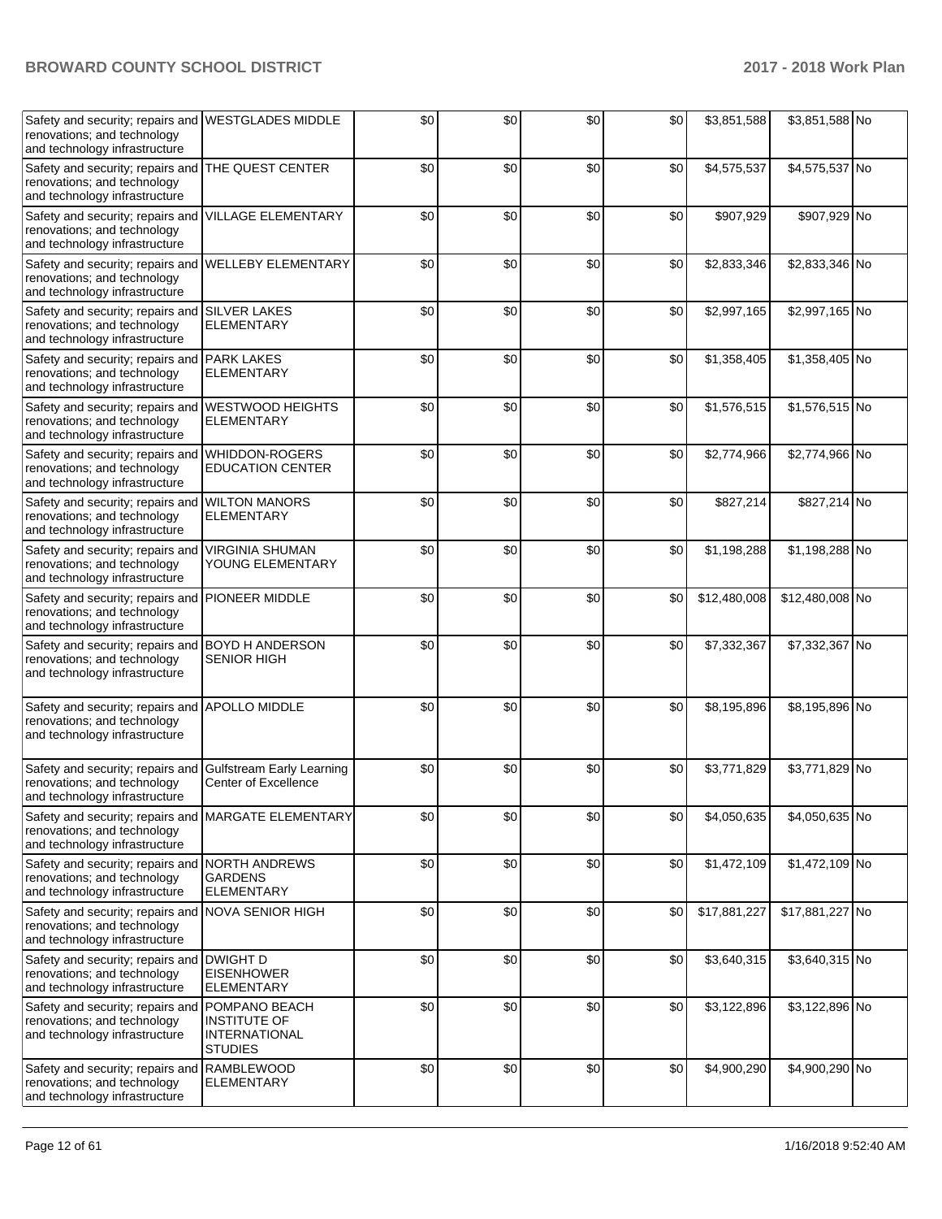| Safety and security; repairs and renovations; and technology and technology infrastructure | WESTGLADES MIDDLE | $0 | $0 | $0 | $0 | $3,851,588 | $3,851,588 | No |
|---|---|---|---|---|---|---|---|---|
| Safety and security; repairs and renovations; and technology and technology infrastructure | THE QUEST CENTER | $0 | $0 | $0 | $0 | $4,575,537 | $4,575,537 | No |
| Safety and security; repairs and renovations; and technology and technology infrastructure | VILLAGE ELEMENTARY | $0 | $0 | $0 | $0 | $907,929 | $907,929 | No |
| Safety and security; repairs and renovations; and technology and technology infrastructure | WELLEBY ELEMENTARY | $0 | $0 | $0 | $0 | $2,833,346 | $2,833,346 | No |
| Safety and security; repairs and renovations; and technology and technology infrastructure | SILVER LAKES ELEMENTARY | $0 | $0 | $0 | $0 | $2,997,165 | $2,997,165 | No |
| Safety and security; repairs and renovations; and technology and technology infrastructure | PARK LAKES ELEMENTARY | $0 | $0 | $0 | $0 | $1,358,405 | $1,358,405 | No |
| Safety and security; repairs and renovations; and technology and technology infrastructure | WESTWOOD HEIGHTS ELEMENTARY | $0 | $0 | $0 | $0 | $1,576,515 | $1,576,515 | No |
| Safety and security; repairs and renovations; and technology and technology infrastructure | WHIDDON-ROGERS EDUCATION CENTER | $0 | $0 | $0 | $0 | $2,774,966 | $2,774,966 | No |
| Safety and security; repairs and renovations; and technology and technology infrastructure | WILTON MANORS ELEMENTARY | $0 | $0 | $0 | $0 | $827,214 | $827,214 | No |
| Safety and security; repairs and renovations; and technology and technology infrastructure | VIRGINIA SHUMAN YOUNG ELEMENTARY | $0 | $0 | $0 | $0 | $1,198,288 | $1,198,288 | No |
| Safety and security; repairs and renovations; and technology and technology infrastructure | PIONEER MIDDLE | $0 | $0 | $0 | $0 | $12,480,008 | $12,480,008 | No |
| Safety and security; repairs and renovations; and technology and technology infrastructure | BOYD H ANDERSON SENIOR HIGH | $0 | $0 | $0 | $0 | $7,332,367 | $7,332,367 | No |
| Safety and security; repairs and renovations; and technology and technology infrastructure | APOLLO MIDDLE | $0 | $0 | $0 | $0 | $8,195,896 | $8,195,896 | No |
| Safety and security; repairs and renovations; and technology and technology infrastructure | Gulfstream Early Learning Center of Excellence | $0 | $0 | $0 | $0 | $3,771,829 | $3,771,829 | No |
| Safety and security; repairs and renovations; and technology and technology infrastructure | MARGATE ELEMENTARY | $0 | $0 | $0 | $0 | $4,050,635 | $4,050,635 | No |
| Safety and security; repairs and renovations; and technology and technology infrastructure | NORTH ANDREWS GARDENS ELEMENTARY | $0 | $0 | $0 | $0 | $1,472,109 | $1,472,109 | No |
| Safety and security; repairs and renovations; and technology and technology infrastructure | NOVA SENIOR HIGH | $0 | $0 | $0 | $0 | $17,881,227 | $17,881,227 | No |
| Safety and security; repairs and renovations; and technology and technology infrastructure | DWIGHT D EISENHOWER ELEMENTARY | $0 | $0 | $0 | $0 | $3,640,315 | $3,640,315 | No |
| Safety and security; repairs and renovations; and technology and technology infrastructure | POMPANO BEACH INSTITUTE OF INTERNATIONAL STUDIES | $0 | $0 | $0 | $0 | $3,122,896 | $3,122,896 | No |
| Safety and security; repairs and renovations; and technology and technology infrastructure | RAMBLEWOOD ELEMENTARY | $0 | $0 | $0 | $0 | $4,900,290 | $4,900,290 | No |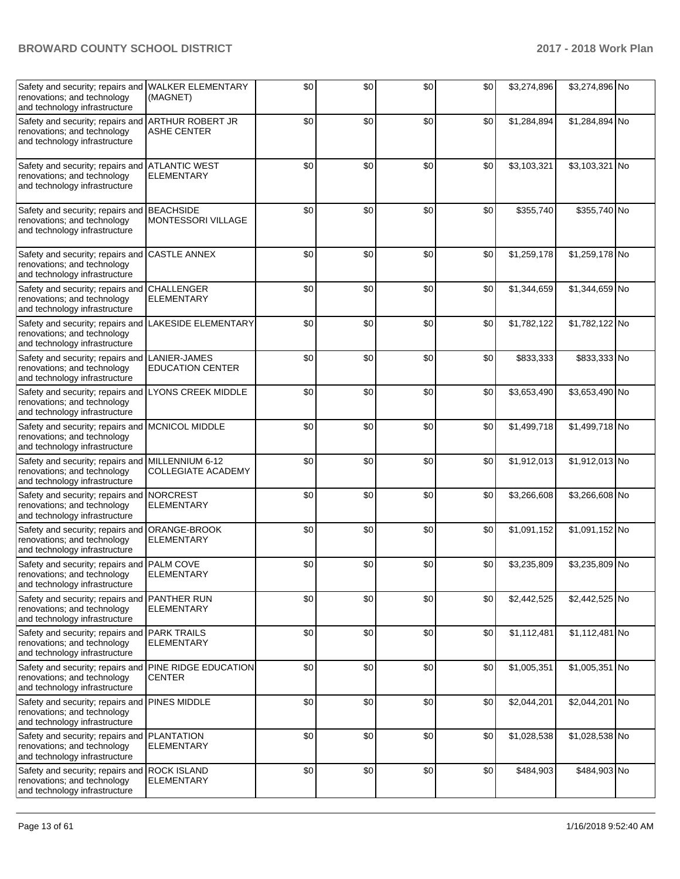| Safety and security; repairs and renovations; and technology and technology infrastructure | WALKER ELEMENTARY (MAGNET) | $0 | $0 | $0 | $0 | $3,274,896 | $3,274,896 | No |
|---|---|---|---|---|---|---|---|---|
| Safety and security; repairs and renovations; and technology and technology infrastructure | ARTHUR ROBERT JR ASHE CENTER | $0 | $0 | $0 | $0 | $1,284,894 | $1,284,894 | No |
| Safety and security; repairs and renovations; and technology and technology infrastructure | ATLANTIC WEST ELEMENTARY | $0 | $0 | $0 | $0 | $3,103,321 | $3,103,321 | No |
| Safety and security; repairs and renovations; and technology and technology infrastructure | BEACHSIDE MONTESSORI VILLAGE | $0 | $0 | $0 | $0 | $355,740 | $355,740 | No |
| Safety and security; repairs and renovations; and technology and technology infrastructure | CASTLE ANNEX | $0 | $0 | $0 | $0 | $1,259,178 | $1,259,178 | No |
| Safety and security; repairs and renovations; and technology and technology infrastructure | CHALLENGER ELEMENTARY | $0 | $0 | $0 | $0 | $1,344,659 | $1,344,659 | No |
| Safety and security; repairs and renovations; and technology and technology infrastructure | LAKESIDE ELEMENTARY | $0 | $0 | $0 | $0 | $1,782,122 | $1,782,122 | No |
| Safety and security; repairs and renovations; and technology and technology infrastructure | LANIER-JAMES EDUCATION CENTER | $0 | $0 | $0 | $0 | $833,333 | $833,333 | No |
| Safety and security; repairs and renovations; and technology and technology infrastructure | LYONS CREEK MIDDLE | $0 | $0 | $0 | $0 | $3,653,490 | $3,653,490 | No |
| Safety and security; repairs and renovations; and technology and technology infrastructure | MCNICOL MIDDLE | $0 | $0 | $0 | $0 | $1,499,718 | $1,499,718 | No |
| Safety and security; repairs and renovations; and technology and technology infrastructure | MILLENNIUM 6-12 COLLEGIATE ACADEMY | $0 | $0 | $0 | $0 | $1,912,013 | $1,912,013 | No |
| Safety and security; repairs and renovations; and technology and technology infrastructure | NORCREST ELEMENTARY | $0 | $0 | $0 | $0 | $3,266,608 | $3,266,608 | No |
| Safety and security; repairs and renovations; and technology and technology infrastructure | ORANGE-BROOK ELEMENTARY | $0 | $0 | $0 | $0 | $1,091,152 | $1,091,152 | No |
| Safety and security; repairs and renovations; and technology and technology infrastructure | PALM COVE ELEMENTARY | $0 | $0 | $0 | $0 | $3,235,809 | $3,235,809 | No |
| Safety and security; repairs and renovations; and technology and technology infrastructure | PANTHER RUN ELEMENTARY | $0 | $0 | $0 | $0 | $2,442,525 | $2,442,525 | No |
| Safety and security; repairs and renovations; and technology and technology infrastructure | PARK TRAILS ELEMENTARY | $0 | $0 | $0 | $0 | $1,112,481 | $1,112,481 | No |
| Safety and security; repairs and renovations; and technology and technology infrastructure | PINE RIDGE EDUCATION CENTER | $0 | $0 | $0 | $0 | $1,005,351 | $1,005,351 | No |
| Safety and security; repairs and renovations; and technology and technology infrastructure | PINES MIDDLE | $0 | $0 | $0 | $0 | $2,044,201 | $2,044,201 | No |
| Safety and security; repairs and renovations; and technology and technology infrastructure | PLANTATION ELEMENTARY | $0 | $0 | $0 | $0 | $1,028,538 | $1,028,538 | No |
| Safety and security; repairs and renovations; and technology and technology infrastructure | ROCK ISLAND ELEMENTARY | $0 | $0 | $0 | $0 | $484,903 | $484,903 | No |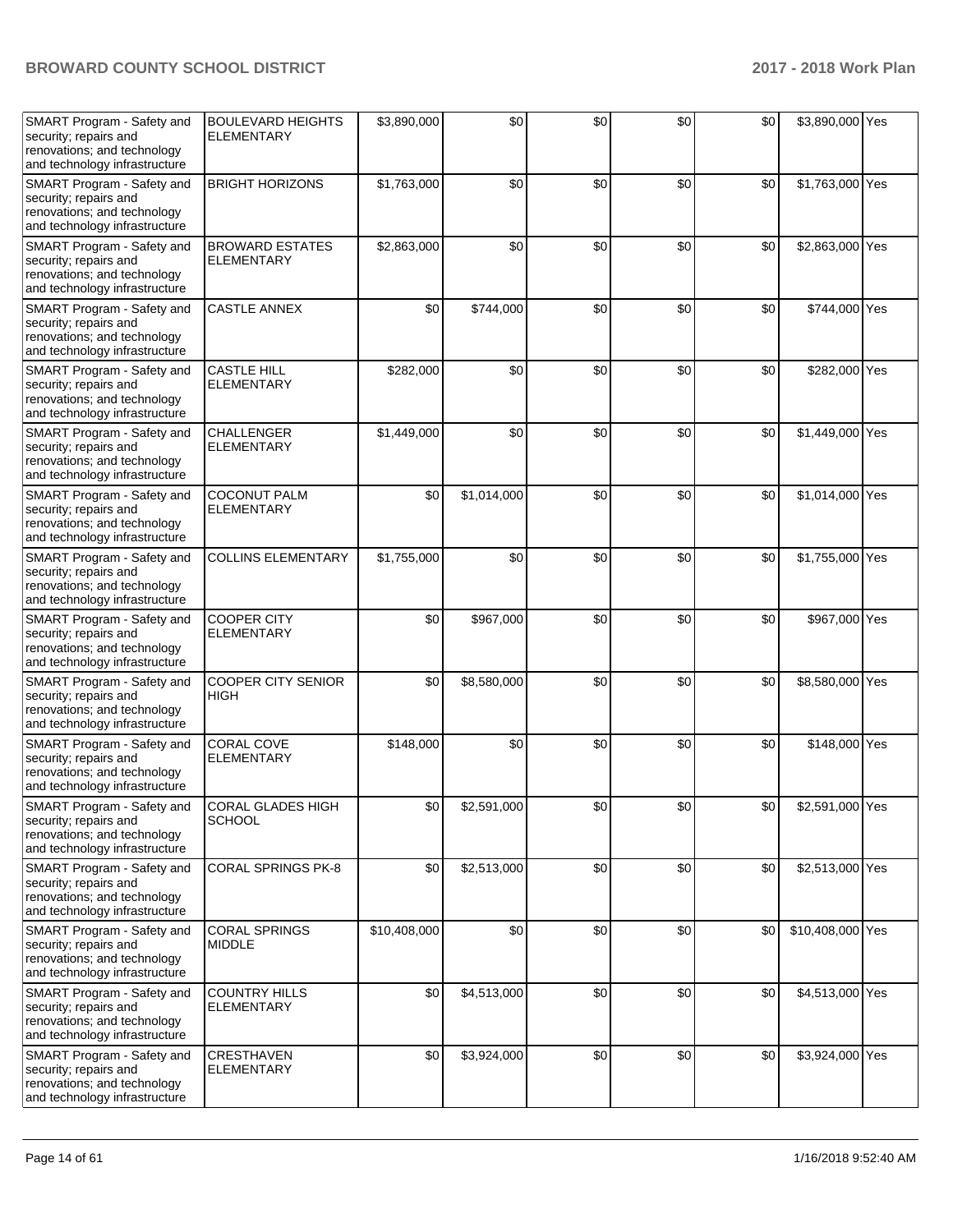| | | | | | | | | |
|---|---|---|---|---|---|---|---|---|
| SMART Program - Safety and security; repairs and renovations; and technology and technology infrastructure | BOULEVARD HEIGHTS ELEMENTARY | $3,890,000 | $0 | $0 | $0 | $0 | $3,890,000 | Yes |
| SMART Program - Safety and security; repairs and renovations; and technology and technology infrastructure | BRIGHT HORIZONS | $1,763,000 | $0 | $0 | $0 | $0 | $1,763,000 | Yes |
| SMART Program - Safety and security; repairs and renovations; and technology and technology infrastructure | BROWARD ESTATES ELEMENTARY | $2,863,000 | $0 | $0 | $0 | $0 | $2,863,000 | Yes |
| SMART Program - Safety and security; repairs and renovations; and technology and technology infrastructure | CASTLE ANNEX | $0 | $744,000 | $0 | $0 | $0 | $744,000 | Yes |
| SMART Program - Safety and security; repairs and renovations; and technology and technology infrastructure | CASTLE HILL ELEMENTARY | $282,000 | $0 | $0 | $0 | $0 | $282,000 | Yes |
| SMART Program - Safety and security; repairs and renovations; and technology and technology infrastructure | CHALLENGER ELEMENTARY | $1,449,000 | $0 | $0 | $0 | $0 | $1,449,000 | Yes |
| SMART Program - Safety and security; repairs and renovations; and technology and technology infrastructure | COCONUT PALM ELEMENTARY | $0 | $1,014,000 | $0 | $0 | $0 | $1,014,000 | Yes |
| SMART Program - Safety and security; repairs and renovations; and technology and technology infrastructure | COLLINS ELEMENTARY | $1,755,000 | $0 | $0 | $0 | $0 | $1,755,000 | Yes |
| SMART Program - Safety and security; repairs and renovations; and technology and technology infrastructure | COOPER CITY ELEMENTARY | $0 | $967,000 | $0 | $0 | $0 | $967,000 | Yes |
| SMART Program - Safety and security; repairs and renovations; and technology and technology infrastructure | COOPER CITY SENIOR HIGH | $0 | $8,580,000 | $0 | $0 | $0 | $8,580,000 | Yes |
| SMART Program - Safety and security; repairs and renovations; and technology and technology infrastructure | CORAL COVE ELEMENTARY | $148,000 | $0 | $0 | $0 | $0 | $148,000 | Yes |
| SMART Program - Safety and security; repairs and renovations; and technology and technology infrastructure | CORAL GLADES HIGH SCHOOL | $0 | $2,591,000 | $0 | $0 | $0 | $2,591,000 | Yes |
| SMART Program - Safety and security; repairs and renovations; and technology and technology infrastructure | CORAL SPRINGS PK-8 | $0 | $2,513,000 | $0 | $0 | $0 | $2,513,000 | Yes |
| SMART Program - Safety and security; repairs and renovations; and technology and technology infrastructure | CORAL SPRINGS MIDDLE | $10,408,000 | $0 | $0 | $0 | $0 | $10,408,000 | Yes |
| SMART Program - Safety and security; repairs and renovations; and technology and technology infrastructure | COUNTRY HILLS ELEMENTARY | $0 | $4,513,000 | $0 | $0 | $0 | $4,513,000 | Yes |
| SMART Program - Safety and security; repairs and renovations; and technology and technology infrastructure | CRESTHAVEN ELEMENTARY | $0 | $3,924,000 | $0 | $0 | $0 | $3,924,000 | Yes |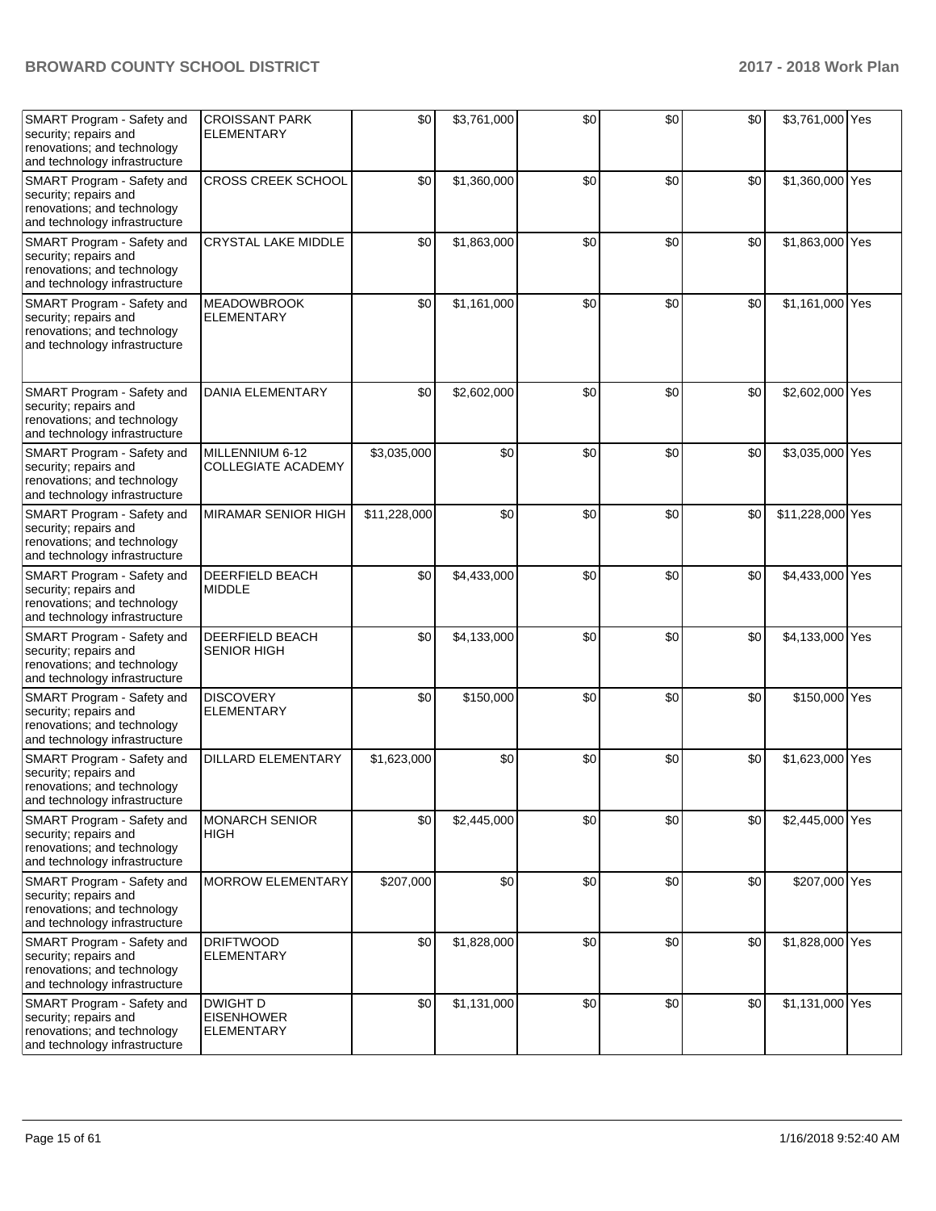| SMART Program - Safety and security; repairs and renovations; and technology and technology infrastructure | CROISSANT PARK ELEMENTARY | $0 | $3,761,000 | $0 | $0 | $0 | $3,761,000 | Yes |
|---|---|---|---|---|---|---|---|---|
| SMART Program - Safety and security; repairs and renovations; and technology and technology infrastructure | CROSS CREEK SCHOOL | $0 | $1,360,000 | $0 | $0 | $0 | $1,360,000 | Yes |
| SMART Program - Safety and security; repairs and renovations; and technology and technology infrastructure | CRYSTAL LAKE MIDDLE | $0 | $1,863,000 | $0 | $0 | $0 | $1,863,000 | Yes |
| SMART Program - Safety and security; repairs and renovations; and technology and technology infrastructure | MEADOWBROOK ELEMENTARY | $0 | $1,161,000 | $0 | $0 | $0 | $1,161,000 | Yes |
| SMART Program - Safety and security; repairs and renovations; and technology and technology infrastructure | DANIA ELEMENTARY | $0 | $2,602,000 | $0 | $0 | $0 | $2,602,000 | Yes |
| SMART Program - Safety and security; repairs and renovations; and technology and technology infrastructure | MILLENNIUM 6-12 COLLEGIATE ACADEMY | $3,035,000 | $0 | $0 | $0 | $0 | $3,035,000 | Yes |
| SMART Program - Safety and security; repairs and renovations; and technology and technology infrastructure | MIRAMAR SENIOR HIGH | $11,228,000 | $0 | $0 | $0 | $0 | $11,228,000 | Yes |
| SMART Program - Safety and security; repairs and renovations; and technology and technology infrastructure | DEERFIELD BEACH MIDDLE | $0 | $4,433,000 | $0 | $0 | $0 | $4,433,000 | Yes |
| SMART Program - Safety and security; repairs and renovations; and technology and technology infrastructure | DEERFIELD BEACH SENIOR HIGH | $0 | $4,133,000 | $0 | $0 | $0 | $4,133,000 | Yes |
| SMART Program - Safety and security; repairs and renovations; and technology and technology infrastructure | DISCOVERY ELEMENTARY | $0 | $150,000 | $0 | $0 | $0 | $150,000 | Yes |
| SMART Program - Safety and security; repairs and renovations; and technology and technology infrastructure | DILLARD ELEMENTARY | $1,623,000 | $0 | $0 | $0 | $0 | $1,623,000 | Yes |
| SMART Program - Safety and security; repairs and renovations; and technology and technology infrastructure | MONARCH SENIOR HIGH | $0 | $2,445,000 | $0 | $0 | $0 | $2,445,000 | Yes |
| SMART Program - Safety and security; repairs and renovations; and technology and technology infrastructure | MORROW ELEMENTARY | $207,000 | $0 | $0 | $0 | $0 | $207,000 | Yes |
| SMART Program - Safety and security; repairs and renovations; and technology and technology infrastructure | DRIFTWOOD ELEMENTARY | $0 | $1,828,000 | $0 | $0 | $0 | $1,828,000 | Yes |
| SMART Program - Safety and security; repairs and renovations; and technology and technology infrastructure | DWIGHT D EISENHOWER ELEMENTARY | $0 | $1,131,000 | $0 | $0 | $0 | $1,131,000 | Yes |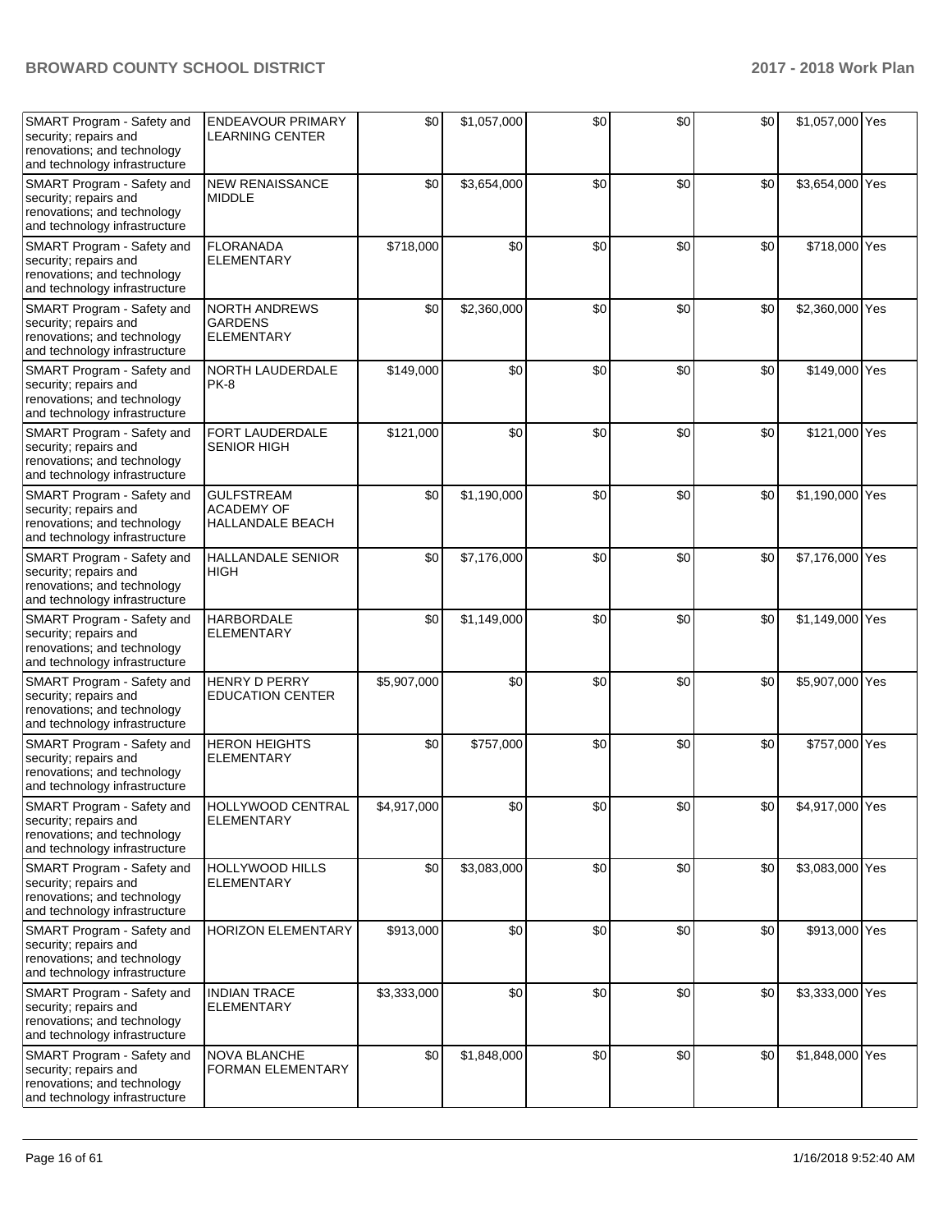| SMART Program - Safety and security; repairs and renovations; and technology and technology infrastructure | ENDEAVOUR PRIMARY LEARNING CENTER | $0 | $1,057,000 | $0 | $0 | $0 | $1,057,000 | Yes |
|---|---|---|---|---|---|---|---|---|
| SMART Program - Safety and security; repairs and renovations; and technology and technology infrastructure | NEW RENAISSANCE MIDDLE | $0 | $3,654,000 | $0 | $0 | $0 | $3,654,000 | Yes |
| SMART Program - Safety and security; repairs and renovations; and technology and technology infrastructure | FLORANADA ELEMENTARY | $718,000 | $0 | $0 | $0 | $0 | $718,000 | Yes |
| SMART Program - Safety and security; repairs and renovations; and technology and technology infrastructure | NORTH ANDREWS GARDENS ELEMENTARY | $0 | $2,360,000 | $0 | $0 | $0 | $2,360,000 | Yes |
| SMART Program - Safety and security; repairs and renovations; and technology and technology infrastructure | NORTH LAUDERDALE PK-8 | $149,000 | $0 | $0 | $0 | $0 | $149,000 | Yes |
| SMART Program - Safety and security; repairs and renovations; and technology and technology infrastructure | FORT LAUDERDALE SENIOR HIGH | $121,000 | $0 | $0 | $0 | $0 | $121,000 | Yes |
| SMART Program - Safety and security; repairs and renovations; and technology and technology infrastructure | GULFSTREAM ACADEMY OF HALLANDALE BEACH | $0 | $1,190,000 | $0 | $0 | $0 | $1,190,000 | Yes |
| SMART Program - Safety and security; repairs and renovations; and technology and technology infrastructure | HALLANDALE SENIOR HIGH | $0 | $7,176,000 | $0 | $0 | $0 | $7,176,000 | Yes |
| SMART Program - Safety and security; repairs and renovations; and technology and technology infrastructure | HARBORDALE ELEMENTARY | $0 | $1,149,000 | $0 | $0 | $0 | $1,149,000 | Yes |
| SMART Program - Safety and security; repairs and renovations; and technology and technology infrastructure | HENRY D PERRY EDUCATION CENTER | $5,907,000 | $0 | $0 | $0 | $0 | $5,907,000 | Yes |
| SMART Program - Safety and security; repairs and renovations; and technology and technology infrastructure | HERON HEIGHTS ELEMENTARY | $0 | $757,000 | $0 | $0 | $0 | $757,000 | Yes |
| SMART Program - Safety and security; repairs and renovations; and technology and technology infrastructure | HOLLYWOOD CENTRAL ELEMENTARY | $4,917,000 | $0 | $0 | $0 | $0 | $4,917,000 | Yes |
| SMART Program - Safety and security; repairs and renovations; and technology and technology infrastructure | HOLLYWOOD HILLS ELEMENTARY | $0 | $3,083,000 | $0 | $0 | $0 | $3,083,000 | Yes |
| SMART Program - Safety and security; repairs and renovations; and technology and technology infrastructure | HORIZON ELEMENTARY | $913,000 | $0 | $0 | $0 | $0 | $913,000 | Yes |
| SMART Program - Safety and security; repairs and renovations; and technology and technology infrastructure | INDIAN TRACE ELEMENTARY | $3,333,000 | $0 | $0 | $0 | $0 | $3,333,000 | Yes |
| SMART Program - Safety and security; repairs and renovations; and technology and technology infrastructure | NOVA BLANCHE FORMAN ELEMENTARY | $0 | $1,848,000 | $0 | $0 | $0 | $1,848,000 | Yes |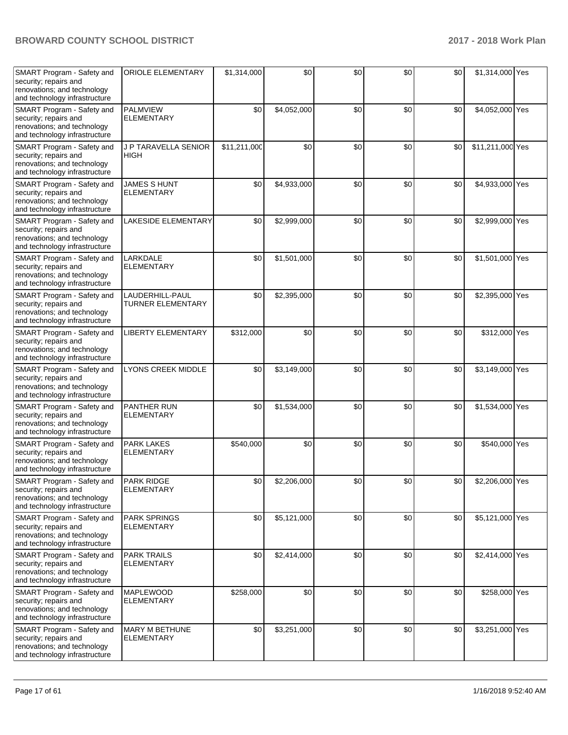| SMART Program - Safety and security; repairs and renovations; and technology and technology infrastructure | ORIOLE ELEMENTARY | $1,314,000 | $0 | $0 | $0 | $0 | $1,314,000 | Yes |
|---|---|---|---|---|---|---|---|---|
| SMART Program - Safety and security; repairs and renovations; and technology and technology infrastructure | PALMVIEW ELEMENTARY | $0 | $4,052,000 | $0 | $0 | $0 | $4,052,000 | Yes |
| SMART Program - Safety and security; repairs and renovations; and technology and technology infrastructure | J P TARAVELLA SENIOR HIGH | $11,211,000 | $0 | $0 | $0 | $0 | $11,211,000 | Yes |
| SMART Program - Safety and security; repairs and renovations; and technology and technology infrastructure | JAMES S HUNT ELEMENTARY | $0 | $4,933,000 | $0 | $0 | $0 | $4,933,000 | Yes |
| SMART Program - Safety and security; repairs and renovations; and technology and technology infrastructure | LAKESIDE ELEMENTARY | $0 | $2,999,000 | $0 | $0 | $0 | $2,999,000 | Yes |
| SMART Program - Safety and security; repairs and renovations; and technology and technology infrastructure | LARKDALE ELEMENTARY | $0 | $1,501,000 | $0 | $0 | $0 | $1,501,000 | Yes |
| SMART Program - Safety and security; repairs and renovations; and technology and technology infrastructure | LAUDERHILL-PAUL TURNER ELEMENTARY | $0 | $2,395,000 | $0 | $0 | $0 | $2,395,000 | Yes |
| SMART Program - Safety and security; repairs and renovations; and technology and technology infrastructure | LIBERTY ELEMENTARY | $312,000 | $0 | $0 | $0 | $0 | $312,000 | Yes |
| SMART Program - Safety and security; repairs and renovations; and technology and technology infrastructure | LYONS CREEK MIDDLE | $0 | $3,149,000 | $0 | $0 | $0 | $3,149,000 | Yes |
| SMART Program - Safety and security; repairs and renovations; and technology and technology infrastructure | PANTHER RUN ELEMENTARY | $0 | $1,534,000 | $0 | $0 | $0 | $1,534,000 | Yes |
| SMART Program - Safety and security; repairs and renovations; and technology and technology infrastructure | PARK LAKES ELEMENTARY | $540,000 | $0 | $0 | $0 | $0 | $540,000 | Yes |
| SMART Program - Safety and security; repairs and renovations; and technology and technology infrastructure | PARK RIDGE ELEMENTARY | $0 | $2,206,000 | $0 | $0 | $0 | $2,206,000 | Yes |
| SMART Program - Safety and security; repairs and renovations; and technology and technology infrastructure | PARK SPRINGS ELEMENTARY | $0 | $5,121,000 | $0 | $0 | $0 | $5,121,000 | Yes |
| SMART Program - Safety and security; repairs and renovations; and technology and technology infrastructure | PARK TRAILS ELEMENTARY | $0 | $2,414,000 | $0 | $0 | $0 | $2,414,000 | Yes |
| SMART Program - Safety and security; repairs and renovations; and technology and technology infrastructure | MAPLEWOOD ELEMENTARY | $258,000 | $0 | $0 | $0 | $0 | $258,000 | Yes |
| SMART Program - Safety and security; repairs and renovations; and technology and technology infrastructure | MARY M BETHUNE ELEMENTARY | $0 | $3,251,000 | $0 | $0 | $0 | $3,251,000 | Yes |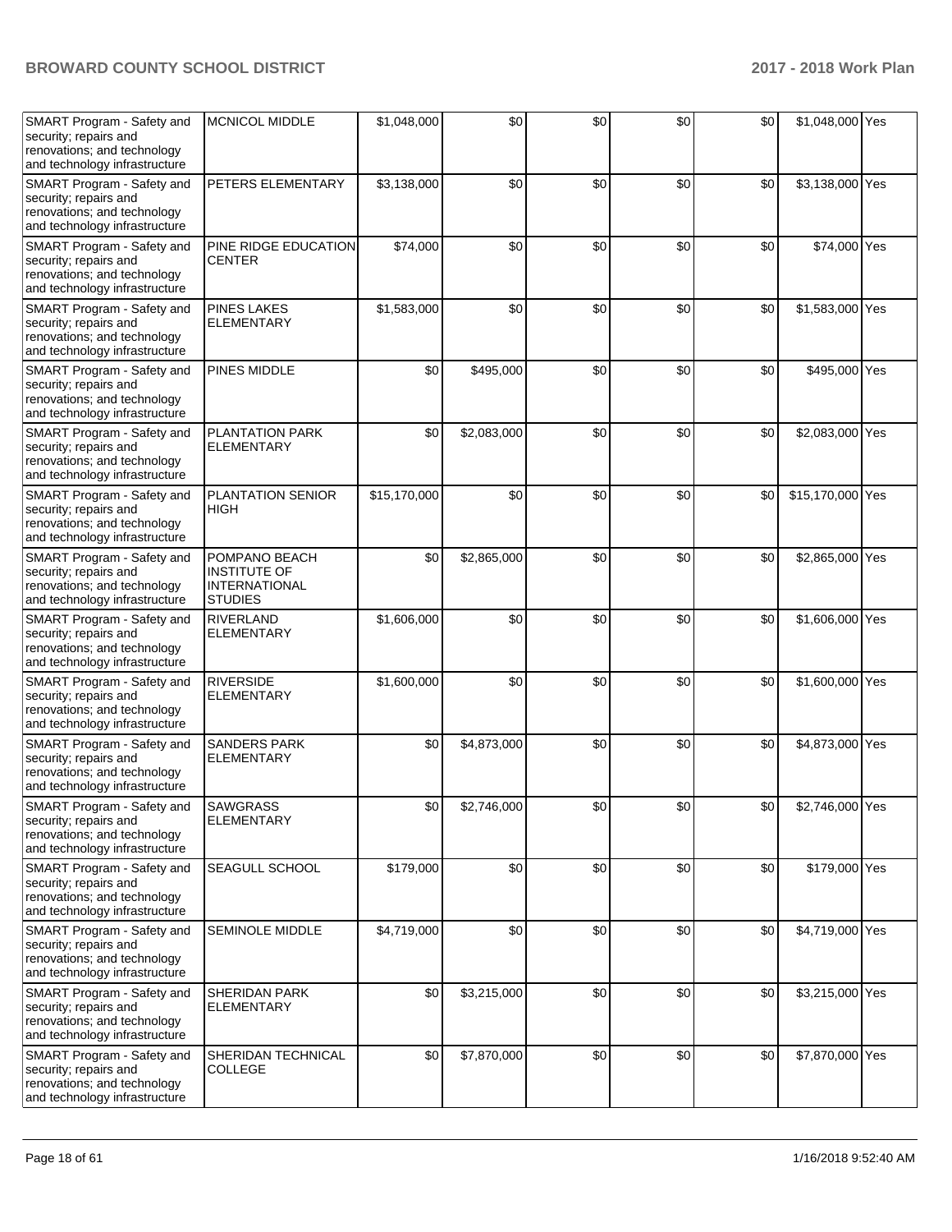| | | | | | | | | |
|---|---|---|---|---|---|---|---|---|
| SMART Program - Safety and security; repairs and renovations; and technology and technology infrastructure | MCNICOL MIDDLE | $1,048,000 | $0 | $0 | $0 | $0 | $1,048,000 | Yes |
| SMART Program - Safety and security; repairs and renovations; and technology and technology infrastructure | PETERS ELEMENTARY | $3,138,000 | $0 | $0 | $0 | $0 | $3,138,000 | Yes |
| SMART Program - Safety and security; repairs and renovations; and technology and technology infrastructure | PINE RIDGE EDUCATION CENTER | $74,000 | $0 | $0 | $0 | $0 | $74,000 | Yes |
| SMART Program - Safety and security; repairs and renovations; and technology and technology infrastructure | PINES LAKES ELEMENTARY | $1,583,000 | $0 | $0 | $0 | $0 | $1,583,000 | Yes |
| SMART Program - Safety and security; repairs and renovations; and technology and technology infrastructure | PINES MIDDLE | $0 | $495,000 | $0 | $0 | $0 | $495,000 | Yes |
| SMART Program - Safety and security; repairs and renovations; and technology and technology infrastructure | PLANTATION PARK ELEMENTARY | $0 | $2,083,000 | $0 | $0 | $0 | $2,083,000 | Yes |
| SMART Program - Safety and security; repairs and renovations; and technology and technology infrastructure | PLANTATION SENIOR HIGH | $15,170,000 | $0 | $0 | $0 | $0 | $15,170,000 | Yes |
| SMART Program - Safety and security; repairs and renovations; and technology and technology infrastructure | POMPANO BEACH INSTITUTE OF INTERNATIONAL STUDIES | $0 | $2,865,000 | $0 | $0 | $0 | $2,865,000 | Yes |
| SMART Program - Safety and security; repairs and renovations; and technology and technology infrastructure | RIVERLAND ELEMENTARY | $1,606,000 | $0 | $0 | $0 | $0 | $1,606,000 | Yes |
| SMART Program - Safety and security; repairs and renovations; and technology and technology infrastructure | RIVERSIDE ELEMENTARY | $1,600,000 | $0 | $0 | $0 | $0 | $1,600,000 | Yes |
| SMART Program - Safety and security; repairs and renovations; and technology and technology infrastructure | SANDERS PARK ELEMENTARY | $0 | $4,873,000 | $0 | $0 | $0 | $4,873,000 | Yes |
| SMART Program - Safety and security; repairs and renovations; and technology and technology infrastructure | SAWGRASS ELEMENTARY | $0 | $2,746,000 | $0 | $0 | $0 | $2,746,000 | Yes |
| SMART Program - Safety and security; repairs and renovations; and technology and technology infrastructure | SEAGULL SCHOOL | $179,000 | $0 | $0 | $0 | $0 | $179,000 | Yes |
| SMART Program - Safety and security; repairs and renovations; and technology and technology infrastructure | SEMINOLE MIDDLE | $4,719,000 | $0 | $0 | $0 | $0 | $4,719,000 | Yes |
| SMART Program - Safety and security; repairs and renovations; and technology and technology infrastructure | SHERIDAN PARK ELEMENTARY | $0 | $3,215,000 | $0 | $0 | $0 | $3,215,000 | Yes |
| SMART Program - Safety and security; repairs and renovations; and technology and technology infrastructure | SHERIDAN TECHNICAL COLLEGE | $0 | $7,870,000 | $0 | $0 | $0 | $7,870,000 | Yes |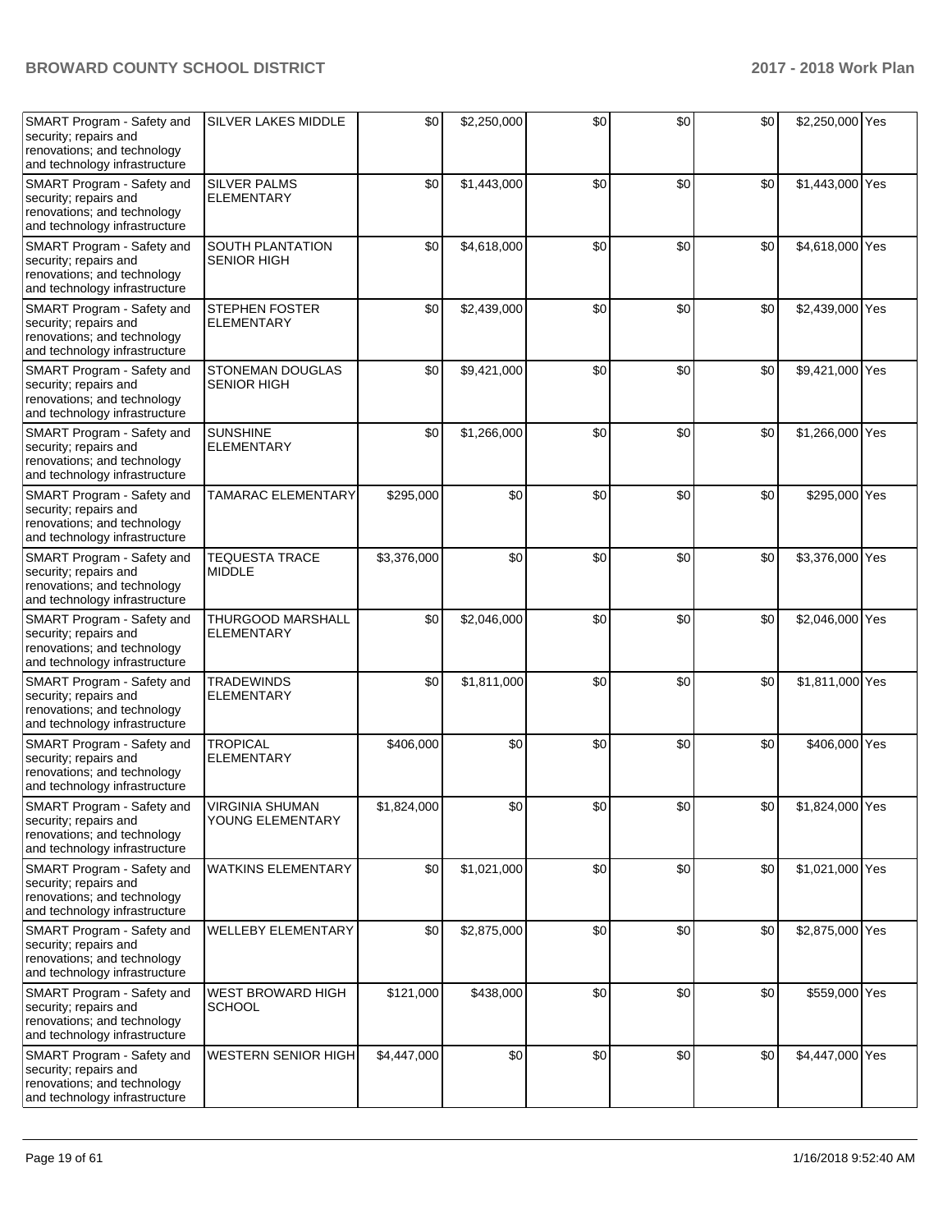| | | | | | | | | |
|---|---|---|---|---|---|---|---|---|
| SMART Program - Safety and security; repairs and renovations; and technology and technology infrastructure | SILVER LAKES MIDDLE | $0 | $2,250,000 | $0 | $0 | $0 | $2,250,000 | Yes |
| SMART Program - Safety and security; repairs and renovations; and technology and technology infrastructure | SILVER PALMS ELEMENTARY | $0 | $1,443,000 | $0 | $0 | $0 | $1,443,000 | Yes |
| SMART Program - Safety and security; repairs and renovations; and technology and technology infrastructure | SOUTH PLANTATION SENIOR HIGH | $0 | $4,618,000 | $0 | $0 | $0 | $4,618,000 | Yes |
| SMART Program - Safety and security; repairs and renovations; and technology and technology infrastructure | STEPHEN FOSTER ELEMENTARY | $0 | $2,439,000 | $0 | $0 | $0 | $2,439,000 | Yes |
| SMART Program - Safety and security; repairs and renovations; and technology and technology infrastructure | STONEMAN DOUGLAS SENIOR HIGH | $0 | $9,421,000 | $0 | $0 | $0 | $9,421,000 | Yes |
| SMART Program - Safety and security; repairs and renovations; and technology and technology infrastructure | SUNSHINE ELEMENTARY | $0 | $1,266,000 | $0 | $0 | $0 | $1,266,000 | Yes |
| SMART Program - Safety and security; repairs and renovations; and technology and technology infrastructure | TAMARAC ELEMENTARY | $295,000 | $0 | $0 | $0 | $0 | $295,000 | Yes |
| SMART Program - Safety and security; repairs and renovations; and technology and technology infrastructure | TEQUESTA TRACE MIDDLE | $3,376,000 | $0 | $0 | $0 | $0 | $3,376,000 | Yes |
| SMART Program - Safety and security; repairs and renovations; and technology and technology infrastructure | THURGOOD MARSHALL ELEMENTARY | $0 | $2,046,000 | $0 | $0 | $0 | $2,046,000 | Yes |
| SMART Program - Safety and security; repairs and renovations; and technology and technology infrastructure | TRADEWINDS ELEMENTARY | $0 | $1,811,000 | $0 | $0 | $0 | $1,811,000 | Yes |
| SMART Program - Safety and security; repairs and renovations; and technology and technology infrastructure | TROPICAL ELEMENTARY | $406,000 | $0 | $0 | $0 | $0 | $406,000 | Yes |
| SMART Program - Safety and security; repairs and renovations; and technology and technology infrastructure | VIRGINIA SHUMAN YOUNG ELEMENTARY | $1,824,000 | $0 | $0 | $0 | $0 | $1,824,000 | Yes |
| SMART Program - Safety and security; repairs and renovations; and technology and technology infrastructure | WATKINS ELEMENTARY | $0 | $1,021,000 | $0 | $0 | $0 | $1,021,000 | Yes |
| SMART Program - Safety and security; repairs and renovations; and technology and technology infrastructure | WELLEBY ELEMENTARY | $0 | $2,875,000 | $0 | $0 | $0 | $2,875,000 | Yes |
| SMART Program - Safety and security; repairs and renovations; and technology and technology infrastructure | WEST BROWARD HIGH SCHOOL | $121,000 | $438,000 | $0 | $0 | $0 | $559,000 | Yes |
| SMART Program - Safety and security; repairs and renovations; and technology and technology infrastructure | WESTERN SENIOR HIGH | $4,447,000 | $0 | $0 | $0 | $0 | $4,447,000 | Yes |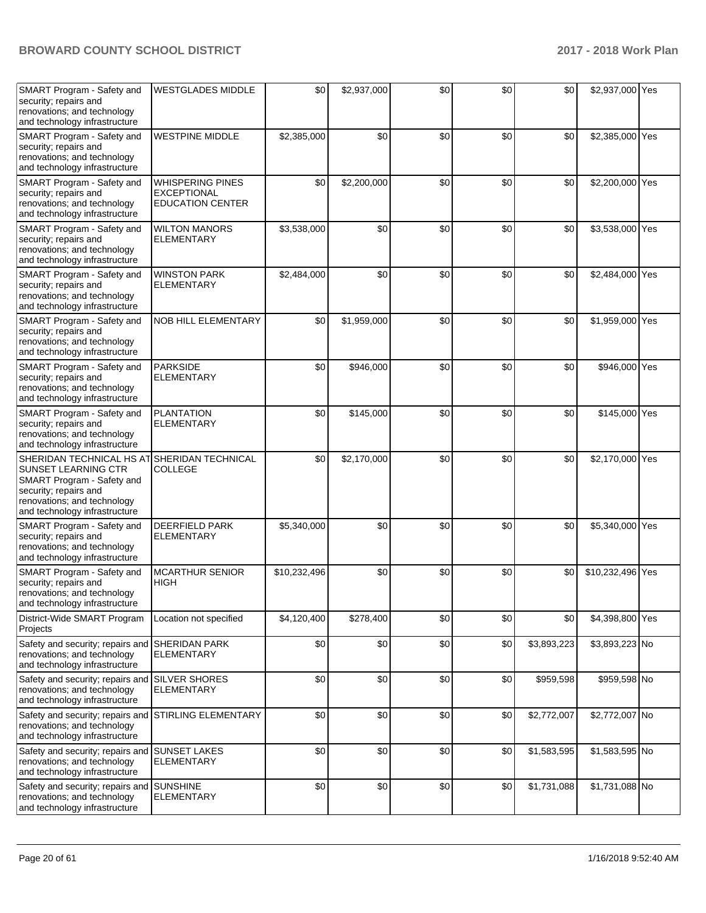| SMART Program - Safety and security; repairs and renovations; and technology and technology infrastructure | WESTGLADES MIDDLE | $0 | $2,937,000 | $0 | $0 | $0 | $2,937,000 | Yes |
|---|---|---|---|---|---|---|---|---|
| SMART Program - Safety and security; repairs and renovations; and technology and technology infrastructure | WESTPINE MIDDLE | $2,385,000 | $0 | $0 | $0 | $0 | $2,385,000 | Yes |
| SMART Program - Safety and security; repairs and renovations; and technology and technology infrastructure | WHISPERING PINES EXCEPTIONAL EDUCATION CENTER | $0 | $2,200,000 | $0 | $0 | $0 | $2,200,000 | Yes |
| SMART Program - Safety and security; repairs and renovations; and technology and technology infrastructure | WILTON MANORS ELEMENTARY | $3,538,000 | $0 | $0 | $0 | $0 | $3,538,000 | Yes |
| SMART Program - Safety and security; repairs and renovations; and technology and technology infrastructure | WINSTON PARK ELEMENTARY | $2,484,000 | $0 | $0 | $0 | $0 | $2,484,000 | Yes |
| SMART Program - Safety and security; repairs and renovations; and technology and technology infrastructure | NOB HILL ELEMENTARY | $0 | $1,959,000 | $0 | $0 | $0 | $1,959,000 | Yes |
| SMART Program - Safety and security; repairs and renovations; and technology and technology infrastructure | PARKSIDE ELEMENTARY | $0 | $946,000 | $0 | $0 | $0 | $946,000 | Yes |
| SMART Program - Safety and security; repairs and renovations; and technology and technology infrastructure | PLANTATION ELEMENTARY | $0 | $145,000 | $0 | $0 | $0 | $145,000 | Yes |
| SHERIDAN TECHNICAL HS AT SUNSET LEARNING CTR SMART Program - Safety and security; repairs and renovations; and technology and technology infrastructure | SHERIDAN TECHNICAL COLLEGE | $0 | $2,170,000 | $0 | $0 | $0 | $2,170,000 | Yes |
| SMART Program - Safety and security; repairs and renovations; and technology and technology infrastructure | DEERFIELD PARK ELEMENTARY | $5,340,000 | $0 | $0 | $0 | $0 | $5,340,000 | Yes |
| SMART Program - Safety and security; repairs and renovations; and technology and technology infrastructure | MCARTHUR SENIOR HIGH | $10,232,496 | $0 | $0 | $0 | $0 | $10,232,496 | Yes |
| District-Wide SMART Program Projects | Location not specified | $4,120,400 | $278,400 | $0 | $0 | $0 | $4,398,800 | Yes |
| Safety and security; repairs and renovations; and technology and technology infrastructure | SHERIDAN PARK ELEMENTARY | $0 | $0 | $0 | $0 | $3,893,223 | $3,893,223 | No |
| Safety and security; repairs and renovations; and technology and technology infrastructure | SILVER SHORES ELEMENTARY | $0 | $0 | $0 | $0 | $959,598 | $959,598 | No |
| Safety and security; repairs and renovations; and technology and technology infrastructure | STIRLING ELEMENTARY | $0 | $0 | $0 | $0 | $2,772,007 | $2,772,007 | No |
| Safety and security; repairs and renovations; and technology and technology infrastructure | SUNSET LAKES ELEMENTARY | $0 | $0 | $0 | $0 | $1,583,595 | $1,583,595 | No |
| Safety and security; repairs and renovations; and technology and technology infrastructure | SUNSHINE ELEMENTARY | $0 | $0 | $0 | $0 | $1,731,088 | $1,731,088 | No |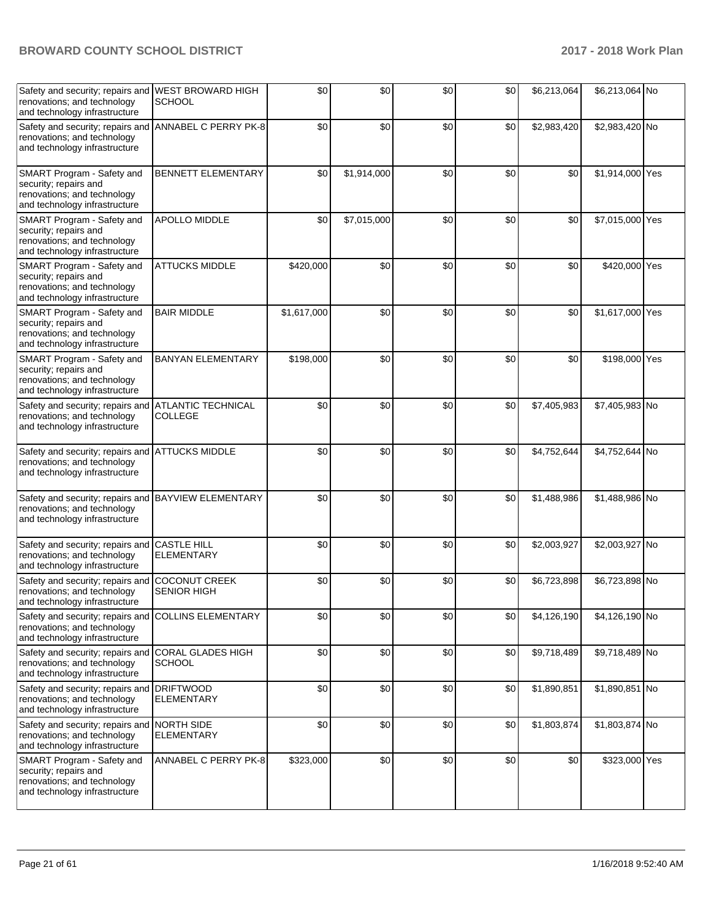| | | | | | | | | |
|---|---|---|---|---|---|---|---|---|
| Safety and security; repairs and renovations; and technology and technology infrastructure | WEST BROWARD HIGH SCHOOL | $0 | $0 | $0 | $0 | $6,213,064 | $6,213,064 | No |
| Safety and security; repairs and renovations; and technology and technology infrastructure | ANNABEL C PERRY PK-8 | $0 | $0 | $0 | $0 | $2,983,420 | $2,983,420 | No |
| SMART Program - Safety and security; repairs and renovations; and technology and technology infrastructure | BENNETT ELEMENTARY | $0 | $1,914,000 | $0 | $0 | $0 | $1,914,000 | Yes |
| SMART Program - Safety and security; repairs and renovations; and technology and technology infrastructure | APOLLO MIDDLE | $0 | $7,015,000 | $0 | $0 | $0 | $7,015,000 | Yes |
| SMART Program - Safety and security; repairs and renovations; and technology and technology infrastructure | ATTUCKS MIDDLE | $420,000 | $0 | $0 | $0 | $0 | $420,000 | Yes |
| SMART Program - Safety and security; repairs and renovations; and technology and technology infrastructure | BAIR MIDDLE | $1,617,000 | $0 | $0 | $0 | $0 | $1,617,000 | Yes |
| SMART Program - Safety and security; repairs and renovations; and technology and technology infrastructure | BANYAN ELEMENTARY | $198,000 | $0 | $0 | $0 | $0 | $198,000 | Yes |
| Safety and security; repairs and renovations; and technology and technology infrastructure | ATLANTIC TECHNICAL COLLEGE | $0 | $0 | $0 | $0 | $7,405,983 | $7,405,983 | No |
| Safety and security; repairs and renovations; and technology and technology infrastructure | ATTUCKS MIDDLE | $0 | $0 | $0 | $0 | $4,752,644 | $4,752,644 | No |
| Safety and security; repairs and renovations; and technology and technology infrastructure | BAYVIEW ELEMENTARY | $0 | $0 | $0 | $0 | $1,488,986 | $1,488,986 | No |
| Safety and security; repairs and renovations; and technology and technology infrastructure | CASTLE HILL ELEMENTARY | $0 | $0 | $0 | $0 | $2,003,927 | $2,003,927 | No |
| Safety and security; repairs and renovations; and technology and technology infrastructure | COCONUT CREEK SENIOR HIGH | $0 | $0 | $0 | $0 | $6,723,898 | $6,723,898 | No |
| Safety and security; repairs and renovations; and technology and technology infrastructure | COLLINS ELEMENTARY | $0 | $0 | $0 | $0 | $4,126,190 | $4,126,190 | No |
| Safety and security; repairs and renovations; and technology and technology infrastructure | CORAL GLADES HIGH SCHOOL | $0 | $0 | $0 | $0 | $9,718,489 | $9,718,489 | No |
| Safety and security; repairs and renovations; and technology and technology infrastructure | DRIFTWOOD ELEMENTARY | $0 | $0 | $0 | $0 | $1,890,851 | $1,890,851 | No |
| Safety and security; repairs and renovations; and technology and technology infrastructure | NORTH SIDE ELEMENTARY | $0 | $0 | $0 | $0 | $1,803,874 | $1,803,874 | No |
| SMART Program - Safety and security; repairs and renovations; and technology and technology infrastructure | ANNABEL C PERRY PK-8 | $323,000 | $0 | $0 | $0 | $0 | $323,000 | Yes |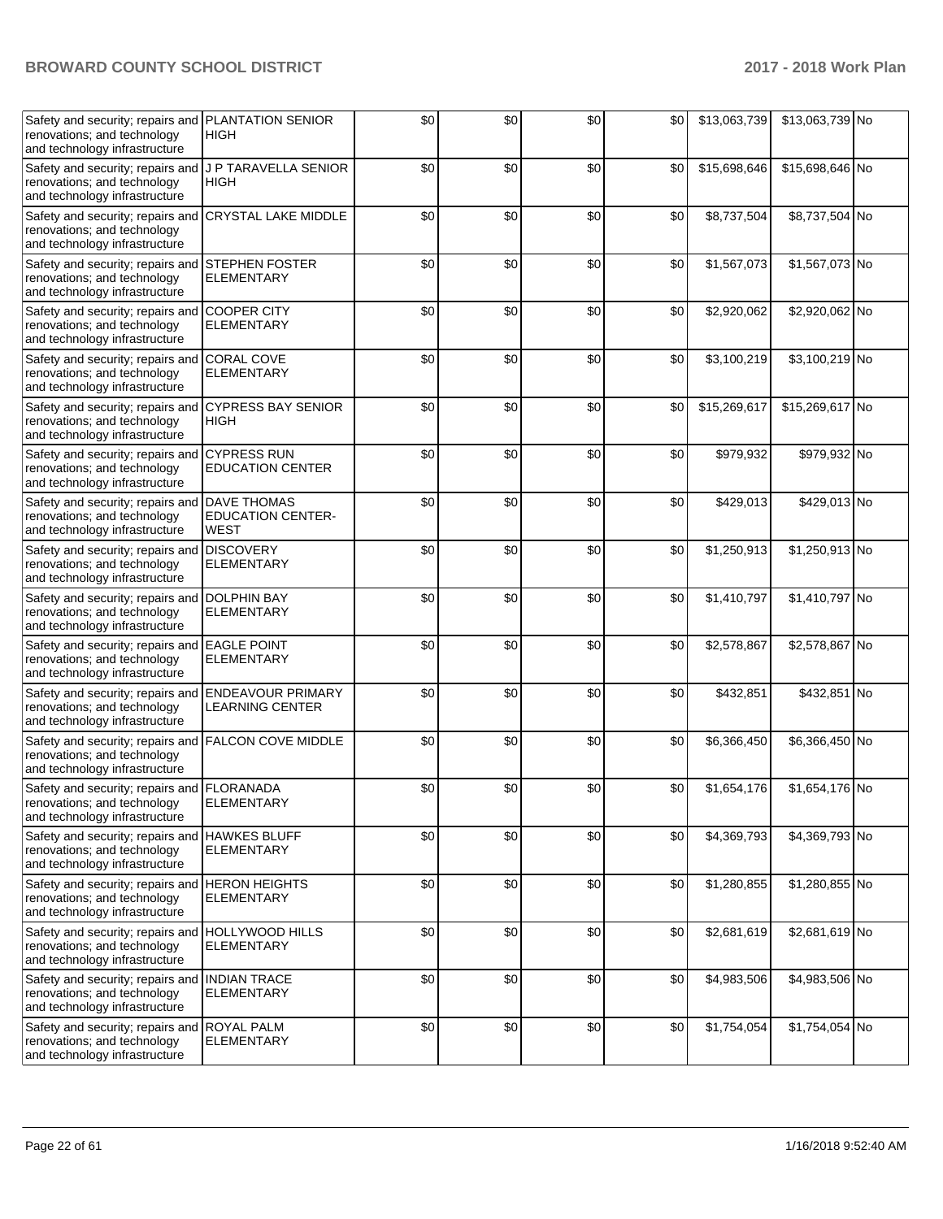| Safety and security; repairs and renovations; and technology and technology infrastructure | PLANTATION SENIOR HIGH | $0 | $0 | $0 | $0 | $13,063,739 | $13,063,739 | No |
|---|---|---|---|---|---|---|---|---|
| Safety and security; repairs and renovations; and technology and technology infrastructure | J P TARAVELLA SENIOR HIGH | $0 | $0 | $0 | $0 | $15,698,646 | $15,698,646 | No |
| Safety and security; repairs and renovations; and technology and technology infrastructure | CRYSTAL LAKE MIDDLE | $0 | $0 | $0 | $0 | $8,737,504 | $8,737,504 | No |
| Safety and security; repairs and renovations; and technology and technology infrastructure | STEPHEN FOSTER ELEMENTARY | $0 | $0 | $0 | $0 | $1,567,073 | $1,567,073 | No |
| Safety and security; repairs and renovations; and technology and technology infrastructure | COOPER CITY ELEMENTARY | $0 | $0 | $0 | $0 | $2,920,062 | $2,920,062 | No |
| Safety and security; repairs and renovations; and technology and technology infrastructure | CORAL COVE ELEMENTARY | $0 | $0 | $0 | $0 | $3,100,219 | $3,100,219 | No |
| Safety and security; repairs and renovations; and technology and technology infrastructure | CYPRESS BAY SENIOR HIGH | $0 | $0 | $0 | $0 | $15,269,617 | $15,269,617 | No |
| Safety and security; repairs and renovations; and technology and technology infrastructure | CYPRESS RUN EDUCATION CENTER | $0 | $0 | $0 | $0 | $979,932 | $979,932 | No |
| Safety and security; repairs and renovations; and technology and technology infrastructure | DAVE THOMAS EDUCATION CENTER-WEST | $0 | $0 | $0 | $0 | $429,013 | $429,013 | No |
| Safety and security; repairs and renovations; and technology and technology infrastructure | DISCOVERY ELEMENTARY | $0 | $0 | $0 | $0 | $1,250,913 | $1,250,913 | No |
| Safety and security; repairs and renovations; and technology and technology infrastructure | DOLPHIN BAY ELEMENTARY | $0 | $0 | $0 | $0 | $1,410,797 | $1,410,797 | No |
| Safety and security; repairs and renovations; and technology and technology infrastructure | EAGLE POINT ELEMENTARY | $0 | $0 | $0 | $0 | $2,578,867 | $2,578,867 | No |
| Safety and security; repairs and renovations; and technology and technology infrastructure | ENDEAVOUR PRIMARY LEARNING CENTER | $0 | $0 | $0 | $0 | $432,851 | $432,851 | No |
| Safety and security; repairs and renovations; and technology and technology infrastructure | FALCON COVE MIDDLE | $0 | $0 | $0 | $0 | $6,366,450 | $6,366,450 | No |
| Safety and security; repairs and renovations; and technology and technology infrastructure | FLORANADA ELEMENTARY | $0 | $0 | $0 | $0 | $1,654,176 | $1,654,176 | No |
| Safety and security; repairs and renovations; and technology and technology infrastructure | HAWKES BLUFF ELEMENTARY | $0 | $0 | $0 | $0 | $4,369,793 | $4,369,793 | No |
| Safety and security; repairs and renovations; and technology and technology infrastructure | HERON HEIGHTS ELEMENTARY | $0 | $0 | $0 | $0 | $1,280,855 | $1,280,855 | No |
| Safety and security; repairs and renovations; and technology and technology infrastructure | HOLLYWOOD HILLS ELEMENTARY | $0 | $0 | $0 | $0 | $2,681,619 | $2,681,619 | No |
| Safety and security; repairs and renovations; and technology and technology infrastructure | INDIAN TRACE ELEMENTARY | $0 | $0 | $0 | $0 | $4,983,506 | $4,983,506 | No |
| Safety and security; repairs and renovations; and technology and technology infrastructure | ROYAL PALM ELEMENTARY | $0 | $0 | $0 | $0 | $1,754,054 | $1,754,054 | No |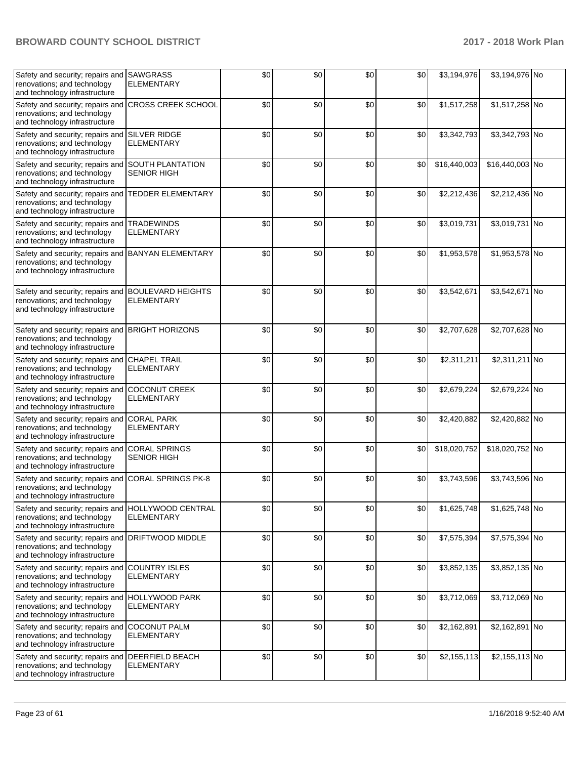| Safety and security; repairs and renovations; and technology and technology infrastructure | SAWGRASS ELEMENTARY | $0 | $0 | $0 | $0 | $3,194,976 | $3,194,976 | No |
|---|---|---|---|---|---|---|---|---|
| Safety and security; repairs and renovations; and technology and technology infrastructure | CROSS CREEK SCHOOL | $0 | $0 | $0 | $0 | $1,517,258 | $1,517,258 | No |
| Safety and security; repairs and renovations; and technology and technology infrastructure | SILVER RIDGE ELEMENTARY | $0 | $0 | $0 | $0 | $3,342,793 | $3,342,793 | No |
| Safety and security; repairs and renovations; and technology and technology infrastructure | SOUTH PLANTATION SENIOR HIGH | $0 | $0 | $0 | $0 | $16,440,003 | $16,440,003 | No |
| Safety and security; repairs and renovations; and technology and technology infrastructure | TEDDER ELEMENTARY | $0 | $0 | $0 | $0 | $2,212,436 | $2,212,436 | No |
| Safety and security; repairs and renovations; and technology and technology infrastructure | TRADEWINDS ELEMENTARY | $0 | $0 | $0 | $0 | $3,019,731 | $3,019,731 | No |
| Safety and security; repairs and renovations; and technology and technology infrastructure | BANYAN ELEMENTARY | $0 | $0 | $0 | $0 | $1,953,578 | $1,953,578 | No |
| Safety and security; repairs and renovations; and technology and technology infrastructure | BOULEVARD HEIGHTS ELEMENTARY | $0 | $0 | $0 | $0 | $3,542,671 | $3,542,671 | No |
| Safety and security; repairs and renovations; and technology and technology infrastructure | BRIGHT HORIZONS | $0 | $0 | $0 | $0 | $2,707,628 | $2,707,628 | No |
| Safety and security; repairs and renovations; and technology and technology infrastructure | CHAPEL TRAIL ELEMENTARY | $0 | $0 | $0 | $0 | $2,311,211 | $2,311,211 | No |
| Safety and security; repairs and renovations; and technology and technology infrastructure | COCONUT CREEK ELEMENTARY | $0 | $0 | $0 | $0 | $2,679,224 | $2,679,224 | No |
| Safety and security; repairs and renovations; and technology and technology infrastructure | CORAL PARK ELEMENTARY | $0 | $0 | $0 | $0 | $2,420,882 | $2,420,882 | No |
| Safety and security; repairs and renovations; and technology and technology infrastructure | CORAL SPRINGS SENIOR HIGH | $0 | $0 | $0 | $0 | $18,020,752 | $18,020,752 | No |
| Safety and security; repairs and renovations; and technology and technology infrastructure | CORAL SPRINGS PK-8 | $0 | $0 | $0 | $0 | $3,743,596 | $3,743,596 | No |
| Safety and security; repairs and renovations; and technology and technology infrastructure | HOLLYWOOD CENTRAL ELEMENTARY | $0 | $0 | $0 | $0 | $1,625,748 | $1,625,748 | No |
| Safety and security; repairs and renovations; and technology and technology infrastructure | DRIFTWOOD MIDDLE | $0 | $0 | $0 | $0 | $7,575,394 | $7,575,394 | No |
| Safety and security; repairs and renovations; and technology and technology infrastructure | COUNTRY ISLES ELEMENTARY | $0 | $0 | $0 | $0 | $3,852,135 | $3,852,135 | No |
| Safety and security; repairs and renovations; and technology and technology infrastructure | HOLLYWOOD PARK ELEMENTARY | $0 | $0 | $0 | $0 | $3,712,069 | $3,712,069 | No |
| Safety and security; repairs and renovations; and technology and technology infrastructure | COCONUT PALM ELEMENTARY | $0 | $0 | $0 | $0 | $2,162,891 | $2,162,891 | No |
| Safety and security; repairs and renovations; and technology and technology infrastructure | DEERFIELD BEACH ELEMENTARY | $0 | $0 | $0 | $0 | $2,155,113 | $2,155,113 | No |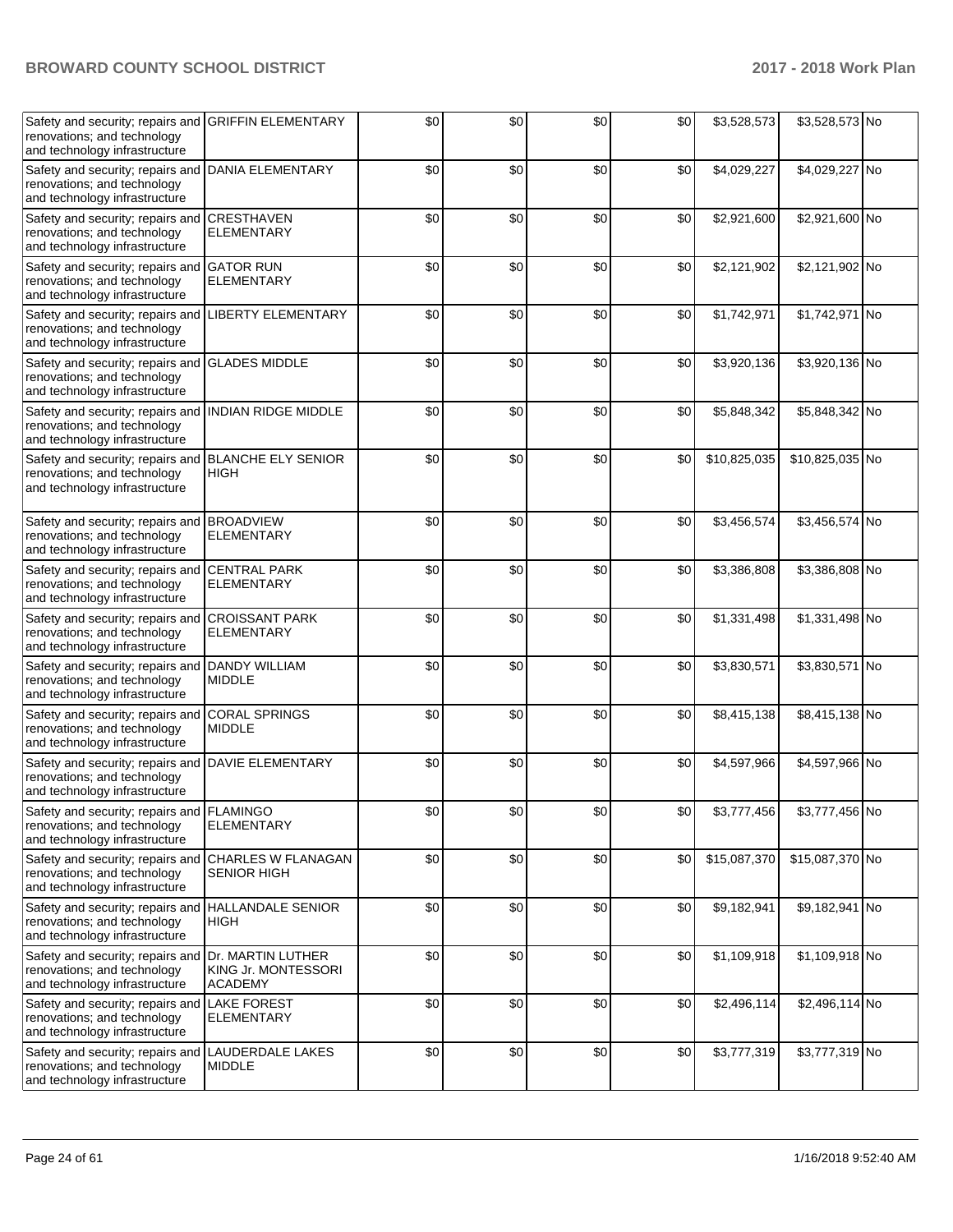| | | | | | | | | |
|---|---|---|---|---|---|---|---|---|
| Safety and security; repairs and renovations; and technology and technology infrastructure | GRIFFIN ELEMENTARY | $0 | $0 | $0 | $0 | $3,528,573 | $3,528,573 | No |
| Safety and security; repairs and renovations; and technology and technology infrastructure | DANIA ELEMENTARY | $0 | $0 | $0 | $0 | $4,029,227 | $4,029,227 | No |
| Safety and security; repairs and renovations; and technology and technology infrastructure | CRESTHAVEN ELEMENTARY | $0 | $0 | $0 | $0 | $2,921,600 | $2,921,600 | No |
| Safety and security; repairs and renovations; and technology and technology infrastructure | GATOR RUN ELEMENTARY | $0 | $0 | $0 | $0 | $2,121,902 | $2,121,902 | No |
| Safety and security; repairs and renovations; and technology and technology infrastructure | LIBERTY ELEMENTARY | $0 | $0 | $0 | $0 | $1,742,971 | $1,742,971 | No |
| Safety and security; repairs and renovations; and technology and technology infrastructure | GLADES MIDDLE | $0 | $0 | $0 | $0 | $3,920,136 | $3,920,136 | No |
| Safety and security; repairs and renovations; and technology and technology infrastructure | INDIAN RIDGE MIDDLE | $0 | $0 | $0 | $0 | $5,848,342 | $5,848,342 | No |
| Safety and security; repairs and renovations; and technology and technology infrastructure | BLANCHE ELY SENIOR HIGH | $0 | $0 | $0 | $0 | $10,825,035 | $10,825,035 | No |
| Safety and security; repairs and renovations; and technology and technology infrastructure | BROADVIEW ELEMENTARY | $0 | $0 | $0 | $0 | $3,456,574 | $3,456,574 | No |
| Safety and security; repairs and renovations; and technology and technology infrastructure | CENTRAL PARK ELEMENTARY | $0 | $0 | $0 | $0 | $3,386,808 | $3,386,808 | No |
| Safety and security; repairs and renovations; and technology and technology infrastructure | CROISSANT PARK ELEMENTARY | $0 | $0 | $0 | $0 | $1,331,498 | $1,331,498 | No |
| Safety and security; repairs and renovations; and technology and technology infrastructure | DANDY WILLIAM MIDDLE | $0 | $0 | $0 | $0 | $3,830,571 | $3,830,571 | No |
| Safety and security; repairs and renovations; and technology and technology infrastructure | CORAL SPRINGS MIDDLE | $0 | $0 | $0 | $0 | $8,415,138 | $8,415,138 | No |
| Safety and security; repairs and renovations; and technology and technology infrastructure | DAVIE ELEMENTARY | $0 | $0 | $0 | $0 | $4,597,966 | $4,597,966 | No |
| Safety and security; repairs and renovations; and technology and technology infrastructure | FLAMINGO ELEMENTARY | $0 | $0 | $0 | $0 | $3,777,456 | $3,777,456 | No |
| Safety and security; repairs and renovations; and technology and technology infrastructure | CHARLES W FLANAGAN SENIOR HIGH | $0 | $0 | $0 | $0 | $15,087,370 | $15,087,370 | No |
| Safety and security; repairs and renovations; and technology and technology infrastructure | HALLANDALE SENIOR HIGH | $0 | $0 | $0 | $0 | $9,182,941 | $9,182,941 | No |
| Safety and security; repairs and renovations; and technology and technology infrastructure | Dr. MARTIN LUTHER KING Jr. MONTESSORI ACADEMY | $0 | $0 | $0 | $0 | $1,109,918 | $1,109,918 | No |
| Safety and security; repairs and renovations; and technology and technology infrastructure | LAKE FOREST ELEMENTARY | $0 | $0 | $0 | $0 | $2,496,114 | $2,496,114 | No |
| Safety and security; repairs and renovations; and technology and technology infrastructure | LAUDERDALE LAKES MIDDLE | $0 | $0 | $0 | $0 | $3,777,319 | $3,777,319 | No |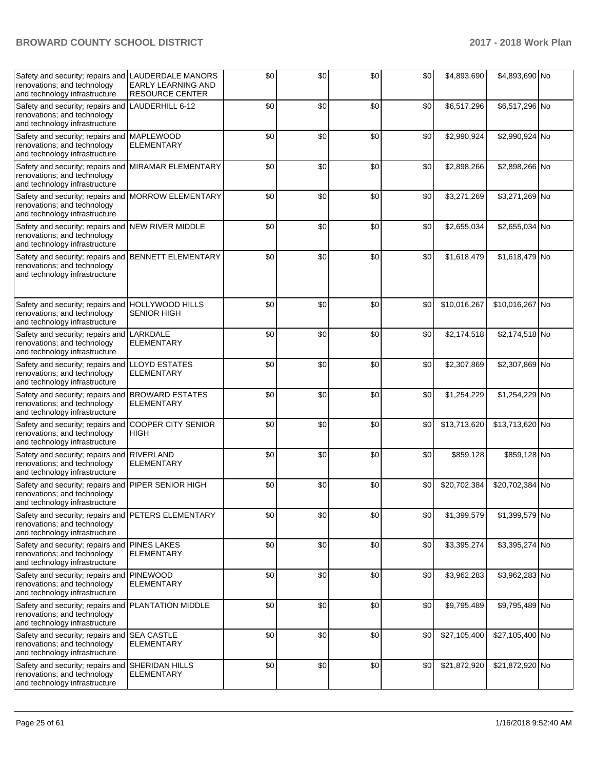| Safety and security; repairs and renovations; and technology and technology infrastructure | LAUDERDALE MANORS EARLY LEARNING AND RESOURCE CENTER | $0 | $0 | $0 | $0 | $4,893,690 | $4,893,690 | No |
|---|---|---|---|---|---|---|---|---|
| Safety and security; repairs and renovations; and technology and technology infrastructure | LAUDERHILL 6-12 | $0 | $0 | $0 | $0 | $6,517,296 | $6,517,296 | No |
| Safety and security; repairs and renovations; and technology and technology infrastructure | MAPLEWOOD ELEMENTARY | $0 | $0 | $0 | $0 | $2,990,924 | $2,990,924 | No |
| Safety and security; repairs and renovations; and technology and technology infrastructure | MIRAMAR ELEMENTARY | $0 | $0 | $0 | $0 | $2,898,266 | $2,898,266 | No |
| Safety and security; repairs and renovations; and technology and technology infrastructure | MORROW ELEMENTARY | $0 | $0 | $0 | $0 | $3,271,269 | $3,271,269 | No |
| Safety and security; repairs and renovations; and technology and technology infrastructure | NEW RIVER MIDDLE | $0 | $0 | $0 | $0 | $2,655,034 | $2,655,034 | No |
| Safety and security; repairs and renovations; and technology and technology infrastructure | BENNETT ELEMENTARY | $0 | $0 | $0 | $0 | $1,618,479 | $1,618,479 | No |
| Safety and security; repairs and renovations; and technology and technology infrastructure | HOLLYWOOD HILLS SENIOR HIGH | $0 | $0 | $0 | $0 | $10,016,267 | $10,016,267 | No |
| Safety and security; repairs and renovations; and technology and technology infrastructure | LARKDALE ELEMENTARY | $0 | $0 | $0 | $0 | $2,174,518 | $2,174,518 | No |
| Safety and security; repairs and renovations; and technology and technology infrastructure | LLOYD ESTATES ELEMENTARY | $0 | $0 | $0 | $0 | $2,307,869 | $2,307,869 | No |
| Safety and security; repairs and renovations; and technology and technology infrastructure | BROWARD ESTATES ELEMENTARY | $0 | $0 | $0 | $0 | $1,254,229 | $1,254,229 | No |
| Safety and security; repairs and renovations; and technology and technology infrastructure | COOPER CITY SENIOR HIGH | $0 | $0 | $0 | $0 | $13,713,620 | $13,713,620 | No |
| Safety and security; repairs and renovations; and technology and technology infrastructure | RIVERLAND ELEMENTARY | $0 | $0 | $0 | $0 | $859,128 | $859,128 | No |
| Safety and security; repairs and renovations; and technology and technology infrastructure | PIPER SENIOR HIGH | $0 | $0 | $0 | $0 | $20,702,384 | $20,702,384 | No |
| Safety and security; repairs and renovations; and technology and technology infrastructure | PETERS ELEMENTARY | $0 | $0 | $0 | $0 | $1,399,579 | $1,399,579 | No |
| Safety and security; repairs and renovations; and technology and technology infrastructure | PINES LAKES ELEMENTARY | $0 | $0 | $0 | $0 | $3,395,274 | $3,395,274 | No |
| Safety and security; repairs and renovations; and technology and technology infrastructure | PINEWOOD ELEMENTARY | $0 | $0 | $0 | $0 | $3,962,283 | $3,962,283 | No |
| Safety and security; repairs and renovations; and technology and technology infrastructure | PLANTATION MIDDLE | $0 | $0 | $0 | $0 | $9,795,489 | $9,795,489 | No |
| Safety and security; repairs and renovations; and technology and technology infrastructure | SEA CASTLE ELEMENTARY | $0 | $0 | $0 | $0 | $27,105,400 | $27,105,400 | No |
| Safety and security; repairs and renovations; and technology and technology infrastructure | SHERIDAN HILLS ELEMENTARY | $0 | $0 | $0 | $0 | $21,872,920 | $21,872,920 | No |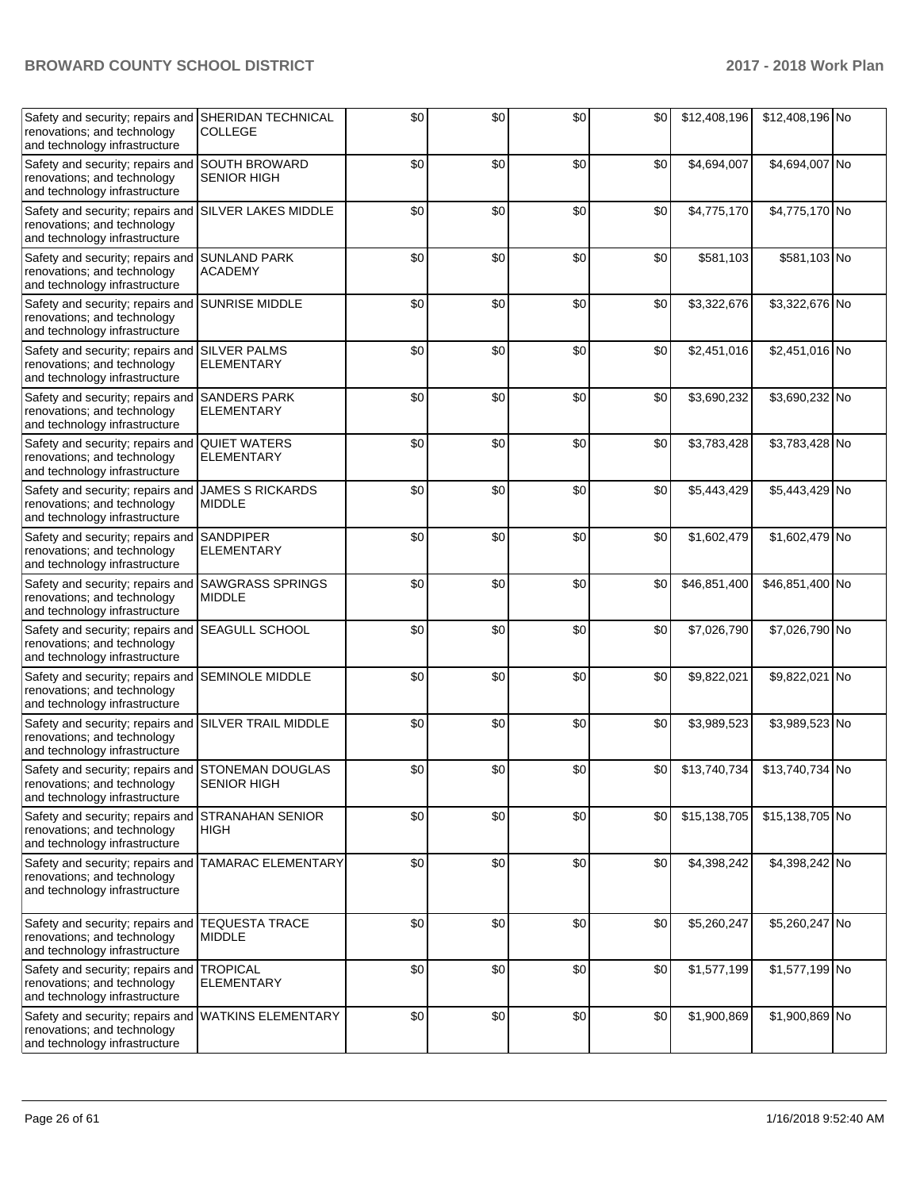| | | | | | | | | |
|---|---|---|---|---|---|---|---|---|
| Safety and security; repairs and renovations; and technology and technology infrastructure | SHERIDAN TECHNICAL COLLEGE | $0 | $0 | $0 | $0 | $12,408,196 | $12,408,196 | No |
| Safety and security; repairs and renovations; and technology and technology infrastructure | SOUTH BROWARD SENIOR HIGH | $0 | $0 | $0 | $0 | $4,694,007 | $4,694,007 | No |
| Safety and security; repairs and renovations; and technology and technology infrastructure | SILVER LAKES MIDDLE | $0 | $0 | $0 | $0 | $4,775,170 | $4,775,170 | No |
| Safety and security; repairs and renovations; and technology and technology infrastructure | SUNLAND PARK ACADEMY | $0 | $0 | $0 | $0 | $581,103 | $581,103 | No |
| Safety and security; repairs and renovations; and technology and technology infrastructure | SUNRISE MIDDLE | $0 | $0 | $0 | $0 | $3,322,676 | $3,322,676 | No |
| Safety and security; repairs and renovations; and technology and technology infrastructure | SILVER PALMS ELEMENTARY | $0 | $0 | $0 | $0 | $2,451,016 | $2,451,016 | No |
| Safety and security; repairs and renovations; and technology and technology infrastructure | SANDERS PARK ELEMENTARY | $0 | $0 | $0 | $0 | $3,690,232 | $3,690,232 | No |
| Safety and security; repairs and renovations; and technology and technology infrastructure | QUIET WATERS ELEMENTARY | $0 | $0 | $0 | $0 | $3,783,428 | $3,783,428 | No |
| Safety and security; repairs and renovations; and technology and technology infrastructure | JAMES S RICKARDS MIDDLE | $0 | $0 | $0 | $0 | $5,443,429 | $5,443,429 | No |
| Safety and security; repairs and renovations; and technology and technology infrastructure | SANDPIPER ELEMENTARY | $0 | $0 | $0 | $0 | $1,602,479 | $1,602,479 | No |
| Safety and security; repairs and renovations; and technology and technology infrastructure | SAWGRASS SPRINGS MIDDLE | $0 | $0 | $0 | $0 | $46,851,400 | $46,851,400 | No |
| Safety and security; repairs and renovations; and technology and technology infrastructure | SEAGULL SCHOOL | $0 | $0 | $0 | $0 | $7,026,790 | $7,026,790 | No |
| Safety and security; repairs and renovations; and technology and technology infrastructure | SEMINOLE MIDDLE | $0 | $0 | $0 | $0 | $9,822,021 | $9,822,021 | No |
| Safety and security; repairs and renovations; and technology and technology infrastructure | SILVER TRAIL MIDDLE | $0 | $0 | $0 | $0 | $3,989,523 | $3,989,523 | No |
| Safety and security; repairs and renovations; and technology and technology infrastructure | STONEMAN DOUGLAS SENIOR HIGH | $0 | $0 | $0 | $0 | $13,740,734 | $13,740,734 | No |
| Safety and security; repairs and renovations; and technology and technology infrastructure | STRANAHAN SENIOR HIGH | $0 | $0 | $0 | $0 | $15,138,705 | $15,138,705 | No |
| Safety and security; repairs and renovations; and technology and technology infrastructure | TAMARAC ELEMENTARY | $0 | $0 | $0 | $0 | $4,398,242 | $4,398,242 | No |
| Safety and security; repairs and renovations; and technology and technology infrastructure | TEQUESTA TRACE MIDDLE | $0 | $0 | $0 | $0 | $5,260,247 | $5,260,247 | No |
| Safety and security; repairs and renovations; and technology and technology infrastructure | TROPICAL ELEMENTARY | $0 | $0 | $0 | $0 | $1,577,199 | $1,577,199 | No |
| Safety and security; repairs and renovations; and technology and technology infrastructure | WATKINS ELEMENTARY | $0 | $0 | $0 | $0 | $1,900,869 | $1,900,869 | No |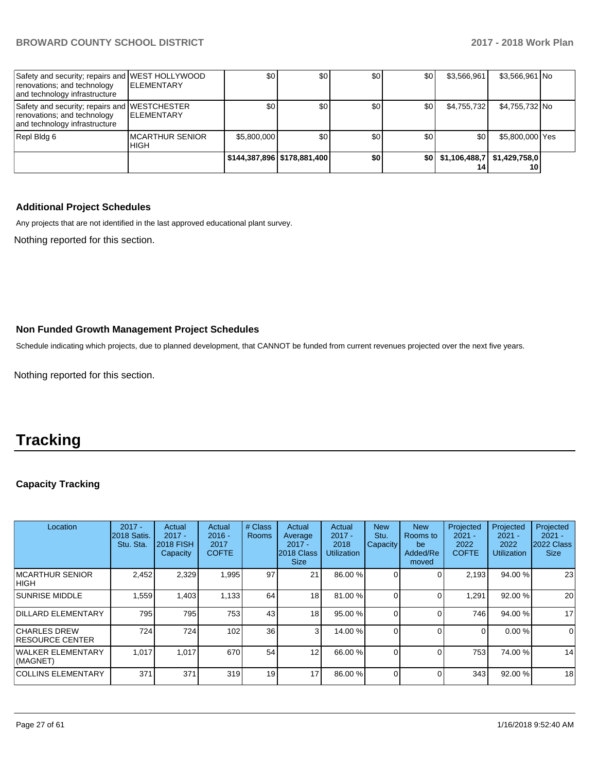| Safety and security; repairs and renovations; and technology and technology infrastructure | WEST HOLLYWOOD ELEMENTARY | $0 | $0 | $0 | $0 | $3,566,961 | $3,566,961 | No |
|---|---|---|---|---|---|---|---|---|
| Safety and security; repairs and renovations; and technology and technology infrastructure | WESTCHESTER ELEMENTARY | $0 | $0 | $0 | $0 | $4,755,732 | $4,755,732 | No |
| Repl Bldg 6 | MCARTHUR SENIOR HIGH | $5,800,000 | $0 | $0 | $0 | $0 | $5,800,000 | Yes |
| | | $144,387,896 | $178,881,400 | $0 | $0 | $1,106,488,714 | $1,429,758,010 | |

### Additional Project Schedules

Any projects that are not identified in the last approved educational plant survey.

Nothing reported for this section.

### Non Funded Growth Management Project Schedules

Schedule indicating which projects, due to planned development, that CANNOT be funded from current revenues projected over the next five years.

Nothing reported for this section.

# Tracking

### Capacity Tracking

| Location | 2017 - 2018 Satis. Stu. Sta. | Actual 2017 - 2018 FISH Capacity | Actual 2016 - 2017 COFTE | # Class Rooms | Actual Average 2017 - 2018 Class Size | Actual 2017 - 2018 Utilization | New Stu. Capacity | New Rooms to be Added/Removed | Projected 2021 - 2022 COFTE | Projected 2021 - 2022 Utilization | Projected 2021 - 2022 Class Size |
|---|---|---|---|---|---|---|---|---|---|---|---|
| MCARTHUR SENIOR HIGH | 2,452 | 2,329 | 1,995 | 97 | 21 | 86.00 % | 0 | 0 | 2,193 | 94.00 % | 23 |
| SUNRISE MIDDLE | 1,559 | 1,403 | 1,133 | 64 | 18 | 81.00 % | 0 | 0 | 1,291 | 92.00 % | 20 |
| DILLARD ELEMENTARY | 795 | 795 | 753 | 43 | 18 | 95.00 % | 0 | 0 | 746 | 94.00 % | 17 |
| CHARLES DREW RESOURCE CENTER | 724 | 724 | 102 | 36 | 3 | 14.00 % | 0 | 0 | 0 | 0.00 % | 0 |
| WALKER ELEMENTARY (MAGNET) | 1,017 | 1,017 | 670 | 54 | 12 | 66.00 % | 0 | 0 | 753 | 74.00 % | 14 |
| COLLINS ELEMENTARY | 371 | 371 | 319 | 19 | 17 | 86.00 % | 0 | 0 | 343 | 92.00 % | 18 |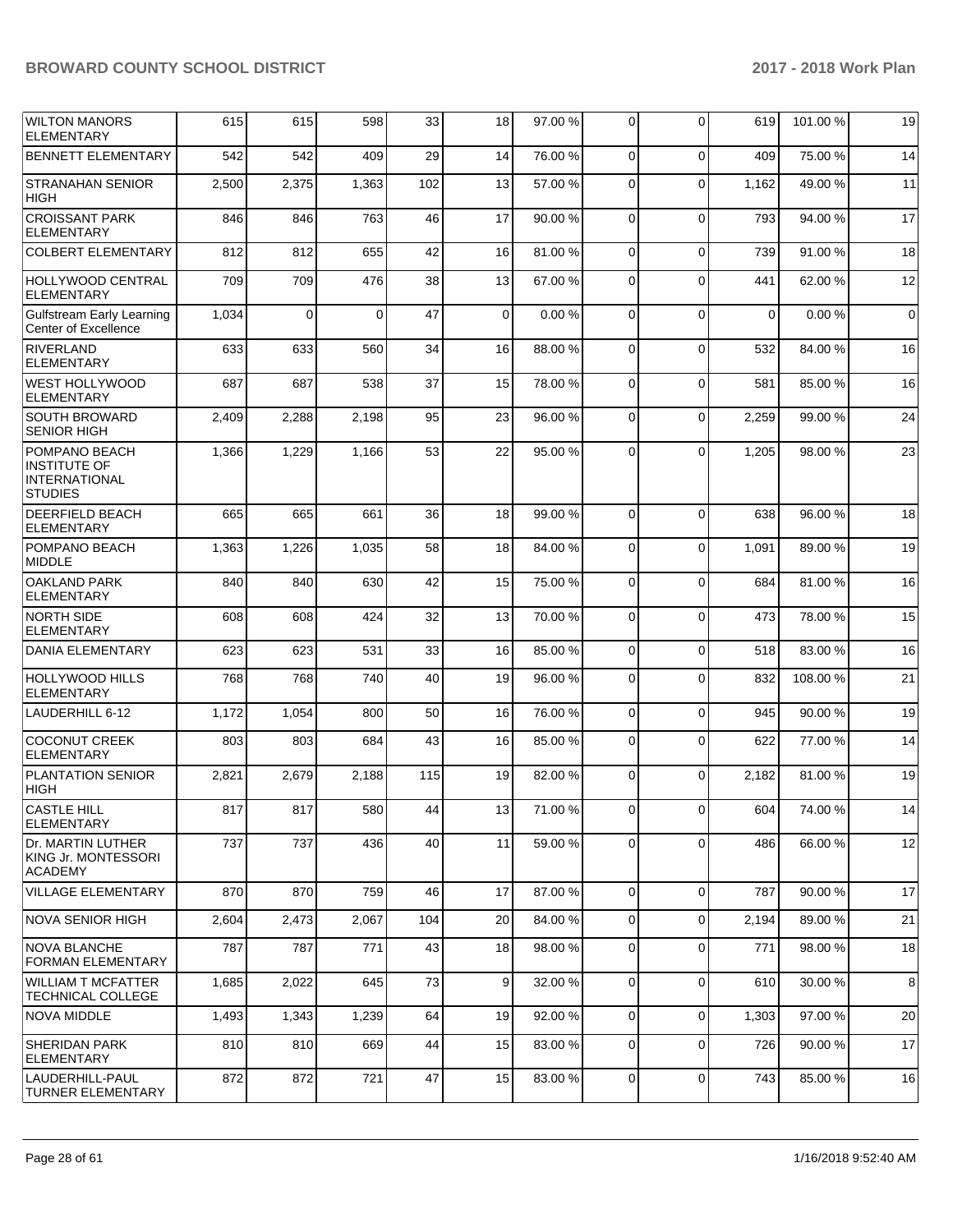| WILTON MANORS ELEMENTARY | 615 | 615 | 598 | 33 | 18 | 97.00 % | 0 | 0 | 619 | 101.00 % | 19 |
|---|---|---|---|---|---|---|---|---|---|---|---|
| BENNETT ELEMENTARY | 542 | 542 | 409 | 29 | 14 | 76.00 % | 0 | 0 | 409 | 75.00 % | 14 |
| STRANAHAN SENIOR HIGH | 2,500 | 2,375 | 1,363 | 102 | 13 | 57.00 % | 0 | 0 | 1,162 | 49.00 % | 11 |
| CROISSANT PARK ELEMENTARY | 846 | 846 | 763 | 46 | 17 | 90.00 % | 0 | 0 | 793 | 94.00 % | 17 |
| COLBERT ELEMENTARY | 812 | 812 | 655 | 42 | 16 | 81.00 % | 0 | 0 | 739 | 91.00 % | 18 |
| HOLLYWOOD CENTRAL ELEMENTARY | 709 | 709 | 476 | 38 | 13 | 67.00 % | 0 | 0 | 441 | 62.00 % | 12 |
| Gulfstream Early Learning Center of Excellence | 1,034 | 0 | 0 | 47 | 0 | 0.00 % | 0 | 0 | 0 | 0.00 % | 0 |
| RIVERLAND ELEMENTARY | 633 | 633 | 560 | 34 | 16 | 88.00 % | 0 | 0 | 532 | 84.00 % | 16 |
| WEST HOLLYWOOD ELEMENTARY | 687 | 687 | 538 | 37 | 15 | 78.00 % | 0 | 0 | 581 | 85.00 % | 16 |
| SOUTH BROWARD SENIOR HIGH | 2,409 | 2,288 | 2,198 | 95 | 23 | 96.00 % | 0 | 0 | 2,259 | 99.00 % | 24 |
| POMPANO BEACH INSTITUTE OF INTERNATIONAL STUDIES | 1,366 | 1,229 | 1,166 | 53 | 22 | 95.00 % | 0 | 0 | 1,205 | 98.00 % | 23 |
| DEERFIELD BEACH ELEMENTARY | 665 | 665 | 661 | 36 | 18 | 99.00 % | 0 | 0 | 638 | 96.00 % | 18 |
| POMPANO BEACH MIDDLE | 1,363 | 1,226 | 1,035 | 58 | 18 | 84.00 % | 0 | 0 | 1,091 | 89.00 % | 19 |
| OAKLAND PARK ELEMENTARY | 840 | 840 | 630 | 42 | 15 | 75.00 % | 0 | 0 | 684 | 81.00 % | 16 |
| NORTH SIDE ELEMENTARY | 608 | 608 | 424 | 32 | 13 | 70.00 % | 0 | 0 | 473 | 78.00 % | 15 |
| DANIA ELEMENTARY | 623 | 623 | 531 | 33 | 16 | 85.00 % | 0 | 0 | 518 | 83.00 % | 16 |
| HOLLYWOOD HILLS ELEMENTARY | 768 | 768 | 740 | 40 | 19 | 96.00 % | 0 | 0 | 832 | 108.00 % | 21 |
| LAUDERHILL 6-12 | 1,172 | 1,054 | 800 | 50 | 16 | 76.00 % | 0 | 0 | 945 | 90.00 % | 19 |
| COCONUT CREEK ELEMENTARY | 803 | 803 | 684 | 43 | 16 | 85.00 % | 0 | 0 | 622 | 77.00 % | 14 |
| PLANTATION SENIOR HIGH | 2,821 | 2,679 | 2,188 | 115 | 19 | 82.00 % | 0 | 0 | 2,182 | 81.00 % | 19 |
| CASTLE HILL ELEMENTARY | 817 | 817 | 580 | 44 | 13 | 71.00 % | 0 | 0 | 604 | 74.00 % | 14 |
| Dr. MARTIN LUTHER KING Jr. MONTESSORI ACADEMY | 737 | 737 | 436 | 40 | 11 | 59.00 % | 0 | 0 | 486 | 66.00 % | 12 |
| VILLAGE ELEMENTARY | 870 | 870 | 759 | 46 | 17 | 87.00 % | 0 | 0 | 787 | 90.00 % | 17 |
| NOVA SENIOR HIGH | 2,604 | 2,473 | 2,067 | 104 | 20 | 84.00 % | 0 | 0 | 2,194 | 89.00 % | 21 |
| NOVA BLANCHE FORMAN ELEMENTARY | 787 | 787 | 771 | 43 | 18 | 98.00 % | 0 | 0 | 771 | 98.00 % | 18 |
| WILLIAM T MCFATTER TECHNICAL COLLEGE | 1,685 | 2,022 | 645 | 73 | 9 | 32.00 % | 0 | 0 | 610 | 30.00 % | 8 |
| NOVA MIDDLE | 1,493 | 1,343 | 1,239 | 64 | 19 | 92.00 % | 0 | 0 | 1,303 | 97.00 % | 20 |
| SHERIDAN PARK ELEMENTARY | 810 | 810 | 669 | 44 | 15 | 83.00 % | 0 | 0 | 726 | 90.00 % | 17 |
| LAUDERHILL-PAUL TURNER ELEMENTARY | 872 | 872 | 721 | 47 | 15 | 83.00 % | 0 | 0 | 743 | 85.00 % | 16 |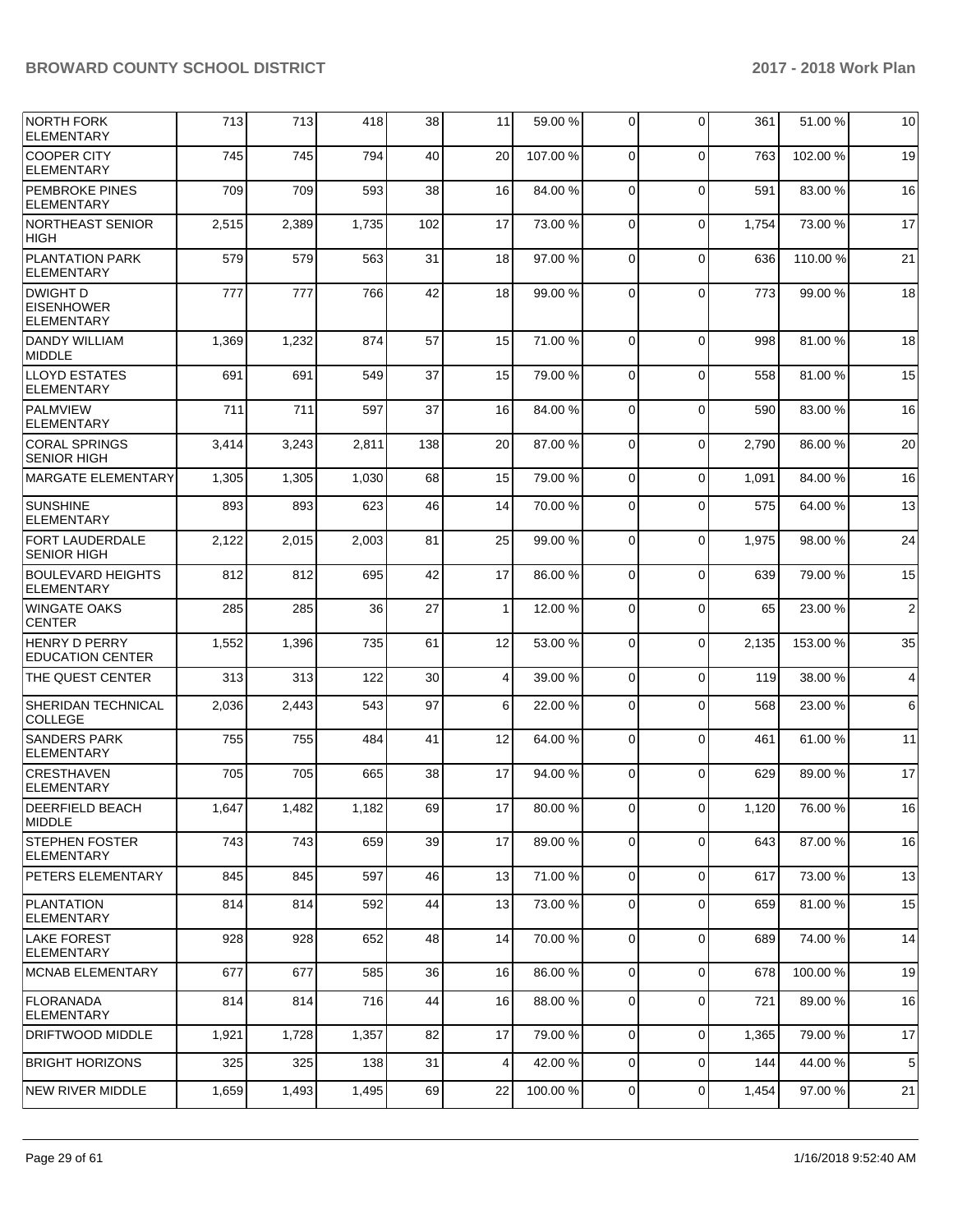| | | | | | | | | | | | |
|---|---|---|---|---|---|---|---|---|---|---|---|
| NORTH FORK ELEMENTARY | 713 | 713 | 418 | 38 | 11 | 59.00 % | 0 | 0 | 361 | 51.00 % | 10 |
| COOPER CITY ELEMENTARY | 745 | 745 | 794 | 40 | 20 | 107.00 % | 0 | 0 | 763 | 102.00 % | 19 |
| PEMBROKE PINES ELEMENTARY | 709 | 709 | 593 | 38 | 16 | 84.00 % | 0 | 0 | 591 | 83.00 % | 16 |
| NORTHEAST SENIOR HIGH | 2,515 | 2,389 | 1,735 | 102 | 17 | 73.00 % | 0 | 0 | 1,754 | 73.00 % | 17 |
| PLANTATION PARK ELEMENTARY | 579 | 579 | 563 | 31 | 18 | 97.00 % | 0 | 0 | 636 | 110.00 % | 21 |
| DWIGHT D EISENHOWER ELEMENTARY | 777 | 777 | 766 | 42 | 18 | 99.00 % | 0 | 0 | 773 | 99.00 % | 18 |
| DANDY WILLIAM MIDDLE | 1,369 | 1,232 | 874 | 57 | 15 | 71.00 % | 0 | 0 | 998 | 81.00 % | 18 |
| LLOYD ESTATES ELEMENTARY | 691 | 691 | 549 | 37 | 15 | 79.00 % | 0 | 0 | 558 | 81.00 % | 15 |
| PALMVIEW ELEMENTARY | 711 | 711 | 597 | 37 | 16 | 84.00 % | 0 | 0 | 590 | 83.00 % | 16 |
| CORAL SPRINGS SENIOR HIGH | 3,414 | 3,243 | 2,811 | 138 | 20 | 87.00 % | 0 | 0 | 2,790 | 86.00 % | 20 |
| MARGATE ELEMENTARY | 1,305 | 1,305 | 1,030 | 68 | 15 | 79.00 % | 0 | 0 | 1,091 | 84.00 % | 16 |
| SUNSHINE ELEMENTARY | 893 | 893 | 623 | 46 | 14 | 70.00 % | 0 | 0 | 575 | 64.00 % | 13 |
| FORT LAUDERDALE SENIOR HIGH | 2,122 | 2,015 | 2,003 | 81 | 25 | 99.00 % | 0 | 0 | 1,975 | 98.00 % | 24 |
| BOULEVARD HEIGHTS ELEMENTARY | 812 | 812 | 695 | 42 | 17 | 86.00 % | 0 | 0 | 639 | 79.00 % | 15 |
| WINGATE OAKS CENTER | 285 | 285 | 36 | 27 | 1 | 12.00 % | 0 | 0 | 65 | 23.00 % | 2 |
| HENRY D PERRY EDUCATION CENTER | 1,552 | 1,396 | 735 | 61 | 12 | 53.00 % | 0 | 0 | 2,135 | 153.00 % | 35 |
| THE QUEST CENTER | 313 | 313 | 122 | 30 | 4 | 39.00 % | 0 | 0 | 119 | 38.00 % | 4 |
| SHERIDAN TECHNICAL COLLEGE | 2,036 | 2,443 | 543 | 97 | 6 | 22.00 % | 0 | 0 | 568 | 23.00 % | 6 |
| SANDERS PARK ELEMENTARY | 755 | 755 | 484 | 41 | 12 | 64.00 % | 0 | 0 | 461 | 61.00 % | 11 |
| CRESTHAVEN ELEMENTARY | 705 | 705 | 665 | 38 | 17 | 94.00 % | 0 | 0 | 629 | 89.00 % | 17 |
| DEERFIELD BEACH MIDDLE | 1,647 | 1,482 | 1,182 | 69 | 17 | 80.00 % | 0 | 0 | 1,120 | 76.00 % | 16 |
| STEPHEN FOSTER ELEMENTARY | 743 | 743 | 659 | 39 | 17 | 89.00 % | 0 | 0 | 643 | 87.00 % | 16 |
| PETERS ELEMENTARY | 845 | 845 | 597 | 46 | 13 | 71.00 % | 0 | 0 | 617 | 73.00 % | 13 |
| PLANTATION ELEMENTARY | 814 | 814 | 592 | 44 | 13 | 73.00 % | 0 | 0 | 659 | 81.00 % | 15 |
| LAKE FOREST ELEMENTARY | 928 | 928 | 652 | 48 | 14 | 70.00 % | 0 | 0 | 689 | 74.00 % | 14 |
| MCNAB ELEMENTARY | 677 | 677 | 585 | 36 | 16 | 86.00 % | 0 | 0 | 678 | 100.00 % | 19 |
| FLORANADA ELEMENTARY | 814 | 814 | 716 | 44 | 16 | 88.00 % | 0 | 0 | 721 | 89.00 % | 16 |
| DRIFTWOOD MIDDLE | 1,921 | 1,728 | 1,357 | 82 | 17 | 79.00 % | 0 | 0 | 1,365 | 79.00 % | 17 |
| BRIGHT HORIZONS | 325 | 325 | 138 | 31 | 4 | 42.00 % | 0 | 0 | 144 | 44.00 % | 5 |
| NEW RIVER MIDDLE | 1,659 | 1,493 | 1,495 | 69 | 22 | 100.00 % | 0 | 0 | 1,454 | 97.00 % | 21 |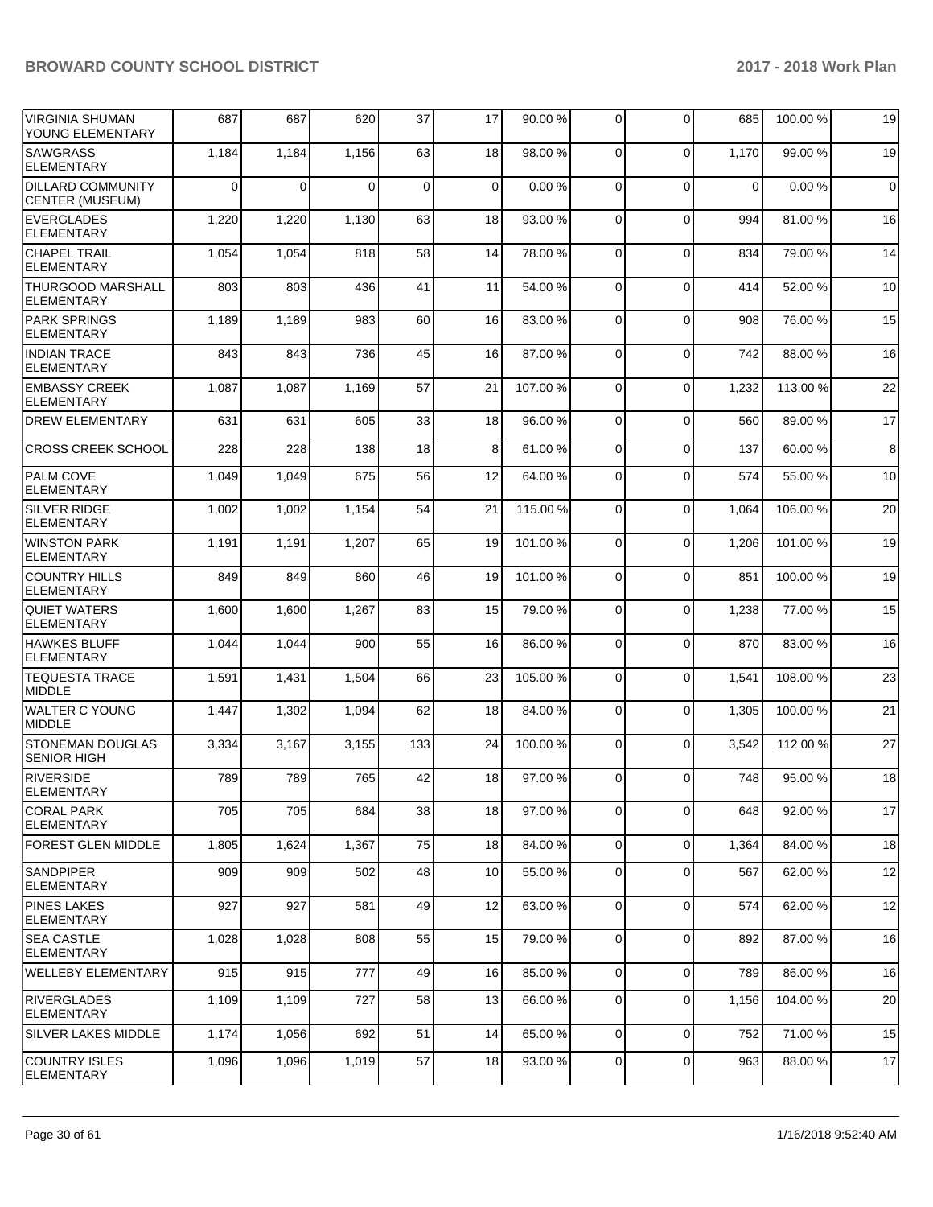| VIRGINIA SHUMAN YOUNG ELEMENTARY | 687 | 687 | 620 | 37 | 17 | 90.00 % | 0 | 0 | 685 | 100.00 % | 19 |
|---|---|---|---|---|---|---|---|---|---|---|---|
| SAWGRASS ELEMENTARY | 1,184 | 1,184 | 1,156 | 63 | 18 | 98.00 % | 0 | 0 | 1,170 | 99.00 % | 19 |
| DILLARD COMMUNITY CENTER (MUSEUM) | 0 | 0 | 0 | 0 | 0 | 0.00 % | 0 | 0 | 0 | 0.00 % | 0 |
| EVERGLADES ELEMENTARY | 1,220 | 1,220 | 1,130 | 63 | 18 | 93.00 % | 0 | 0 | 994 | 81.00 % | 16 |
| CHAPEL TRAIL ELEMENTARY | 1,054 | 1,054 | 818 | 58 | 14 | 78.00 % | 0 | 0 | 834 | 79.00 % | 14 |
| THURGOOD MARSHALL ELEMENTARY | 803 | 803 | 436 | 41 | 11 | 54.00 % | 0 | 0 | 414 | 52.00 % | 10 |
| PARK SPRINGS ELEMENTARY | 1,189 | 1,189 | 983 | 60 | 16 | 83.00 % | 0 | 0 | 908 | 76.00 % | 15 |
| INDIAN TRACE ELEMENTARY | 843 | 843 | 736 | 45 | 16 | 87.00 % | 0 | 0 | 742 | 88.00 % | 16 |
| EMBASSY CREEK ELEMENTARY | 1,087 | 1,087 | 1,169 | 57 | 21 | 107.00 % | 0 | 0 | 1,232 | 113.00 % | 22 |
| DREW ELEMENTARY | 631 | 631 | 605 | 33 | 18 | 96.00 % | 0 | 0 | 560 | 89.00 % | 17 |
| CROSS CREEK SCHOOL | 228 | 228 | 138 | 18 | 8 | 61.00 % | 0 | 0 | 137 | 60.00 % | 8 |
| PALM COVE ELEMENTARY | 1,049 | 1,049 | 675 | 56 | 12 | 64.00 % | 0 | 0 | 574 | 55.00 % | 10 |
| SILVER RIDGE ELEMENTARY | 1,002 | 1,002 | 1,154 | 54 | 21 | 115.00 % | 0 | 0 | 1,064 | 106.00 % | 20 |
| WINSTON PARK ELEMENTARY | 1,191 | 1,191 | 1,207 | 65 | 19 | 101.00 % | 0 | 0 | 1,206 | 101.00 % | 19 |
| COUNTRY HILLS ELEMENTARY | 849 | 849 | 860 | 46 | 19 | 101.00 % | 0 | 0 | 851 | 100.00 % | 19 |
| QUIET WATERS ELEMENTARY | 1,600 | 1,600 | 1,267 | 83 | 15 | 79.00 % | 0 | 0 | 1,238 | 77.00 % | 15 |
| HAWKES BLUFF ELEMENTARY | 1,044 | 1,044 | 900 | 55 | 16 | 86.00 % | 0 | 0 | 870 | 83.00 % | 16 |
| TEQUESTA TRACE MIDDLE | 1,591 | 1,431 | 1,504 | 66 | 23 | 105.00 % | 0 | 0 | 1,541 | 108.00 % | 23 |
| WALTER C YOUNG MIDDLE | 1,447 | 1,302 | 1,094 | 62 | 18 | 84.00 % | 0 | 0 | 1,305 | 100.00 % | 21 |
| STONEMAN DOUGLAS SENIOR HIGH | 3,334 | 3,167 | 3,155 | 133 | 24 | 100.00 % | 0 | 0 | 3,542 | 112.00 % | 27 |
| RIVERSIDE ELEMENTARY | 789 | 789 | 765 | 42 | 18 | 97.00 % | 0 | 0 | 748 | 95.00 % | 18 |
| CORAL PARK ELEMENTARY | 705 | 705 | 684 | 38 | 18 | 97.00 % | 0 | 0 | 648 | 92.00 % | 17 |
| FOREST GLEN MIDDLE | 1,805 | 1,624 | 1,367 | 75 | 18 | 84.00 % | 0 | 0 | 1,364 | 84.00 % | 18 |
| SANDPIPER ELEMENTARY | 909 | 909 | 502 | 48 | 10 | 55.00 % | 0 | 0 | 567 | 62.00 % | 12 |
| PINES LAKES ELEMENTARY | 927 | 927 | 581 | 49 | 12 | 63.00 % | 0 | 0 | 574 | 62.00 % | 12 |
| SEA CASTLE ELEMENTARY | 1,028 | 1,028 | 808 | 55 | 15 | 79.00 % | 0 | 0 | 892 | 87.00 % | 16 |
| WELLEBY ELEMENTARY | 915 | 915 | 777 | 49 | 16 | 85.00 % | 0 | 0 | 789 | 86.00 % | 16 |
| RIVERGLADES ELEMENTARY | 1,109 | 1,109 | 727 | 58 | 13 | 66.00 % | 0 | 0 | 1,156 | 104.00 % | 20 |
| SILVER LAKES MIDDLE | 1,174 | 1,056 | 692 | 51 | 14 | 65.00 % | 0 | 0 | 752 | 71.00 % | 15 |
| COUNTRY ISLES ELEMENTARY | 1,096 | 1,096 | 1,019 | 57 | 18 | 93.00 % | 0 | 0 | 963 | 88.00 % | 17 |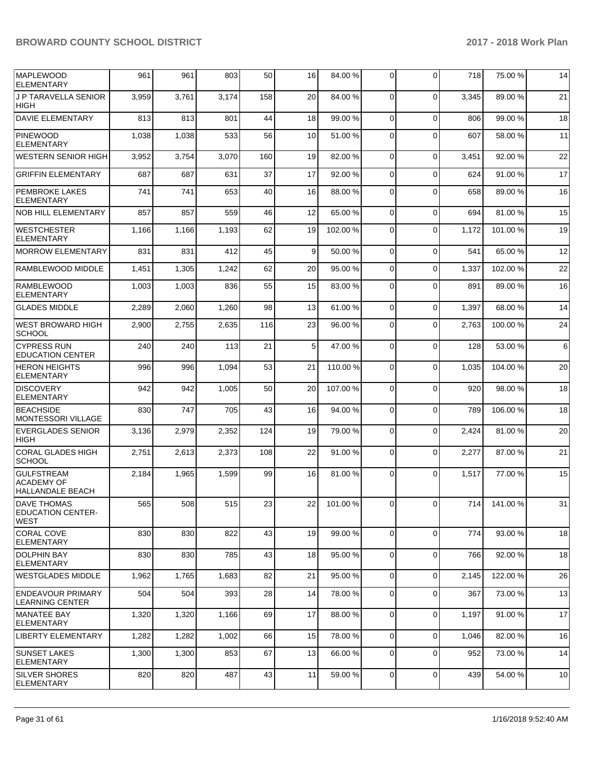| | | | | | | | | | | | |
|---|---|---|---|---|---|---|---|---|---|---|---|
| MAPLEWOOD ELEMENTARY | 961 | 961 | 803 | 50 | 16 | 84.00 % | 0 | 0 | 718 | 75.00 % | 14 |
| J P TARAVELLA SENIOR HIGH | 3,959 | 3,761 | 3,174 | 158 | 20 | 84.00 % | 0 | 0 | 3,345 | 89.00 % | 21 |
| DAVIE ELEMENTARY | 813 | 813 | 801 | 44 | 18 | 99.00 % | 0 | 0 | 806 | 99.00 % | 18 |
| PINEWOOD ELEMENTARY | 1,038 | 1,038 | 533 | 56 | 10 | 51.00 % | 0 | 0 | 607 | 58.00 % | 11 |
| WESTERN SENIOR HIGH | 3,952 | 3,754 | 3,070 | 160 | 19 | 82.00 % | 0 | 0 | 3,451 | 92.00 % | 22 |
| GRIFFIN ELEMENTARY | 687 | 687 | 631 | 37 | 17 | 92.00 % | 0 | 0 | 624 | 91.00 % | 17 |
| PEMBROKE LAKES ELEMENTARY | 741 | 741 | 653 | 40 | 16 | 88.00 % | 0 | 0 | 658 | 89.00 % | 16 |
| NOB HILL ELEMENTARY | 857 | 857 | 559 | 46 | 12 | 65.00 % | 0 | 0 | 694 | 81.00 % | 15 |
| WESTCHESTER ELEMENTARY | 1,166 | 1,166 | 1,193 | 62 | 19 | 102.00 % | 0 | 0 | 1,172 | 101.00 % | 19 |
| MORROW ELEMENTARY | 831 | 831 | 412 | 45 | 9 | 50.00 % | 0 | 0 | 541 | 65.00 % | 12 |
| RAMBLEWOOD MIDDLE | 1,451 | 1,305 | 1,242 | 62 | 20 | 95.00 % | 0 | 0 | 1,337 | 102.00 % | 22 |
| RAMBLEWOOD ELEMENTARY | 1,003 | 1,003 | 836 | 55 | 15 | 83.00 % | 0 | 0 | 891 | 89.00 % | 16 |
| GLADES MIDDLE | 2,289 | 2,060 | 1,260 | 98 | 13 | 61.00 % | 0 | 0 | 1,397 | 68.00 % | 14 |
| WEST BROWARD HIGH SCHOOL | 2,900 | 2,755 | 2,635 | 116 | 23 | 96.00 % | 0 | 0 | 2,763 | 100.00 % | 24 |
| CYPRESS RUN EDUCATION CENTER | 240 | 240 | 113 | 21 | 5 | 47.00 % | 0 | 0 | 128 | 53.00 % | 6 |
| HERON HEIGHTS ELEMENTARY | 996 | 996 | 1,094 | 53 | 21 | 110.00 % | 0 | 0 | 1,035 | 104.00 % | 20 |
| DISCOVERY ELEMENTARY | 942 | 942 | 1,005 | 50 | 20 | 107.00 % | 0 | 0 | 920 | 98.00 % | 18 |
| BEACHSIDE MONTESSORI VILLAGE | 830 | 747 | 705 | 43 | 16 | 94.00 % | 0 | 0 | 789 | 106.00 % | 18 |
| EVERGLADES SENIOR HIGH | 3,136 | 2,979 | 2,352 | 124 | 19 | 79.00 % | 0 | 0 | 2,424 | 81.00 % | 20 |
| CORAL GLADES HIGH SCHOOL | 2,751 | 2,613 | 2,373 | 108 | 22 | 91.00 % | 0 | 0 | 2,277 | 87.00 % | 21 |
| GULFSTREAM ACADEMY OF HALLANDALE BEACH | 2,184 | 1,965 | 1,599 | 99 | 16 | 81.00 % | 0 | 0 | 1,517 | 77.00 % | 15 |
| DAVE THOMAS EDUCATION CENTER-WEST | 565 | 508 | 515 | 23 | 22 | 101.00 % | 0 | 0 | 714 | 141.00 % | 31 |
| CORAL COVE ELEMENTARY | 830 | 830 | 822 | 43 | 19 | 99.00 % | 0 | 0 | 774 | 93.00 % | 18 |
| DOLPHIN BAY ELEMENTARY | 830 | 830 | 785 | 43 | 18 | 95.00 % | 0 | 0 | 766 | 92.00 % | 18 |
| WESTGLADES MIDDLE | 1,962 | 1,765 | 1,683 | 82 | 21 | 95.00 % | 0 | 0 | 2,145 | 122.00 % | 26 |
| ENDEAVOUR PRIMARY LEARNING CENTER | 504 | 504 | 393 | 28 | 14 | 78.00 % | 0 | 0 | 367 | 73.00 % | 13 |
| MANATEE BAY ELEMENTARY | 1,320 | 1,320 | 1,166 | 69 | 17 | 88.00 % | 0 | 0 | 1,197 | 91.00 % | 17 |
| LIBERTY ELEMENTARY | 1,282 | 1,282 | 1,002 | 66 | 15 | 78.00 % | 0 | 0 | 1,046 | 82.00 % | 16 |
| SUNSET LAKES ELEMENTARY | 1,300 | 1,300 | 853 | 67 | 13 | 66.00 % | 0 | 0 | 952 | 73.00 % | 14 |
| SILVER SHORES ELEMENTARY | 820 | 820 | 487 | 43 | 11 | 59.00 % | 0 | 0 | 439 | 54.00 % | 10 |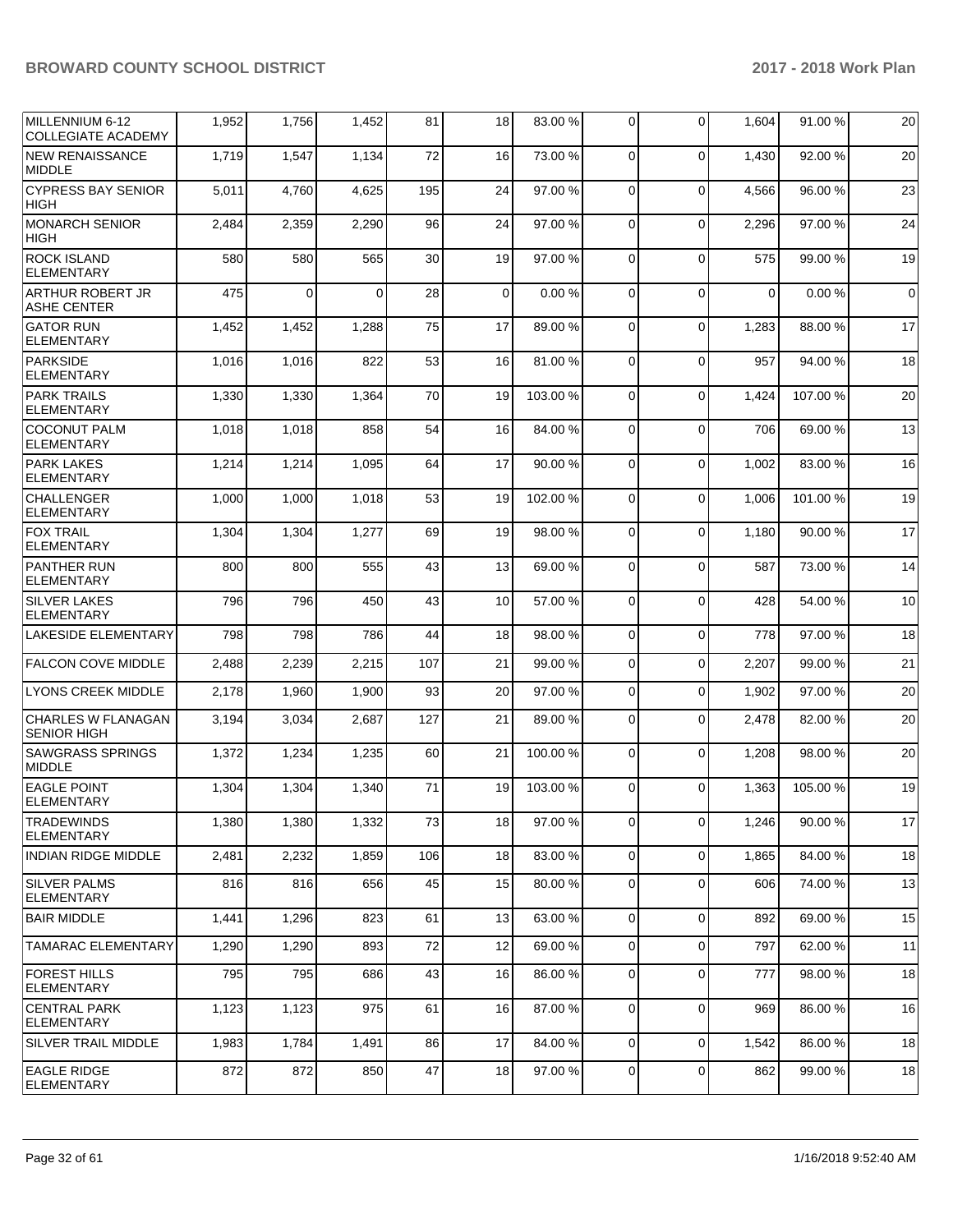| | | | | | | | | | | | |
|---|---|---|---|---|---|---|---|---|---|---|---|
| MILLENNIUM 6-12 COLLEGIATE ACADEMY | 1,952 | 1,756 | 1,452 | 81 | 18 | 83.00 % | 0 | 0 | 1,604 | 91.00 % | 20 |
| NEW RENAISSANCE MIDDLE | 1,719 | 1,547 | 1,134 | 72 | 16 | 73.00 % | 0 | 0 | 1,430 | 92.00 % | 20 |
| CYPRESS BAY SENIOR HIGH | 5,011 | 4,760 | 4,625 | 195 | 24 | 97.00 % | 0 | 0 | 4,566 | 96.00 % | 23 |
| MONARCH SENIOR HIGH | 2,484 | 2,359 | 2,290 | 96 | 24 | 97.00 % | 0 | 0 | 2,296 | 97.00 % | 24 |
| ROCK ISLAND ELEMENTARY | 580 | 580 | 565 | 30 | 19 | 97.00 % | 0 | 0 | 575 | 99.00 % | 19 |
| ARTHUR ROBERT JR ASHE CENTER | 475 | 0 | 0 | 28 | 0 | 0.00 % | 0 | 0 | 0 | 0.00 % | 0 |
| GATOR RUN ELEMENTARY | 1,452 | 1,452 | 1,288 | 75 | 17 | 89.00 % | 0 | 0 | 1,283 | 88.00 % | 17 |
| PARKSIDE ELEMENTARY | 1,016 | 1,016 | 822 | 53 | 16 | 81.00 % | 0 | 0 | 957 | 94.00 % | 18 |
| PARK TRAILS ELEMENTARY | 1,330 | 1,330 | 1,364 | 70 | 19 | 103.00 % | 0 | 0 | 1,424 | 107.00 % | 20 |
| COCONUT PALM ELEMENTARY | 1,018 | 1,018 | 858 | 54 | 16 | 84.00 % | 0 | 0 | 706 | 69.00 % | 13 |
| PARK LAKES ELEMENTARY | 1,214 | 1,214 | 1,095 | 64 | 17 | 90.00 % | 0 | 0 | 1,002 | 83.00 % | 16 |
| CHALLENGER ELEMENTARY | 1,000 | 1,000 | 1,018 | 53 | 19 | 102.00 % | 0 | 0 | 1,006 | 101.00 % | 19 |
| FOX TRAIL ELEMENTARY | 1,304 | 1,304 | 1,277 | 69 | 19 | 98.00 % | 0 | 0 | 1,180 | 90.00 % | 17 |
| PANTHER RUN ELEMENTARY | 800 | 800 | 555 | 43 | 13 | 69.00 % | 0 | 0 | 587 | 73.00 % | 14 |
| SILVER LAKES ELEMENTARY | 796 | 796 | 450 | 43 | 10 | 57.00 % | 0 | 0 | 428 | 54.00 % | 10 |
| LAKESIDE ELEMENTARY | 798 | 798 | 786 | 44 | 18 | 98.00 % | 0 | 0 | 778 | 97.00 % | 18 |
| FALCON COVE MIDDLE | 2,488 | 2,239 | 2,215 | 107 | 21 | 99.00 % | 0 | 0 | 2,207 | 99.00 % | 21 |
| LYONS CREEK MIDDLE | 2,178 | 1,960 | 1,900 | 93 | 20 | 97.00 % | 0 | 0 | 1,902 | 97.00 % | 20 |
| CHARLES W FLANAGAN SENIOR HIGH | 3,194 | 3,034 | 2,687 | 127 | 21 | 89.00 % | 0 | 0 | 2,478 | 82.00 % | 20 |
| SAWGRASS SPRINGS MIDDLE | 1,372 | 1,234 | 1,235 | 60 | 21 | 100.00 % | 0 | 0 | 1,208 | 98.00 % | 20 |
| EAGLE POINT ELEMENTARY | 1,304 | 1,304 | 1,340 | 71 | 19 | 103.00 % | 0 | 0 | 1,363 | 105.00 % | 19 |
| TRADEWINDS ELEMENTARY | 1,380 | 1,380 | 1,332 | 73 | 18 | 97.00 % | 0 | 0 | 1,246 | 90.00 % | 17 |
| INDIAN RIDGE MIDDLE | 2,481 | 2,232 | 1,859 | 106 | 18 | 83.00 % | 0 | 0 | 1,865 | 84.00 % | 18 |
| SILVER PALMS ELEMENTARY | 816 | 816 | 656 | 45 | 15 | 80.00 % | 0 | 0 | 606 | 74.00 % | 13 |
| BAIR MIDDLE | 1,441 | 1,296 | 823 | 61 | 13 | 63.00 % | 0 | 0 | 892 | 69.00 % | 15 |
| TAMARAC ELEMENTARY | 1,290 | 1,290 | 893 | 72 | 12 | 69.00 % | 0 | 0 | 797 | 62.00 % | 11 |
| FOREST HILLS ELEMENTARY | 795 | 795 | 686 | 43 | 16 | 86.00 % | 0 | 0 | 777 | 98.00 % | 18 |
| CENTRAL PARK ELEMENTARY | 1,123 | 1,123 | 975 | 61 | 16 | 87.00 % | 0 | 0 | 969 | 86.00 % | 16 |
| SILVER TRAIL MIDDLE | 1,983 | 1,784 | 1,491 | 86 | 17 | 84.00 % | 0 | 0 | 1,542 | 86.00 % | 18 |
| EAGLE RIDGE ELEMENTARY | 872 | 872 | 850 | 47 | 18 | 97.00 % | 0 | 0 | 862 | 99.00 % | 18 |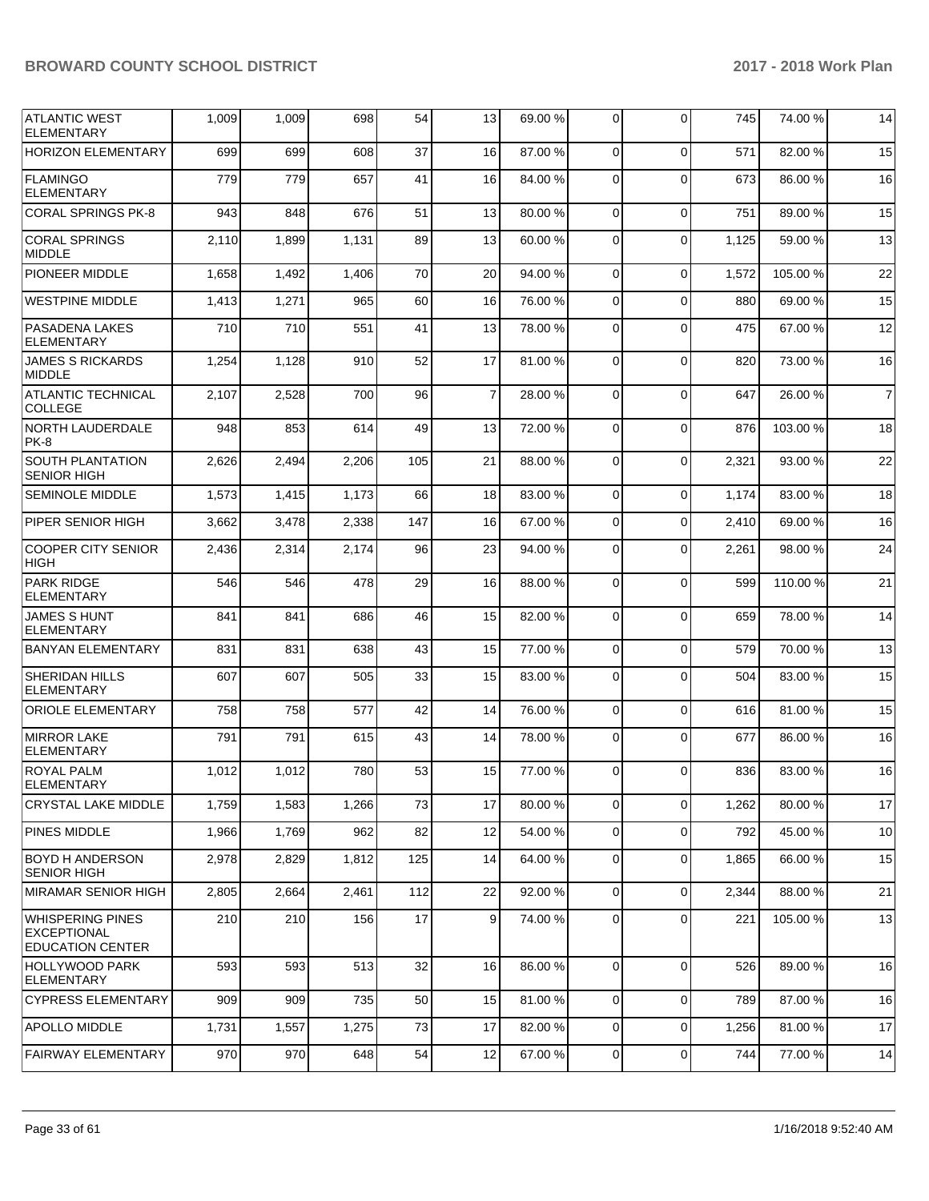| ATLANTIC WEST ELEMENTARY | 1,009 | 1,009 | 698 | 54 | 13 | 69.00 % | 0 | 0 | 745 | 74.00 % | 14 |
|---|---|---|---|---|---|---|---|---|---|---|---|
| HORIZON ELEMENTARY | 699 | 699 | 608 | 37 | 16 | 87.00 % | 0 | 0 | 571 | 82.00 % | 15 |
| FLAMINGO ELEMENTARY | 779 | 779 | 657 | 41 | 16 | 84.00 % | 0 | 0 | 673 | 86.00 % | 16 |
| CORAL SPRINGS PK-8 | 943 | 848 | 676 | 51 | 13 | 80.00 % | 0 | 0 | 751 | 89.00 % | 15 |
| CORAL SPRINGS MIDDLE | 2,110 | 1,899 | 1,131 | 89 | 13 | 60.00 % | 0 | 0 | 1,125 | 59.00 % | 13 |
| PIONEER MIDDLE | 1,658 | 1,492 | 1,406 | 70 | 20 | 94.00 % | 0 | 0 | 1,572 | 105.00 % | 22 |
| WESTPINE MIDDLE | 1,413 | 1,271 | 965 | 60 | 16 | 76.00 % | 0 | 0 | 880 | 69.00 % | 15 |
| PASADENA LAKES ELEMENTARY | 710 | 710 | 551 | 41 | 13 | 78.00 % | 0 | 0 | 475 | 67.00 % | 12 |
| JAMES S RICKARDS MIDDLE | 1,254 | 1,128 | 910 | 52 | 17 | 81.00 % | 0 | 0 | 820 | 73.00 % | 16 |
| ATLANTIC TECHNICAL COLLEGE | 2,107 | 2,528 | 700 | 96 | 7 | 28.00 % | 0 | 0 | 647 | 26.00 % | 7 |
| NORTH LAUDERDALE PK-8 | 948 | 853 | 614 | 49 | 13 | 72.00 % | 0 | 0 | 876 | 103.00 % | 18 |
| SOUTH PLANTATION SENIOR HIGH | 2,626 | 2,494 | 2,206 | 105 | 21 | 88.00 % | 0 | 0 | 2,321 | 93.00 % | 22 |
| SEMINOLE MIDDLE | 1,573 | 1,415 | 1,173 | 66 | 18 | 83.00 % | 0 | 0 | 1,174 | 83.00 % | 18 |
| PIPER SENIOR HIGH | 3,662 | 3,478 | 2,338 | 147 | 16 | 67.00 % | 0 | 0 | 2,410 | 69.00 % | 16 |
| COOPER CITY SENIOR HIGH | 2,436 | 2,314 | 2,174 | 96 | 23 | 94.00 % | 0 | 0 | 2,261 | 98.00 % | 24 |
| PARK RIDGE ELEMENTARY | 546 | 546 | 478 | 29 | 16 | 88.00 % | 0 | 0 | 599 | 110.00 % | 21 |
| JAMES S HUNT ELEMENTARY | 841 | 841 | 686 | 46 | 15 | 82.00 % | 0 | 0 | 659 | 78.00 % | 14 |
| BANYAN ELEMENTARY | 831 | 831 | 638 | 43 | 15 | 77.00 % | 0 | 0 | 579 | 70.00 % | 13 |
| SHERIDAN HILLS ELEMENTARY | 607 | 607 | 505 | 33 | 15 | 83.00 % | 0 | 0 | 504 | 83.00 % | 15 |
| ORIOLE ELEMENTARY | 758 | 758 | 577 | 42 | 14 | 76.00 % | 0 | 0 | 616 | 81.00 % | 15 |
| MIRROR LAKE ELEMENTARY | 791 | 791 | 615 | 43 | 14 | 78.00 % | 0 | 0 | 677 | 86.00 % | 16 |
| ROYAL PALM ELEMENTARY | 1,012 | 1,012 | 780 | 53 | 15 | 77.00 % | 0 | 0 | 836 | 83.00 % | 16 |
| CRYSTAL LAKE MIDDLE | 1,759 | 1,583 | 1,266 | 73 | 17 | 80.00 % | 0 | 0 | 1,262 | 80.00 % | 17 |
| PINES MIDDLE | 1,966 | 1,769 | 962 | 82 | 12 | 54.00 % | 0 | 0 | 792 | 45.00 % | 10 |
| BOYD H ANDERSON SENIOR HIGH | 2,978 | 2,829 | 1,812 | 125 | 14 | 64.00 % | 0 | 0 | 1,865 | 66.00 % | 15 |
| MIRAMAR SENIOR HIGH | 2,805 | 2,664 | 2,461 | 112 | 22 | 92.00 % | 0 | 0 | 2,344 | 88.00 % | 21 |
| WHISPERING PINES EXCEPTIONAL EDUCATION CENTER | 210 | 210 | 156 | 17 | 9 | 74.00 % | 0 | 0 | 221 | 105.00 % | 13 |
| HOLLYWOOD PARK ELEMENTARY | 593 | 593 | 513 | 32 | 16 | 86.00 % | 0 | 0 | 526 | 89.00 % | 16 |
| CYPRESS ELEMENTARY | 909 | 909 | 735 | 50 | 15 | 81.00 % | 0 | 0 | 789 | 87.00 % | 16 |
| APOLLO MIDDLE | 1,731 | 1,557 | 1,275 | 73 | 17 | 82.00 % | 0 | 0 | 1,256 | 81.00 % | 17 |
| FAIRWAY ELEMENTARY | 970 | 970 | 648 | 54 | 12 | 67.00 % | 0 | 0 | 744 | 77.00 % | 14 |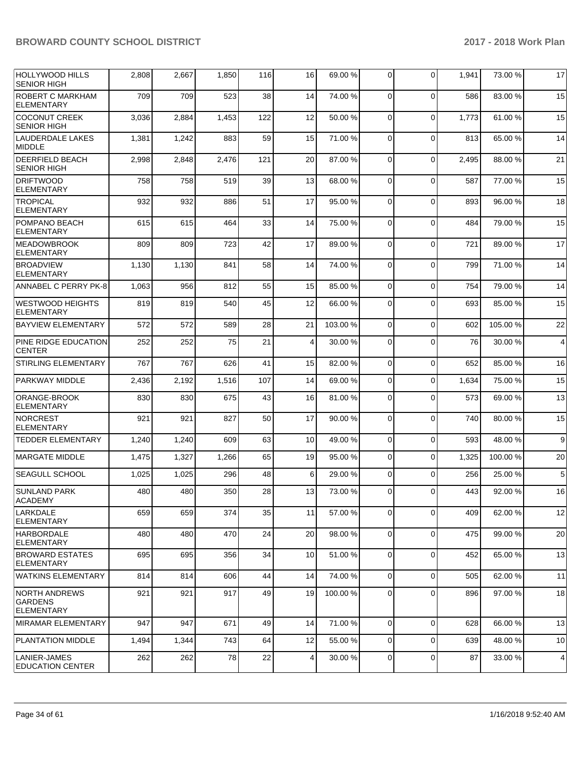| | | | | | | | | | | |
|---|---|---|---|---|---|---|---|---|---|---|
| HOLLYWOOD HILLS SENIOR HIGH | 2,808 | 2,667 | 1,850 | 116 | 16 | 69.00 % | 0 | 0 | 1,941 | 73.00 % | 17 |
| ROBERT C MARKHAM ELEMENTARY | 709 | 709 | 523 | 38 | 14 | 74.00 % | 0 | 0 | 586 | 83.00 % | 15 |
| COCONUT CREEK SENIOR HIGH | 3,036 | 2,884 | 1,453 | 122 | 12 | 50.00 % | 0 | 0 | 1,773 | 61.00 % | 15 |
| LAUDERDALE LAKES MIDDLE | 1,381 | 1,242 | 883 | 59 | 15 | 71.00 % | 0 | 0 | 813 | 65.00 % | 14 |
| DEERFIELD BEACH SENIOR HIGH | 2,998 | 2,848 | 2,476 | 121 | 20 | 87.00 % | 0 | 0 | 2,495 | 88.00 % | 21 |
| DRIFTWOOD ELEMENTARY | 758 | 758 | 519 | 39 | 13 | 68.00 % | 0 | 0 | 587 | 77.00 % | 15 |
| TROPICAL ELEMENTARY | 932 | 932 | 886 | 51 | 17 | 95.00 % | 0 | 0 | 893 | 96.00 % | 18 |
| POMPANO BEACH ELEMENTARY | 615 | 615 | 464 | 33 | 14 | 75.00 % | 0 | 0 | 484 | 79.00 % | 15 |
| MEADOWBROOK ELEMENTARY | 809 | 809 | 723 | 42 | 17 | 89.00 % | 0 | 0 | 721 | 89.00 % | 17 |
| BROADVIEW ELEMENTARY | 1,130 | 1,130 | 841 | 58 | 14 | 74.00 % | 0 | 0 | 799 | 71.00 % | 14 |
| ANNABEL C PERRY PK-8 | 1,063 | 956 | 812 | 55 | 15 | 85.00 % | 0 | 0 | 754 | 79.00 % | 14 |
| WESTWOOD HEIGHTS ELEMENTARY | 819 | 819 | 540 | 45 | 12 | 66.00 % | 0 | 0 | 693 | 85.00 % | 15 |
| BAYVIEW ELEMENTARY | 572 | 572 | 589 | 28 | 21 | 103.00 % | 0 | 0 | 602 | 105.00 % | 22 |
| PINE RIDGE EDUCATION CENTER | 252 | 252 | 75 | 21 | 4 | 30.00 % | 0 | 0 | 76 | 30.00 % | 4 |
| STIRLING ELEMENTARY | 767 | 767 | 626 | 41 | 15 | 82.00 % | 0 | 0 | 652 | 85.00 % | 16 |
| PARKWAY MIDDLE | 2,436 | 2,192 | 1,516 | 107 | 14 | 69.00 % | 0 | 0 | 1,634 | 75.00 % | 15 |
| ORANGE-BROOK ELEMENTARY | 830 | 830 | 675 | 43 | 16 | 81.00 % | 0 | 0 | 573 | 69.00 % | 13 |
| NORCREST ELEMENTARY | 921 | 921 | 827 | 50 | 17 | 90.00 % | 0 | 0 | 740 | 80.00 % | 15 |
| TEDDER ELEMENTARY | 1,240 | 1,240 | 609 | 63 | 10 | 49.00 % | 0 | 0 | 593 | 48.00 % | 9 |
| MARGATE MIDDLE | 1,475 | 1,327 | 1,266 | 65 | 19 | 95.00 % | 0 | 0 | 1,325 | 100.00 % | 20 |
| SEAGULL SCHOOL | 1,025 | 1,025 | 296 | 48 | 6 | 29.00 % | 0 | 0 | 256 | 25.00 % | 5 |
| SUNLAND PARK ACADEMY | 480 | 480 | 350 | 28 | 13 | 73.00 % | 0 | 0 | 443 | 92.00 % | 16 |
| LARKDALE ELEMENTARY | 659 | 659 | 374 | 35 | 11 | 57.00 % | 0 | 0 | 409 | 62.00 % | 12 |
| HARBORDALE ELEMENTARY | 480 | 480 | 470 | 24 | 20 | 98.00 % | 0 | 0 | 475 | 99.00 % | 20 |
| BROWARD ESTATES ELEMENTARY | 695 | 695 | 356 | 34 | 10 | 51.00 % | 0 | 0 | 452 | 65.00 % | 13 |
| WATKINS ELEMENTARY | 814 | 814 | 606 | 44 | 14 | 74.00 % | 0 | 0 | 505 | 62.00 % | 11 |
| NORTH ANDREWS GARDENS ELEMENTARY | 921 | 921 | 917 | 49 | 19 | 100.00 % | 0 | 0 | 896 | 97.00 % | 18 |
| MIRAMAR ELEMENTARY | 947 | 947 | 671 | 49 | 14 | 71.00 % | 0 | 0 | 628 | 66.00 % | 13 |
| PLANTATION MIDDLE | 1,494 | 1,344 | 743 | 64 | 12 | 55.00 % | 0 | 0 | 639 | 48.00 % | 10 |
| LANIER-JAMES EDUCATION CENTER | 262 | 262 | 78 | 22 | 4 | 30.00 % | 0 | 0 | 87 | 33.00 % | 4 |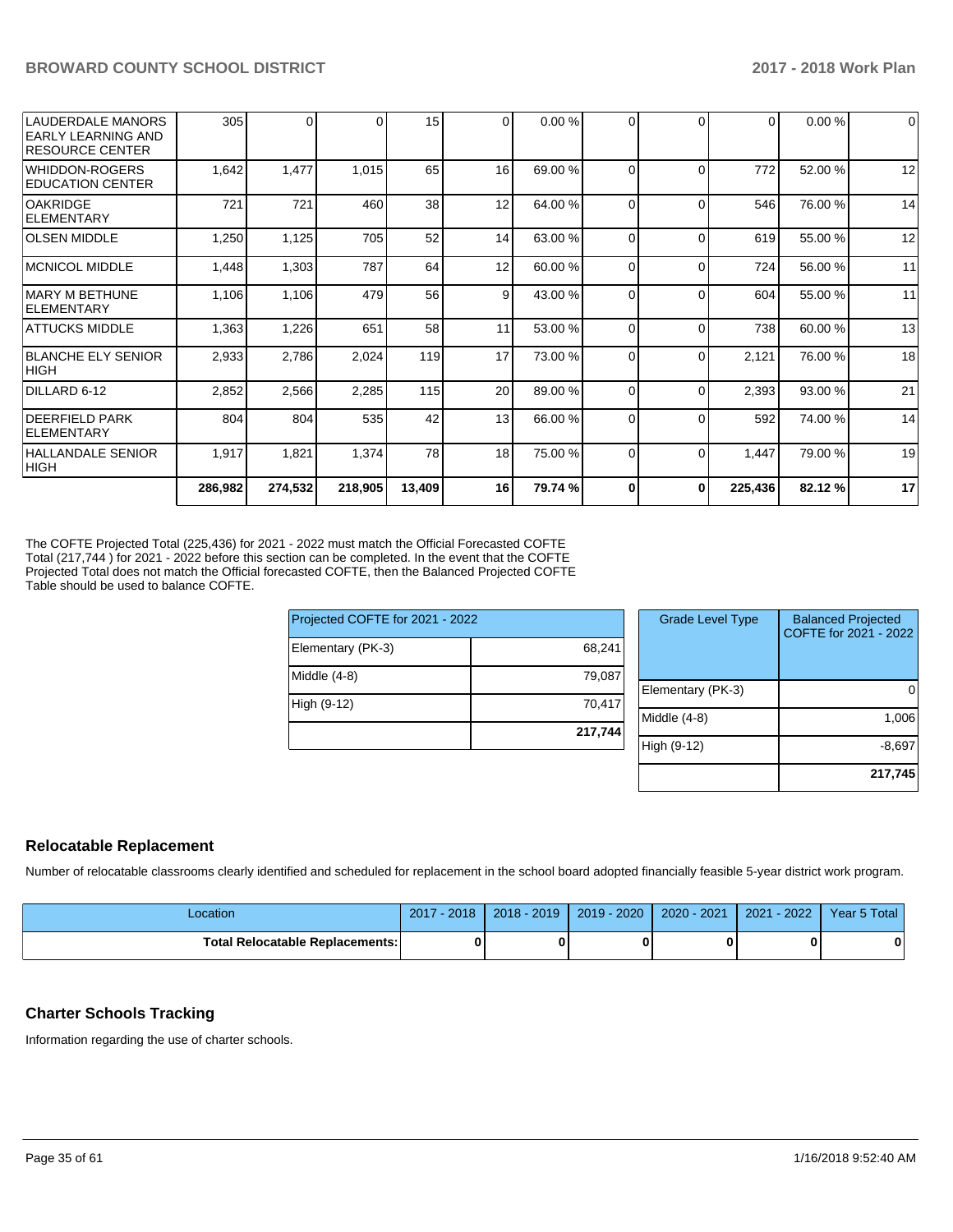| | | | | | | | | | | |
|---|---|---|---|---|---|---|---|---|---|---|
| LAUDERDALE MANORS EARLY LEARNING AND RESOURCE CENTER | 305 | 0 | 0 | 15 | 0 | 0.00 % | 0 | 0 | 0 | 0.00 % | 0 |
| WHIDDON-ROGERS EDUCATION CENTER | 1,642 | 1,477 | 1,015 | 65 | 16 | 69.00 % | 0 | 0 | 772 | 52.00 % | 12 |
| OAKRIDGE ELEMENTARY | 721 | 721 | 460 | 38 | 12 | 64.00 % | 0 | 0 | 546 | 76.00 % | 14 |
| OLSEN MIDDLE | 1,250 | 1,125 | 705 | 52 | 14 | 63.00 % | 0 | 0 | 619 | 55.00 % | 12 |
| MCNICOL MIDDLE | 1,448 | 1,303 | 787 | 64 | 12 | 60.00 % | 0 | 0 | 724 | 56.00 % | 11 |
| MARY M BETHUNE ELEMENTARY | 1,106 | 1,106 | 479 | 56 | 9 | 43.00 % | 0 | 0 | 604 | 55.00 % | 11 |
| ATTUCKS MIDDLE | 1,363 | 1,226 | 651 | 58 | 11 | 53.00 % | 0 | 0 | 738 | 60.00 % | 13 |
| BLANCHE ELY SENIOR HIGH | 2,933 | 2,786 | 2,024 | 119 | 17 | 73.00 % | 0 | 0 | 2,121 | 76.00 % | 18 |
| DILLARD 6-12 | 2,852 | 2,566 | 2,285 | 115 | 20 | 89.00 % | 0 | 0 | 2,393 | 93.00 % | 21 |
| DEERFIELD PARK ELEMENTARY | 804 | 804 | 535 | 42 | 13 | 66.00 % | 0 | 0 | 592 | 74.00 % | 14 |
| HALLANDALE SENIOR HIGH | 1,917 | 1,821 | 1,374 | 78 | 18 | 75.00 % | 0 | 0 | 1,447 | 79.00 % | 19 |
| | **286,982** | **274,532** | **218,905** | **13,409** | **16** | **79.74 %** | **0** | **0** | **225,436** | **82.12 %** | **17** |

The COFTE Projected Total (225,436) for 2021 - 2022 must match the Official Forecasted COFTE Total (217,744 ) for 2021 - 2022 before this section can be completed. In the event that the COFTE Projected Total does not match the Official forecasted COFTE, then the Balanced Projected COFTE Table should be used to balance COFTE.

| Projected COFTE for 2021 - 2022 | |
|---|---|
| Elementary (PK-3) | 68,241 |
| Middle (4-8) | 79,087 |
| High (9-12) | 70,417 |
| | **217,744** |

| Grade Level Type | Balanced Projected COFTE for 2021 - 2022 |
|---|---|
| Elementary (PK-3) | 0 |
| Middle (4-8) | 1,006 |
| High (9-12) | -8,697 |
| | **217,745** |

## Relocatable Replacement

Number of relocatable classrooms clearly identified and scheduled for replacement in the school board adopted financially feasible 5-year district work program.

| Location | 2017 - 2018 | 2018 - 2019 | 2019 - 2020 | 2020 - 2021 | 2021 - 2022 | Year 5 Total |
|---|---|---|---|---|---|---|
| **Total Relocatable Replacements:** | **0** | **0** | **0** | **0** | **0** | **0** |

## Charter Schools Tracking

Information regarding the use of charter schools.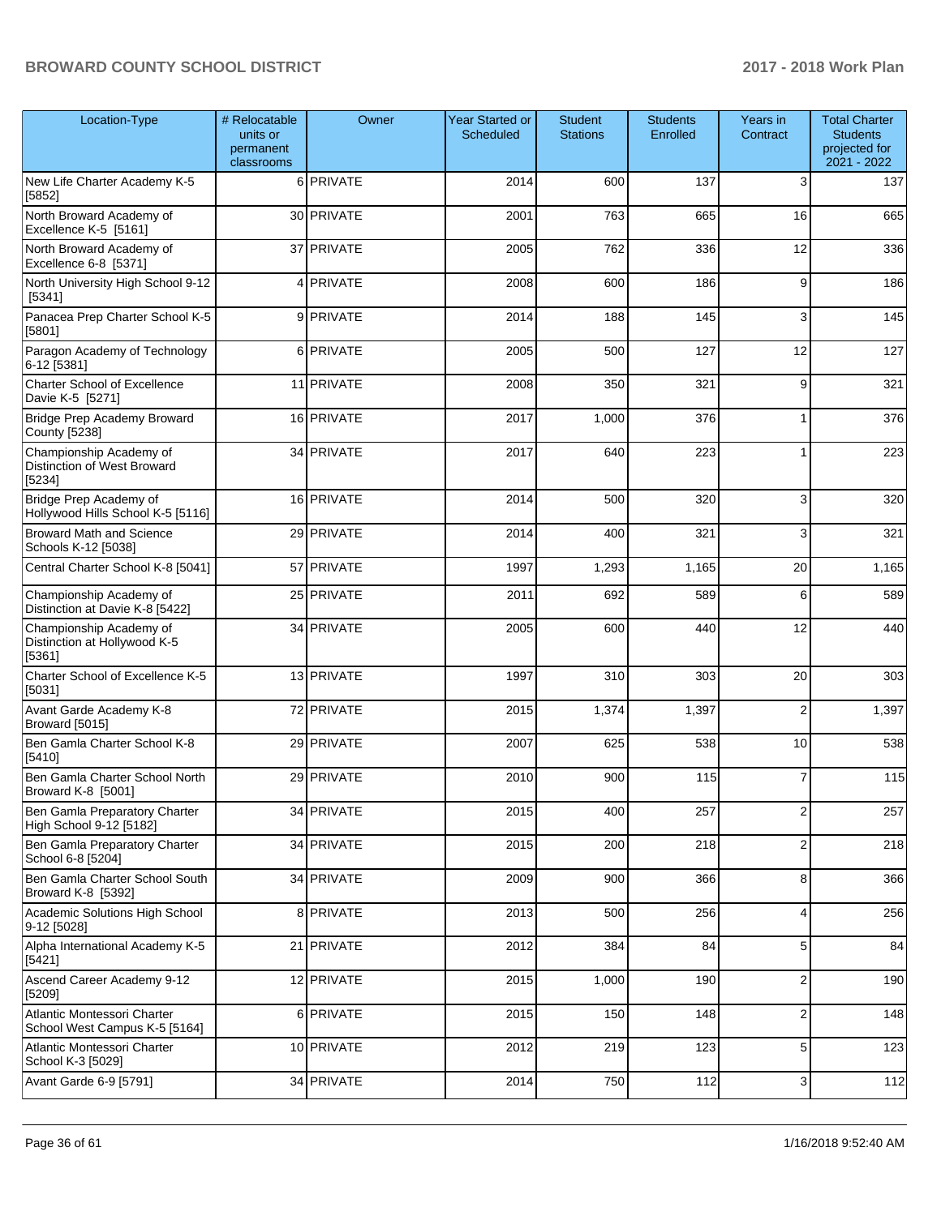| Location-Type | # Relocatable units or permanent classrooms | Owner | Year Started or Scheduled | Student Stations | Students Enrolled | Years in Contract | Total Charter Students projected for 2021 - 2022 |
|---|---|---|---|---|---|---|---|
| New Life Charter Academy K-5 [5852] | 6 | PRIVATE | 2014 | 600 | 137 | 3 | 137 |
| North Broward Academy of Excellence K-5 [5161] | 30 | PRIVATE | 2001 | 763 | 665 | 16 | 665 |
| North Broward Academy of Excellence 6-8 [5371] | 37 | PRIVATE | 2005 | 762 | 336 | 12 | 336 |
| North University High School 9-12 [5341] | 4 | PRIVATE | 2008 | 600 | 186 | 9 | 186 |
| Panacea Prep Charter School K-5 [5801] | 9 | PRIVATE | 2014 | 188 | 145 | 3 | 145 |
| Paragon Academy of Technology 6-12 [5381] | 6 | PRIVATE | 2005 | 500 | 127 | 12 | 127 |
| Charter School of Excellence Davie K-5 [5271] | 11 | PRIVATE | 2008 | 350 | 321 | 9 | 321 |
| Bridge Prep Academy Broward County [5238] | 16 | PRIVATE | 2017 | 1,000 | 376 | 1 | 376 |
| Championship Academy of Distinction of West Broward [5234] | 34 | PRIVATE | 2017 | 640 | 223 | 1 | 223 |
| Bridge Prep Academy of Hollywood Hills School K-5 [5116] | 16 | PRIVATE | 2014 | 500 | 320 | 3 | 320 |
| Broward Math and Science Schools K-12 [5038] | 29 | PRIVATE | 2014 | 400 | 321 | 3 | 321 |
| Central Charter School K-8 [5041] | 57 | PRIVATE | 1997 | 1,293 | 1,165 | 20 | 1,165 |
| Championship Academy of Distinction at Davie K-8 [5422] | 25 | PRIVATE | 2011 | 692 | 589 | 6 | 589 |
| Championship Academy of Distinction at Hollywood K-5 [5361] | 34 | PRIVATE | 2005 | 600 | 440 | 12 | 440 |
| Charter School of Excellence K-5 [5031] | 13 | PRIVATE | 1997 | 310 | 303 | 20 | 303 |
| Avant Garde Academy K-8 Broward [5015] | 72 | PRIVATE | 2015 | 1,374 | 1,397 | 2 | 1,397 |
| Ben Gamla Charter School K-8 [5410] | 29 | PRIVATE | 2007 | 625 | 538 | 10 | 538 |
| Ben Gamla Charter School North Broward K-8 [5001] | 29 | PRIVATE | 2010 | 900 | 115 | 7 | 115 |
| Ben Gamla Preparatory Charter High School 9-12 [5182] | 34 | PRIVATE | 2015 | 400 | 257 | 2 | 257 |
| Ben Gamla Preparatory Charter School 6-8 [5204] | 34 | PRIVATE | 2015 | 200 | 218 | 2 | 218 |
| Ben Gamla Charter School South Broward K-8 [5392] | 34 | PRIVATE | 2009 | 900 | 366 | 8 | 366 |
| Academic Solutions High School 9-12 [5028] | 8 | PRIVATE | 2013 | 500 | 256 | 4 | 256 |
| Alpha International Academy K-5 [5421] | 21 | PRIVATE | 2012 | 384 | 84 | 5 | 84 |
| Ascend Career Academy 9-12 [5209] | 12 | PRIVATE | 2015 | 1,000 | 190 | 2 | 190 |
| Atlantic Montessori Charter School West Campus K-5 [5164] | 6 | PRIVATE | 2015 | 150 | 148 | 2 | 148 |
| Atlantic Montessori Charter School K-3 [5029] | 10 | PRIVATE | 2012 | 219 | 123 | 5 | 123 |
| Avant Garde 6-9 [5791] | 34 | PRIVATE | 2014 | 750 | 112 | 3 | 112 |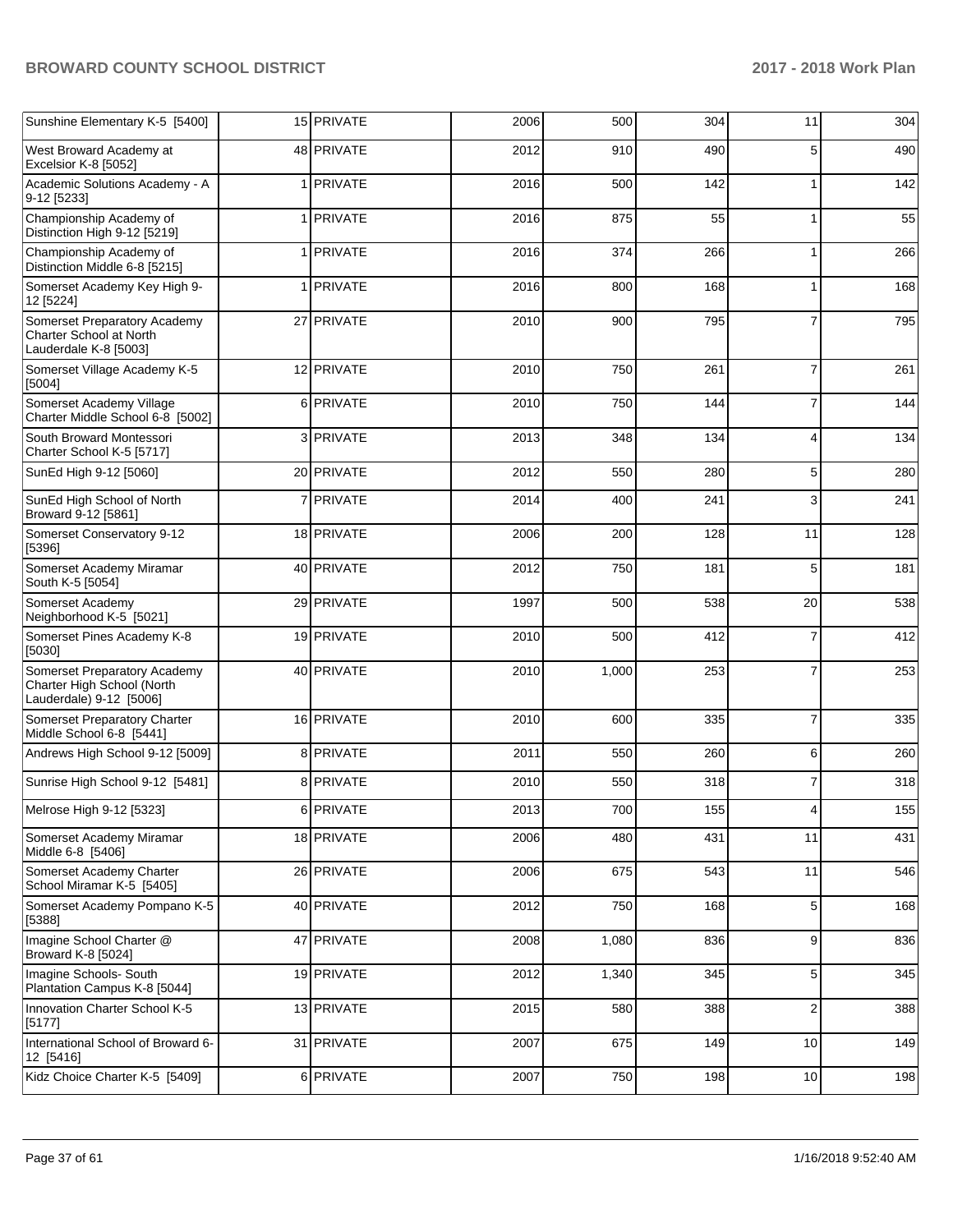| | | | | | | | |
|---|---|---|---|---|---|---|---|
| Sunshine Elementary K-5 [5400] | 15 | PRIVATE | 2006 | 500 | 304 | 11 | 304 |
| West Broward Academy at Excelsior K-8 [5052] | 48 | PRIVATE | 2012 | 910 | 490 | 5 | 490 |
| Academic Solutions Academy - A 9-12 [5233] | 1 | PRIVATE | 2016 | 500 | 142 | 1 | 142 |
| Championship Academy of Distinction High 9-12 [5219] | 1 | PRIVATE | 2016 | 875 | 55 | 1 | 55 |
| Championship Academy of Distinction Middle 6-8 [5215] | 1 | PRIVATE | 2016 | 374 | 266 | 1 | 266 |
| Somerset Academy Key High 9-12 [5224] | 1 | PRIVATE | 2016 | 800 | 168 | 1 | 168 |
| Somerset Preparatory Academy Charter School at North Lauderdale K-8 [5003] | 27 | PRIVATE | 2010 | 900 | 795 | 7 | 795 |
| Somerset Village Academy K-5 [5004] | 12 | PRIVATE | 2010 | 750 | 261 | 7 | 261 |
| Somerset Academy Village Charter Middle School 6-8 [5002] | 6 | PRIVATE | 2010 | 750 | 144 | 7 | 144 |
| South Broward Montessori Charter School K-5 [5717] | 3 | PRIVATE | 2013 | 348 | 134 | 4 | 134 |
| SunEd High 9-12 [5060] | 20 | PRIVATE | 2012 | 550 | 280 | 5 | 280 |
| SunEd High School of North Broward 9-12 [5861] | 7 | PRIVATE | 2014 | 400 | 241 | 3 | 241 |
| Somerset Conservatory 9-12 [5396] | 18 | PRIVATE | 2006 | 200 | 128 | 11 | 128 |
| Somerset Academy Miramar South K-5 [5054] | 40 | PRIVATE | 2012 | 750 | 181 | 5 | 181 |
| Somerset Academy Neighborhood K-5 [5021] | 29 | PRIVATE | 1997 | 500 | 538 | 20 | 538 |
| Somerset Pines Academy K-8 [5030] | 19 | PRIVATE | 2010 | 500 | 412 | 7 | 412 |
| Somerset Preparatory Academy Charter High School (North Lauderdale) 9-12 [5006] | 40 | PRIVATE | 2010 | 1,000 | 253 | 7 | 253 |
| Somerset Preparatory Charter Middle School 6-8 [5441] | 16 | PRIVATE | 2010 | 600 | 335 | 7 | 335 |
| Andrews High School 9-12 [5009] | 8 | PRIVATE | 2011 | 550 | 260 | 6 | 260 |
| Sunrise High School 9-12 [5481] | 8 | PRIVATE | 2010 | 550 | 318 | 7 | 318 |
| Melrose High 9-12 [5323] | 6 | PRIVATE | 2013 | 700 | 155 | 4 | 155 |
| Somerset Academy Miramar Middle 6-8 [5406] | 18 | PRIVATE | 2006 | 480 | 431 | 11 | 431 |
| Somerset Academy Charter School Miramar K-5 [5405] | 26 | PRIVATE | 2006 | 675 | 543 | 11 | 546 |
| Somerset Academy Pompano K-5 [5388] | 40 | PRIVATE | 2012 | 750 | 168 | 5 | 168 |
| Imagine School Charter @ Broward K-8 [5024] | 47 | PRIVATE | 2008 | 1,080 | 836 | 9 | 836 |
| Imagine Schools- South Plantation Campus K-8 [5044] | 19 | PRIVATE | 2012 | 1,340 | 345 | 5 | 345 |
| Innovation Charter School K-5 [5177] | 13 | PRIVATE | 2015 | 580 | 388 | 2 | 388 |
| International School of Broward 6-12 [5416] | 31 | PRIVATE | 2007 | 675 | 149 | 10 | 149 |
| Kidz Choice Charter K-5 [5409] | 6 | PRIVATE | 2007 | 750 | 198 | 10 | 198 |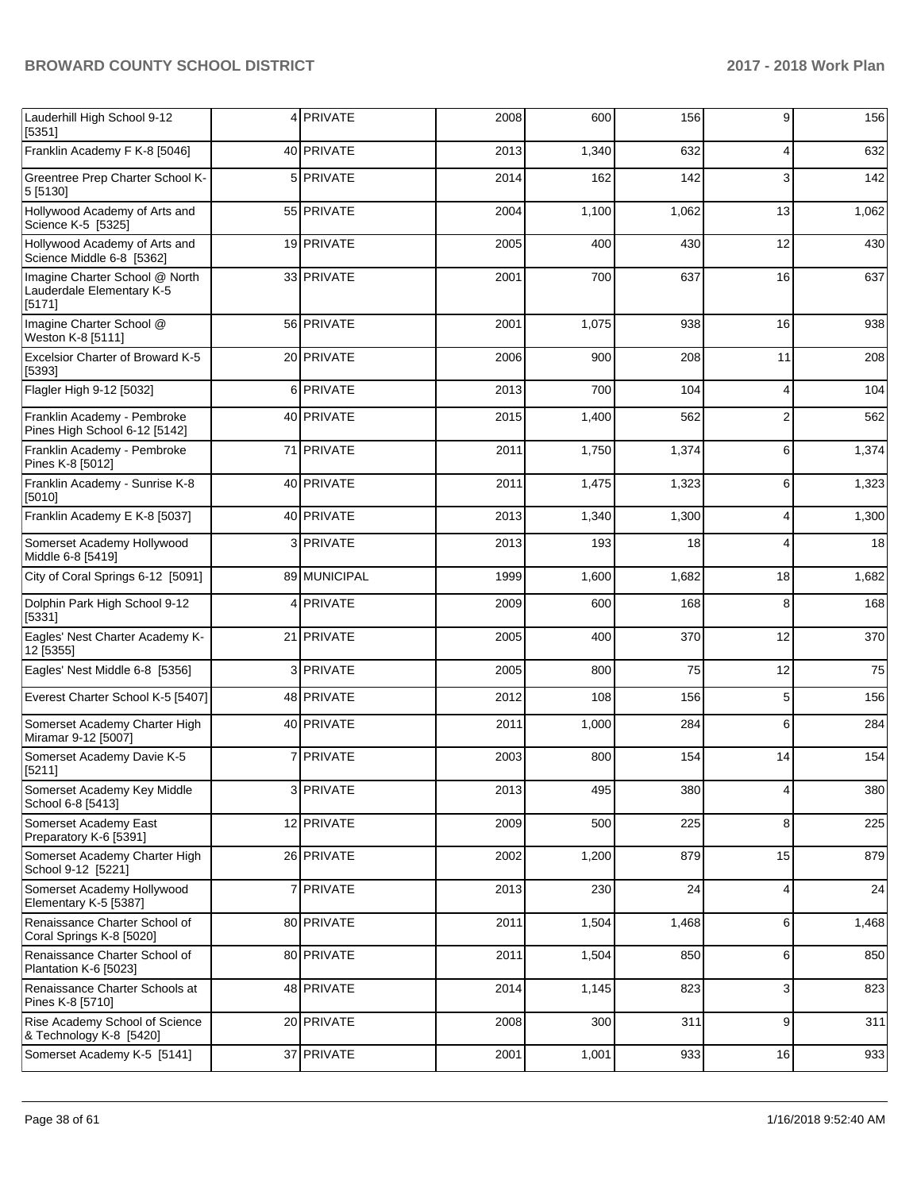| | | | | | | | |
|---|---|---|---|---|---|---|---|
| Lauderhill High School 9-12 [5351] | 4 | PRIVATE | 2008 | 600 | 156 | 9 | 156 |
| Franklin Academy F K-8 [5046] | 40 | PRIVATE | 2013 | 1,340 | 632 | 4 | 632 |
| Greentree Prep Charter School K-5 [5130] | 5 | PRIVATE | 2014 | 162 | 142 | 3 | 142 |
| Hollywood Academy of Arts and Science K-5 [5325] | 55 | PRIVATE | 2004 | 1,100 | 1,062 | 13 | 1,062 |
| Hollywood Academy of Arts and Science Middle 6-8 [5362] | 19 | PRIVATE | 2005 | 400 | 430 | 12 | 430 |
| Imagine Charter School @ North Lauderdale Elementary K-5 [5171] | 33 | PRIVATE | 2001 | 700 | 637 | 16 | 637 |
| Imagine Charter School @ Weston K-8 [5111] | 56 | PRIVATE | 2001 | 1,075 | 938 | 16 | 938 |
| Excelsior Charter of Broward K-5 [5393] | 20 | PRIVATE | 2006 | 900 | 208 | 11 | 208 |
| Flagler High 9-12 [5032] | 6 | PRIVATE | 2013 | 700 | 104 | 4 | 104 |
| Franklin Academy - Pembroke Pines High School 6-12 [5142] | 40 | PRIVATE | 2015 | 1,400 | 562 | 2 | 562 |
| Franklin Academy - Pembroke Pines K-8 [5012] | 71 | PRIVATE | 2011 | 1,750 | 1,374 | 6 | 1,374 |
| Franklin Academy - Sunrise K-8 [5010] | 40 | PRIVATE | 2011 | 1,475 | 1,323 | 6 | 1,323 |
| Franklin Academy E K-8 [5037] | 40 | PRIVATE | 2013 | 1,340 | 1,300 | 4 | 1,300 |
| Somerset Academy Hollywood Middle 6-8 [5419] | 3 | PRIVATE | 2013 | 193 | 18 | 4 | 18 |
| City of Coral Springs 6-12 [5091] | 89 | MUNICIPAL | 1999 | 1,600 | 1,682 | 18 | 1,682 |
| Dolphin Park High School 9-12 [5331] | 4 | PRIVATE | 2009 | 600 | 168 | 8 | 168 |
| Eagles' Nest Charter Academy K-12 [5355] | 21 | PRIVATE | 2005 | 400 | 370 | 12 | 370 |
| Eagles' Nest Middle 6-8 [5356] | 3 | PRIVATE | 2005 | 800 | 75 | 12 | 75 |
| Everest Charter School K-5 [5407] | 48 | PRIVATE | 2012 | 108 | 156 | 5 | 156 |
| Somerset Academy Charter High Miramar 9-12 [5007] | 40 | PRIVATE | 2011 | 1,000 | 284 | 6 | 284 |
| Somerset Academy Davie K-5 [5211] | 7 | PRIVATE | 2003 | 800 | 154 | 14 | 154 |
| Somerset Academy Key Middle School 6-8 [5413] | 3 | PRIVATE | 2013 | 495 | 380 | 4 | 380 |
| Somerset Academy East Preparatory K-6 [5391] | 12 | PRIVATE | 2009 | 500 | 225 | 8 | 225 |
| Somerset Academy Charter High School 9-12 [5221] | 26 | PRIVATE | 2002 | 1,200 | 879 | 15 | 879 |
| Somerset Academy Hollywood Elementary K-5 [5387] | 7 | PRIVATE | 2013 | 230 | 24 | 4 | 24 |
| Renaissance Charter School of Coral Springs K-8 [5020] | 80 | PRIVATE | 2011 | 1,504 | 1,468 | 6 | 1,468 |
| Renaissance Charter School of Plantation K-6 [5023] | 80 | PRIVATE | 2011 | 1,504 | 850 | 6 | 850 |
| Renaissance Charter Schools at Pines K-8 [5710] | 48 | PRIVATE | 2014 | 1,145 | 823 | 3 | 823 |
| Rise Academy School of Science & Technology K-8 [5420] | 20 | PRIVATE | 2008 | 300 | 311 | 9 | 311 |
| Somerset Academy K-5 [5141] | 37 | PRIVATE | 2001 | 1,001 | 933 | 16 | 933 |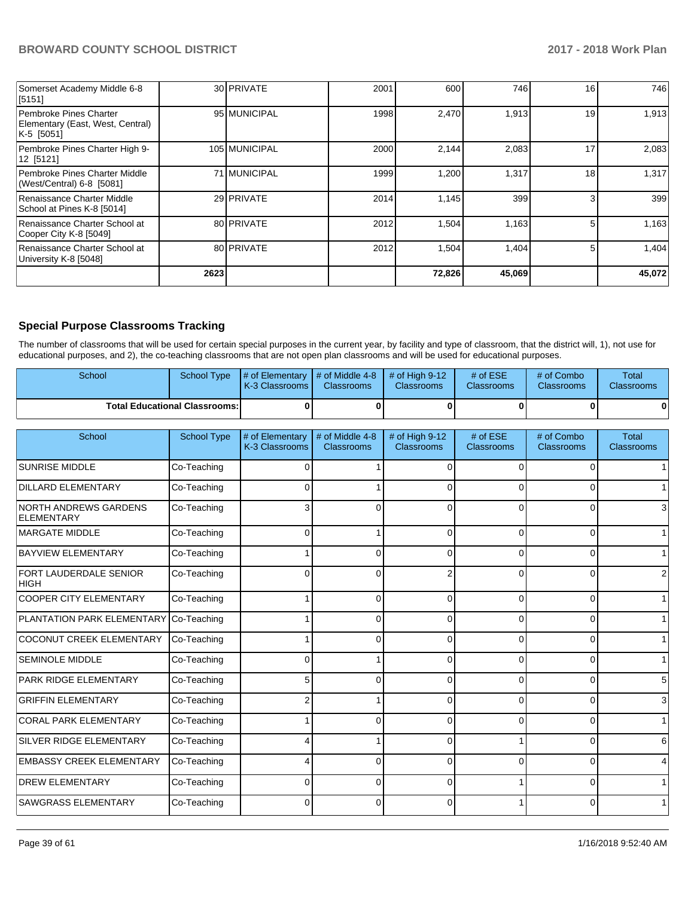| | | | | | | | |
|---|---|---|---|---|---|---|---|
| Somerset Academy Middle 6-8 [5151] | 30 | PRIVATE | 2001 | 600 | 746 | 16 | 746 |
| Pembroke Pines Charter Elementary (East, West, Central) K-5 [5051] | 95 | MUNICIPAL | 1998 | 2,470 | 1,913 | 19 | 1,913 |
| Pembroke Pines Charter High 9-12 [5121] | 105 | MUNICIPAL | 2000 | 2,144 | 2,083 | 17 | 2,083 |
| Pembroke Pines Charter Middle (West/Central) 6-8 [5081] | 71 | MUNICIPAL | 1999 | 1,200 | 1,317 | 18 | 1,317 |
| Renaissance Charter Middle School at Pines K-8 [5014] | 29 | PRIVATE | 2014 | 1,145 | 399 | 3 | 399 |
| Renaissance Charter School at Cooper City K-8 [5049] | 80 | PRIVATE | 2012 | 1,504 | 1,163 | 5 | 1,163 |
| Renaissance Charter School at University K-8 [5048] | 80 | PRIVATE | 2012 | 1,504 | 1,404 | 5 | 1,404 |
| | **2623** | | | **72,826** | **45,069** | | **45,072** |

## Special Purpose Classrooms Tracking

The number of classrooms that will be used for certain special purposes in the current year, by facility and type of classroom, that the district will, 1), not use for educational purposes, and 2), the co-teaching classrooms that are not open plan classrooms and will be used for educational purposes.

| School | School Type | # of Elementary K-3 Classrooms | # of Middle 4-8 Classrooms | # of High 9-12 Classrooms | # of ESE Classrooms | # of Combo Classrooms | Total Classrooms |
|---|---|---|---|---|---|---|---|
| **Total Educational Classrooms:** | | **0** | **0** | **0** | **0** | **0** | **0** |

| School | School Type | # of Elementary K-3 Classrooms | # of Middle 4-8 Classrooms | # of High 9-12 Classrooms | # of ESE Classrooms | # of Combo Classrooms | Total Classrooms |
|---|---|---|---|---|---|---|---|
| SUNRISE MIDDLE | Co-Teaching | 0 | 1 | 0 | 0 | 0 | 1 |
| DILLARD ELEMENTARY | Co-Teaching | 0 | 1 | 0 | 0 | 0 | 1 |
| NORTH ANDREWS GARDENS ELEMENTARY | Co-Teaching | 3 | 0 | 0 | 0 | 0 | 3 |
| MARGATE MIDDLE | Co-Teaching | 0 | 1 | 0 | 0 | 0 | 1 |
| BAYVIEW ELEMENTARY | Co-Teaching | 1 | 0 | 0 | 0 | 0 | 1 |
| FORT LAUDERDALE SENIOR HIGH | Co-Teaching | 0 | 0 | 2 | 0 | 0 | 2 |
| COOPER CITY ELEMENTARY | Co-Teaching | 1 | 0 | 0 | 0 | 0 | 1 |
| PLANTATION PARK ELEMENTARY | Co-Teaching | 1 | 0 | 0 | 0 | 0 | 1 |
| COCONUT CREEK ELEMENTARY | Co-Teaching | 1 | 0 | 0 | 0 | 0 | 1 |
| SEMINOLE MIDDLE | Co-Teaching | 0 | 1 | 0 | 0 | 0 | 1 |
| PARK RIDGE ELEMENTARY | Co-Teaching | 5 | 0 | 0 | 0 | 0 | 5 |
| GRIFFIN ELEMENTARY | Co-Teaching | 2 | 1 | 0 | 0 | 0 | 3 |
| CORAL PARK ELEMENTARY | Co-Teaching | 1 | 0 | 0 | 0 | 0 | 1 |
| SILVER RIDGE ELEMENTARY | Co-Teaching | 4 | 1 | 0 | 1 | 0 | 6 |
| EMBASSY CREEK ELEMENTARY | Co-Teaching | 4 | 0 | 0 | 0 | 0 | 4 |
| DREW ELEMENTARY | Co-Teaching | 0 | 0 | 0 | 1 | 0 | 1 |
| SAWGRASS ELEMENTARY | Co-Teaching | 0 | 0 | 0 | 1 | 0 | 1 |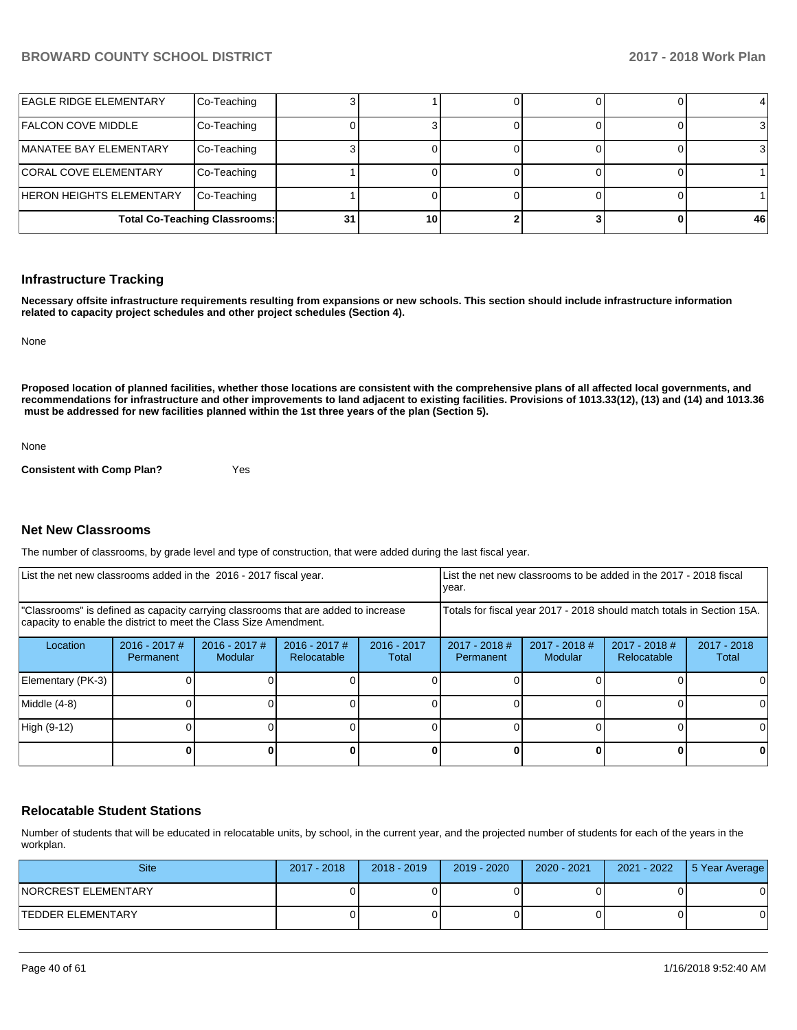| | | | | | | | |
|---|---|---|---|---|---|---|---|
| EAGLE RIDGE ELEMENTARY | Co-Teaching | 3 | 1 | 0 | 0 | 0 | 4 |
| FALCON COVE MIDDLE | Co-Teaching | 0 | 3 | 0 | 0 | 0 | 3 |
| MANATEE BAY ELEMENTARY | Co-Teaching | 3 | 0 | 0 | 0 | 0 | 3 |
| CORAL COVE ELEMENTARY | Co-Teaching | 1 | 0 | 0 | 0 | 0 | 1 |
| HERON HEIGHTS ELEMENTARY | Co-Teaching | 1 | 0 | 0 | 0 | 0 | 1 |
| **Total Co-Teaching Classrooms:** | | **31** | **10** | **2** | **3** | **0** | **46** |

## Infrastructure Tracking

**Necessary offsite infrastructure requirements resulting from expansions or new schools. This section should include infrastructure information related to capacity project schedules and other project schedules (Section 4).**

None

**Proposed location of planned facilities, whether those locations are consistent with the comprehensive plans of all affected local governments, and recommendations for infrastructure and other improvements to land adjacent to existing facilities. Provisions of 1013.33(12), (13) and (14) and 1013.36 must be addressed for new facilities planned within the 1st three years of the plan (Section 5).**

None

**Consistent with Comp Plan?** Yes

## Net New Classrooms

The number of classrooms, by grade level and type of construction, that were added during the last fiscal year.

| List the net new classrooms added in the 2016 - 2017 fiscal year. | | | | | List the net new classrooms to be added in the 2017 - 2018 fiscal year. | | | |
|---|---|---|---|---|---|---|---|---|
| "Classrooms" is defined as capacity carrying classrooms that are added to increase capacity to enable the district to meet the Class Size Amendment. | | | | | Totals for fiscal year 2017 - 2018 should match totals in Section 15A. | | | |
| Location | 2016 - 2017 # Permanent | 2016 - 2017 # Modular | 2016 - 2017 # Relocatable | 2016 - 2017 Total | 2017 - 2018 # Permanent | 2017 - 2018 # Modular | 2017 - 2018 # Relocatable | 2017 - 2018 Total |
| Elementary (PK-3) | 0 | 0 | 0 | 0 | 0 | 0 | 0 | 0 |
| Middle (4-8) | 0 | 0 | 0 | 0 | 0 | 0 | 0 | 0 |
| High (9-12) | 0 | 0 | 0 | 0 | 0 | 0 | 0 | 0 |
| | **0** | **0** | **0** | **0** | **0** | **0** | **0** | **0** |

## Relocatable Student Stations

Number of students that will be educated in relocatable units, by school, in the current year, and the projected number of students for each of the years in the workplan.

| Site | 2017 - 2018 | 2018 - 2019 | 2019 - 2020 | 2020 - 2021 | 2021 - 2022 | 5 Year Average |
|---|---|---|---|---|---|---|
| NORCREST ELEMENTARY | 0 | 0 | 0 | 0 | 0 | 0 |
| TEDDER ELEMENTARY | 0 | 0 | 0 | 0 | 0 | 0 |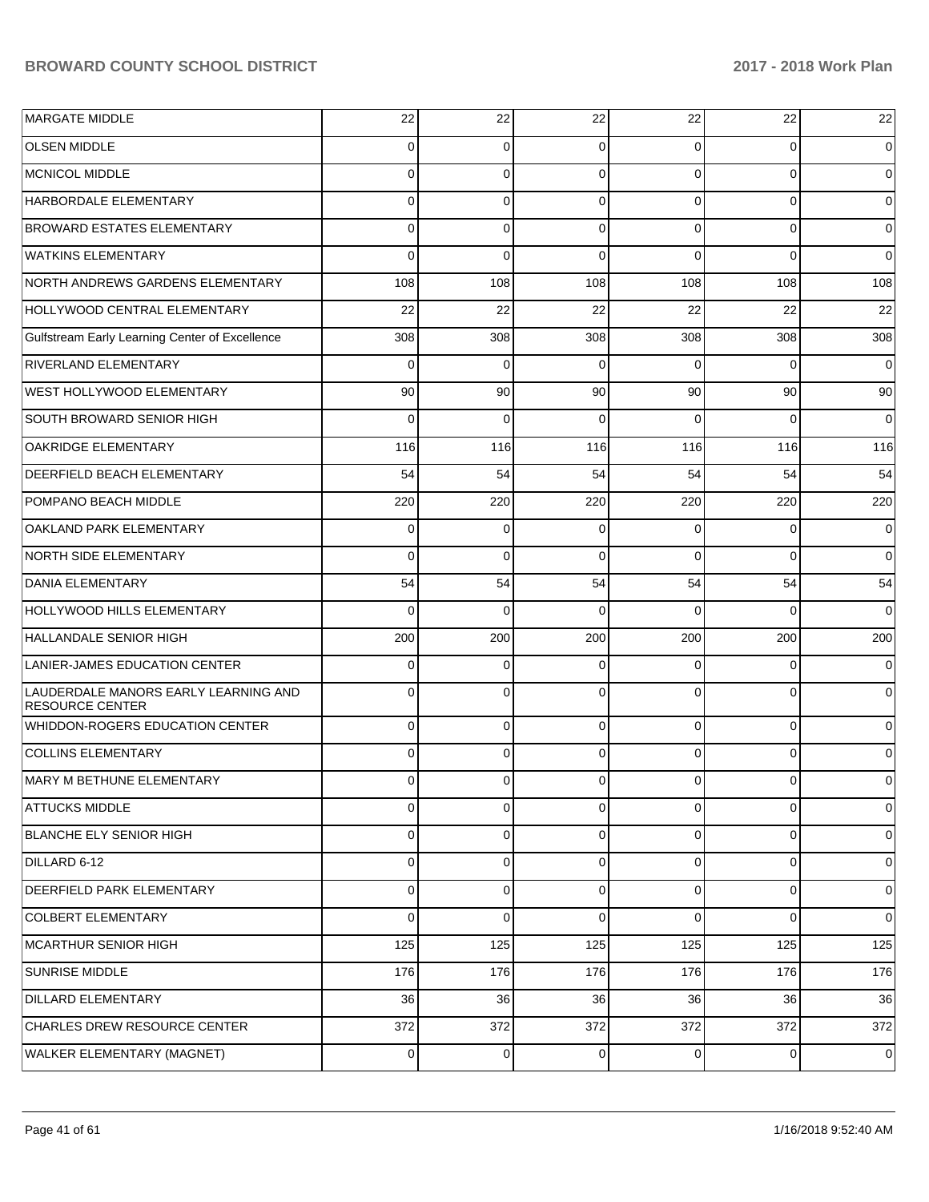| | | | | | | |
|---|---|---|---|---|---|---|
| MARGATE MIDDLE | 22 | 22 | 22 | 22 | 22 | 22 |
| OLSEN MIDDLE | 0 | 0 | 0 | 0 | 0 | 0 |
| MCNICOL MIDDLE | 0 | 0 | 0 | 0 | 0 | 0 |
| HARBORDALE ELEMENTARY | 0 | 0 | 0 | 0 | 0 | 0 |
| BROWARD ESTATES ELEMENTARY | 0 | 0 | 0 | 0 | 0 | 0 |
| WATKINS ELEMENTARY | 0 | 0 | 0 | 0 | 0 | 0 |
| NORTH ANDREWS GARDENS ELEMENTARY | 108 | 108 | 108 | 108 | 108 | 108 |
| HOLLYWOOD CENTRAL ELEMENTARY | 22 | 22 | 22 | 22 | 22 | 22 |
| Gulfstream Early Learning Center of Excellence | 308 | 308 | 308 | 308 | 308 | 308 |
| RIVERLAND ELEMENTARY | 0 | 0 | 0 | 0 | 0 | 0 |
| WEST HOLLYWOOD ELEMENTARY | 90 | 90 | 90 | 90 | 90 | 90 |
| SOUTH BROWARD SENIOR HIGH | 0 | 0 | 0 | 0 | 0 | 0 |
| OAKRIDGE ELEMENTARY | 116 | 116 | 116 | 116 | 116 | 116 |
| DEERFIELD BEACH ELEMENTARY | 54 | 54 | 54 | 54 | 54 | 54 |
| POMPANO BEACH MIDDLE | 220 | 220 | 220 | 220 | 220 | 220 |
| OAKLAND PARK ELEMENTARY | 0 | 0 | 0 | 0 | 0 | 0 |
| NORTH SIDE ELEMENTARY | 0 | 0 | 0 | 0 | 0 | 0 |
| DANIA ELEMENTARY | 54 | 54 | 54 | 54 | 54 | 54 |
| HOLLYWOOD HILLS ELEMENTARY | 0 | 0 | 0 | 0 | 0 | 0 |
| HALLANDALE SENIOR HIGH | 200 | 200 | 200 | 200 | 200 | 200 |
| LANIER-JAMES EDUCATION CENTER | 0 | 0 | 0 | 0 | 0 | 0 |
| LAUDERDALE MANORS EARLY LEARNING AND RESOURCE CENTER | 0 | 0 | 0 | 0 | 0 | 0 |
| WHIDDON-ROGERS EDUCATION CENTER | 0 | 0 | 0 | 0 | 0 | 0 |
| COLLINS ELEMENTARY | 0 | 0 | 0 | 0 | 0 | 0 |
| MARY M BETHUNE ELEMENTARY | 0 | 0 | 0 | 0 | 0 | 0 |
| ATTUCKS MIDDLE | 0 | 0 | 0 | 0 | 0 | 0 |
| BLANCHE ELY SENIOR HIGH | 0 | 0 | 0 | 0 | 0 | 0 |
| DILLARD 6-12 | 0 | 0 | 0 | 0 | 0 | 0 |
| DEERFIELD PARK ELEMENTARY | 0 | 0 | 0 | 0 | 0 | 0 |
| COLBERT ELEMENTARY | 0 | 0 | 0 | 0 | 0 | 0 |
| MCARTHUR SENIOR HIGH | 125 | 125 | 125 | 125 | 125 | 125 |
| SUNRISE MIDDLE | 176 | 176 | 176 | 176 | 176 | 176 |
| DILLARD ELEMENTARY | 36 | 36 | 36 | 36 | 36 | 36 |
| CHARLES DREW RESOURCE CENTER | 372 | 372 | 372 | 372 | 372 | 372 |
| WALKER ELEMENTARY (MAGNET) | 0 | 0 | 0 | 0 | 0 | 0 |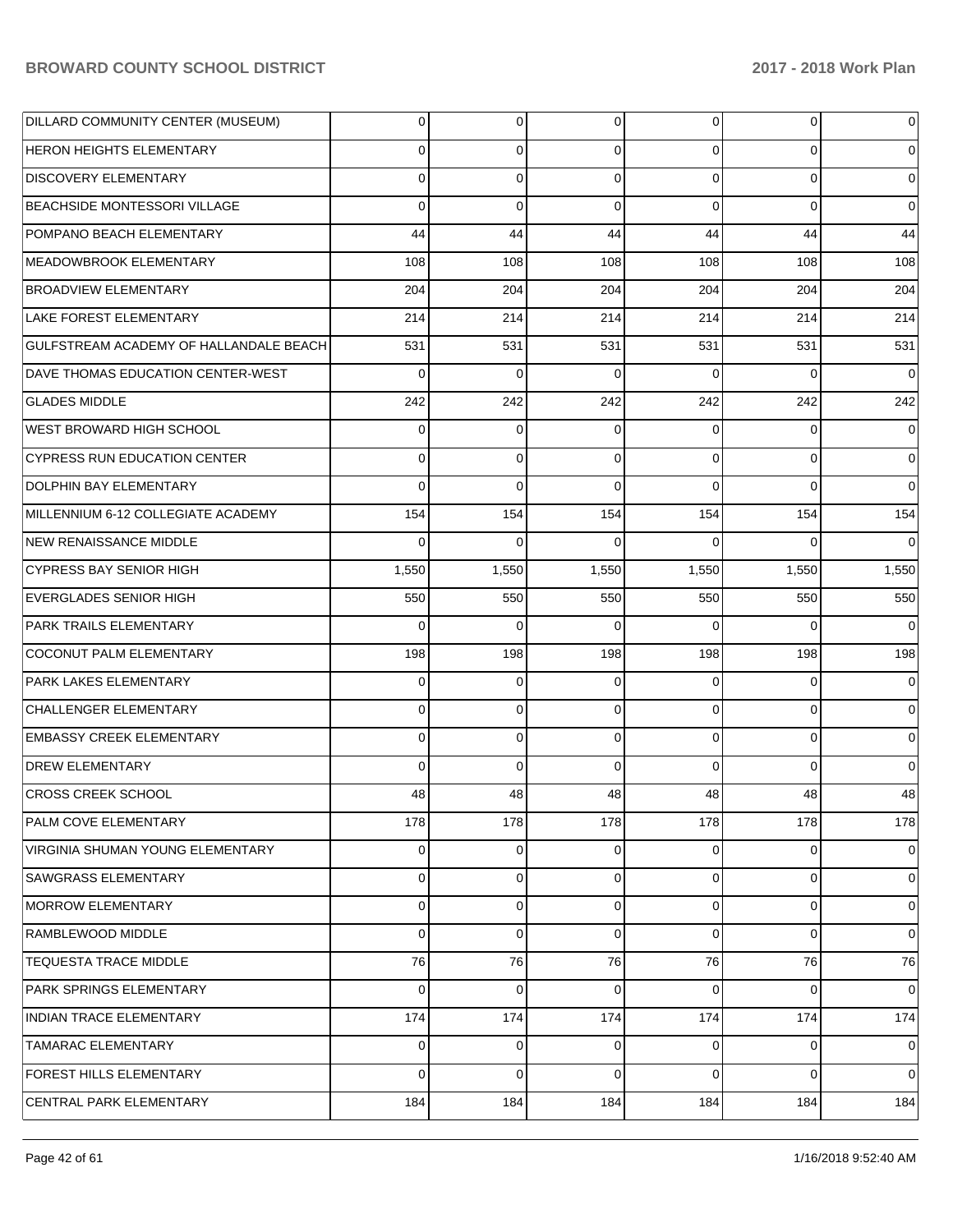| | | | | | | |
|---|---|---|---|---|---|---|
| DILLARD COMMUNITY CENTER (MUSEUM) | 0 | 0 | 0 | 0 | 0 | 0 |
| HERON HEIGHTS ELEMENTARY | 0 | 0 | 0 | 0 | 0 | 0 |
| DISCOVERY ELEMENTARY | 0 | 0 | 0 | 0 | 0 | 0 |
| BEACHSIDE MONTESSORI VILLAGE | 0 | 0 | 0 | 0 | 0 | 0 |
| POMPANO BEACH ELEMENTARY | 44 | 44 | 44 | 44 | 44 | 44 |
| MEADOWBROOK ELEMENTARY | 108 | 108 | 108 | 108 | 108 | 108 |
| BROADVIEW ELEMENTARY | 204 | 204 | 204 | 204 | 204 | 204 |
| LAKE FOREST ELEMENTARY | 214 | 214 | 214 | 214 | 214 | 214 |
| GULFSTREAM ACADEMY OF HALLANDALE BEACH | 531 | 531 | 531 | 531 | 531 | 531 |
| DAVE THOMAS EDUCATION CENTER-WEST | 0 | 0 | 0 | 0 | 0 | 0 |
| GLADES MIDDLE | 242 | 242 | 242 | 242 | 242 | 242 |
| WEST BROWARD HIGH SCHOOL | 0 | 0 | 0 | 0 | 0 | 0 |
| CYPRESS RUN EDUCATION CENTER | 0 | 0 | 0 | 0 | 0 | 0 |
| DOLPHIN BAY ELEMENTARY | 0 | 0 | 0 | 0 | 0 | 0 |
| MILLENNIUM 6-12 COLLEGIATE ACADEMY | 154 | 154 | 154 | 154 | 154 | 154 |
| NEW RENAISSANCE MIDDLE | 0 | 0 | 0 | 0 | 0 | 0 |
| CYPRESS BAY SENIOR HIGH | 1,550 | 1,550 | 1,550 | 1,550 | 1,550 | 1,550 |
| EVERGLADES SENIOR HIGH | 550 | 550 | 550 | 550 | 550 | 550 |
| PARK TRAILS ELEMENTARY | 0 | 0 | 0 | 0 | 0 | 0 |
| COCONUT PALM ELEMENTARY | 198 | 198 | 198 | 198 | 198 | 198 |
| PARK LAKES ELEMENTARY | 0 | 0 | 0 | 0 | 0 | 0 |
| CHALLENGER ELEMENTARY | 0 | 0 | 0 | 0 | 0 | 0 |
| EMBASSY CREEK ELEMENTARY | 0 | 0 | 0 | 0 | 0 | 0 |
| DREW ELEMENTARY | 0 | 0 | 0 | 0 | 0 | 0 |
| CROSS CREEK SCHOOL | 48 | 48 | 48 | 48 | 48 | 48 |
| PALM COVE ELEMENTARY | 178 | 178 | 178 | 178 | 178 | 178 |
| VIRGINIA SHUMAN YOUNG ELEMENTARY | 0 | 0 | 0 | 0 | 0 | 0 |
| SAWGRASS ELEMENTARY | 0 | 0 | 0 | 0 | 0 | 0 |
| MORROW ELEMENTARY | 0 | 0 | 0 | 0 | 0 | 0 |
| RAMBLEWOOD MIDDLE | 0 | 0 | 0 | 0 | 0 | 0 |
| TEQUESTA TRACE MIDDLE | 76 | 76 | 76 | 76 | 76 | 76 |
| PARK SPRINGS ELEMENTARY | 0 | 0 | 0 | 0 | 0 | 0 |
| INDIAN TRACE ELEMENTARY | 174 | 174 | 174 | 174 | 174 | 174 |
| TAMARAC ELEMENTARY | 0 | 0 | 0 | 0 | 0 | 0 |
| FOREST HILLS ELEMENTARY | 0 | 0 | 0 | 0 | 0 | 0 |
| CENTRAL PARK ELEMENTARY | 184 | 184 | 184 | 184 | 184 | 184 |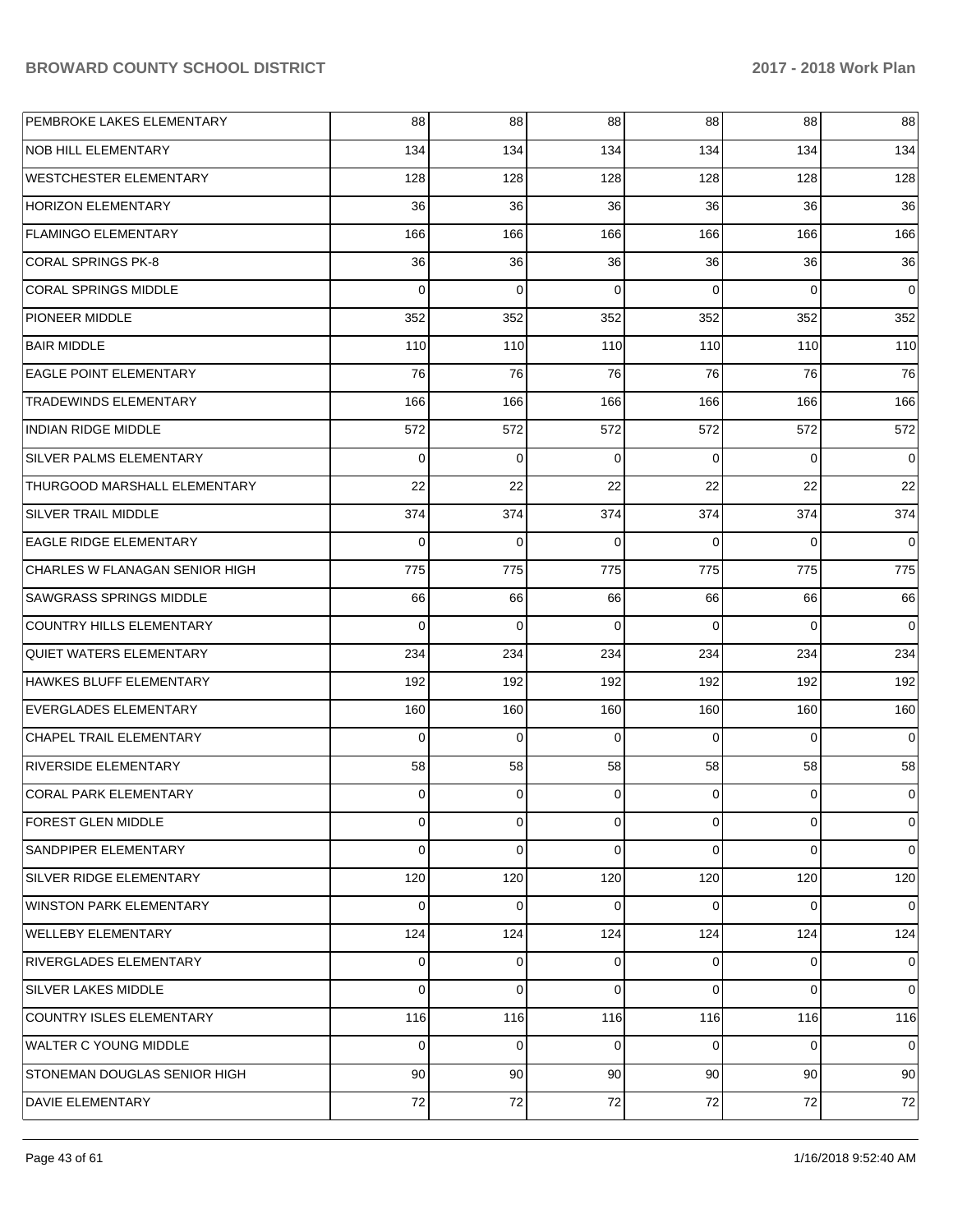| | | | | | | |
|---|---|---|---|---|---|---|
| PEMBROKE LAKES ELEMENTARY | 88 | 88 | 88 | 88 | 88 | 88 |
| NOB HILL ELEMENTARY | 134 | 134 | 134 | 134 | 134 | 134 |
| WESTCHESTER ELEMENTARY | 128 | 128 | 128 | 128 | 128 | 128 |
| HORIZON ELEMENTARY | 36 | 36 | 36 | 36 | 36 | 36 |
| FLAMINGO ELEMENTARY | 166 | 166 | 166 | 166 | 166 | 166 |
| CORAL SPRINGS PK-8 | 36 | 36 | 36 | 36 | 36 | 36 |
| CORAL SPRINGS MIDDLE | 0 | 0 | 0 | 0 | 0 | 0 |
| PIONEER MIDDLE | 352 | 352 | 352 | 352 | 352 | 352 |
| BAIR MIDDLE | 110 | 110 | 110 | 110 | 110 | 110 |
| EAGLE POINT ELEMENTARY | 76 | 76 | 76 | 76 | 76 | 76 |
| TRADEWINDS ELEMENTARY | 166 | 166 | 166 | 166 | 166 | 166 |
| INDIAN RIDGE MIDDLE | 572 | 572 | 572 | 572 | 572 | 572 |
| SILVER PALMS ELEMENTARY | 0 | 0 | 0 | 0 | 0 | 0 |
| THURGOOD MARSHALL ELEMENTARY | 22 | 22 | 22 | 22 | 22 | 22 |
| SILVER TRAIL MIDDLE | 374 | 374 | 374 | 374 | 374 | 374 |
| EAGLE RIDGE ELEMENTARY | 0 | 0 | 0 | 0 | 0 | 0 |
| CHARLES W FLANAGAN SENIOR HIGH | 775 | 775 | 775 | 775 | 775 | 775 |
| SAWGRASS SPRINGS MIDDLE | 66 | 66 | 66 | 66 | 66 | 66 |
| COUNTRY HILLS ELEMENTARY | 0 | 0 | 0 | 0 | 0 | 0 |
| QUIET WATERS ELEMENTARY | 234 | 234 | 234 | 234 | 234 | 234 |
| HAWKES BLUFF ELEMENTARY | 192 | 192 | 192 | 192 | 192 | 192 |
| EVERGLADES ELEMENTARY | 160 | 160 | 160 | 160 | 160 | 160 |
| CHAPEL TRAIL ELEMENTARY | 0 | 0 | 0 | 0 | 0 | 0 |
| RIVERSIDE ELEMENTARY | 58 | 58 | 58 | 58 | 58 | 58 |
| CORAL PARK ELEMENTARY | 0 | 0 | 0 | 0 | 0 | 0 |
| FOREST GLEN MIDDLE | 0 | 0 | 0 | 0 | 0 | 0 |
| SANDPIPER ELEMENTARY | 0 | 0 | 0 | 0 | 0 | 0 |
| SILVER RIDGE ELEMENTARY | 120 | 120 | 120 | 120 | 120 | 120 |
| WINSTON PARK ELEMENTARY | 0 | 0 | 0 | 0 | 0 | 0 |
| WELLEBY ELEMENTARY | 124 | 124 | 124 | 124 | 124 | 124 |
| RIVERGLADES ELEMENTARY | 0 | 0 | 0 | 0 | 0 | 0 |
| SILVER LAKES MIDDLE | 0 | 0 | 0 | 0 | 0 | 0 |
| COUNTRY ISLES ELEMENTARY | 116 | 116 | 116 | 116 | 116 | 116 |
| WALTER C YOUNG MIDDLE | 0 | 0 | 0 | 0 | 0 | 0 |
| STONEMAN DOUGLAS SENIOR HIGH | 90 | 90 | 90 | 90 | 90 | 90 |
| DAVIE ELEMENTARY | 72 | 72 | 72 | 72 | 72 | 72 |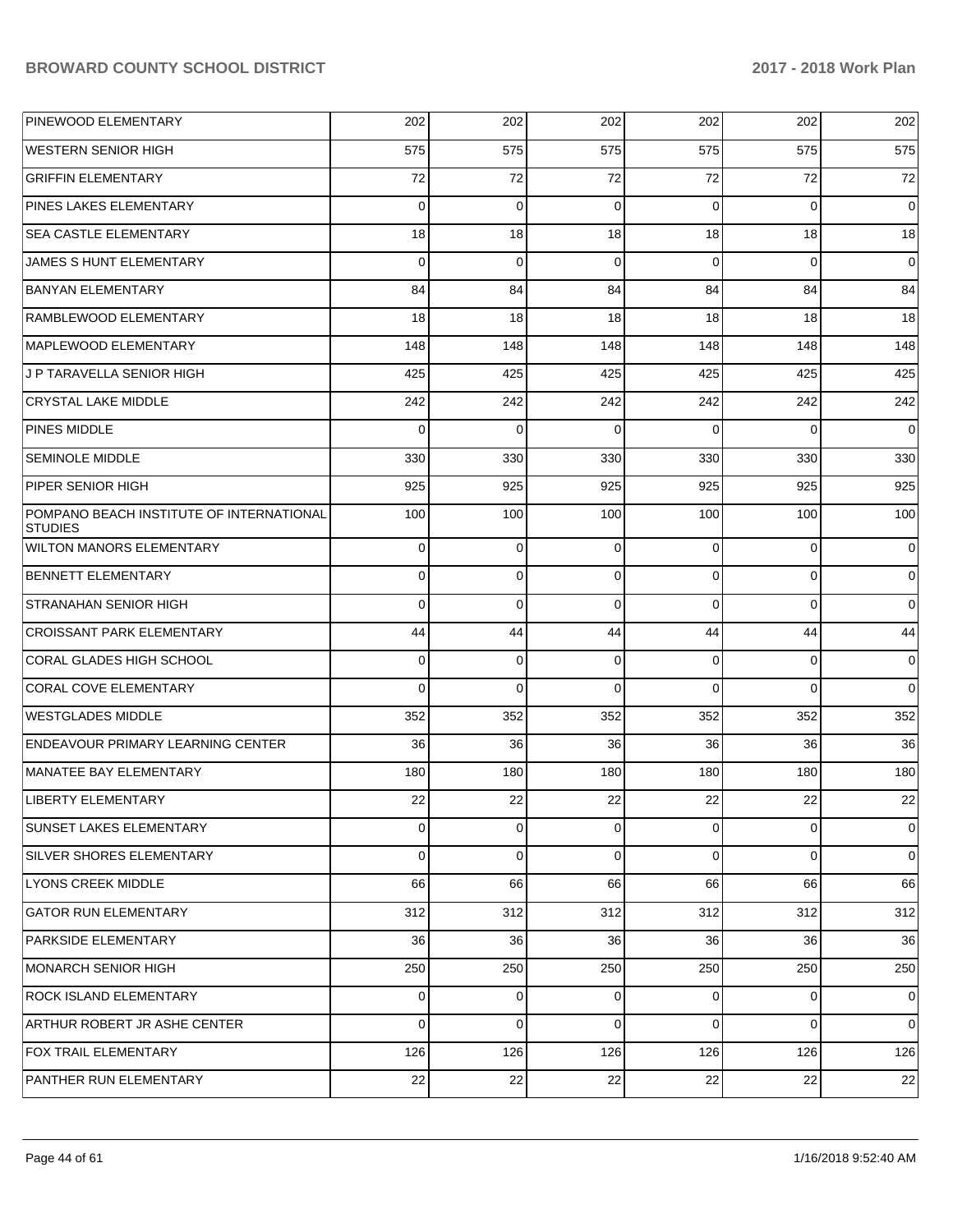| | | | | | | |
|---|---|---|---|---|---|---|
| PINEWOOD ELEMENTARY | 202 | 202 | 202 | 202 | 202 | 202 |
| WESTERN SENIOR HIGH | 575 | 575 | 575 | 575 | 575 | 575 |
| GRIFFIN ELEMENTARY | 72 | 72 | 72 | 72 | 72 | 72 |
| PINES LAKES ELEMENTARY | 0 | 0 | 0 | 0 | 0 | 0 |
| SEA CASTLE ELEMENTARY | 18 | 18 | 18 | 18 | 18 | 18 |
| JAMES S HUNT ELEMENTARY | 0 | 0 | 0 | 0 | 0 | 0 |
| BANYAN ELEMENTARY | 84 | 84 | 84 | 84 | 84 | 84 |
| RAMBLEWOOD ELEMENTARY | 18 | 18 | 18 | 18 | 18 | 18 |
| MAPLEWOOD ELEMENTARY | 148 | 148 | 148 | 148 | 148 | 148 |
| J P TARAVELLA SENIOR HIGH | 425 | 425 | 425 | 425 | 425 | 425 |
| CRYSTAL LAKE MIDDLE | 242 | 242 | 242 | 242 | 242 | 242 |
| PINES MIDDLE | 0 | 0 | 0 | 0 | 0 | 0 |
| SEMINOLE MIDDLE | 330 | 330 | 330 | 330 | 330 | 330 |
| PIPER SENIOR HIGH | 925 | 925 | 925 | 925 | 925 | 925 |
| POMPANO BEACH INSTITUTE OF INTERNATIONAL STUDIES | 100 | 100 | 100 | 100 | 100 | 100 |
| WILTON MANORS ELEMENTARY | 0 | 0 | 0 | 0 | 0 | 0 |
| BENNETT ELEMENTARY | 0 | 0 | 0 | 0 | 0 | 0 |
| STRANAHAN SENIOR HIGH | 0 | 0 | 0 | 0 | 0 | 0 |
| CROISSANT PARK ELEMENTARY | 44 | 44 | 44 | 44 | 44 | 44 |
| CORAL GLADES HIGH SCHOOL | 0 | 0 | 0 | 0 | 0 | 0 |
| CORAL COVE ELEMENTARY | 0 | 0 | 0 | 0 | 0 | 0 |
| WESTGLADES MIDDLE | 352 | 352 | 352 | 352 | 352 | 352 |
| ENDEAVOUR PRIMARY LEARNING CENTER | 36 | 36 | 36 | 36 | 36 | 36 |
| MANATEE BAY ELEMENTARY | 180 | 180 | 180 | 180 | 180 | 180 |
| LIBERTY ELEMENTARY | 22 | 22 | 22 | 22 | 22 | 22 |
| SUNSET LAKES ELEMENTARY | 0 | 0 | 0 | 0 | 0 | 0 |
| SILVER SHORES ELEMENTARY | 0 | 0 | 0 | 0 | 0 | 0 |
| LYONS CREEK MIDDLE | 66 | 66 | 66 | 66 | 66 | 66 |
| GATOR RUN ELEMENTARY | 312 | 312 | 312 | 312 | 312 | 312 |
| PARKSIDE ELEMENTARY | 36 | 36 | 36 | 36 | 36 | 36 |
| MONARCH SENIOR HIGH | 250 | 250 | 250 | 250 | 250 | 250 |
| ROCK ISLAND ELEMENTARY | 0 | 0 | 0 | 0 | 0 | 0 |
| ARTHUR ROBERT JR ASHE CENTER | 0 | 0 | 0 | 0 | 0 | 0 |
| FOX TRAIL ELEMENTARY | 126 | 126 | 126 | 126 | 126 | 126 |
| PANTHER RUN ELEMENTARY | 22 | 22 | 22 | 22 | 22 | 22 |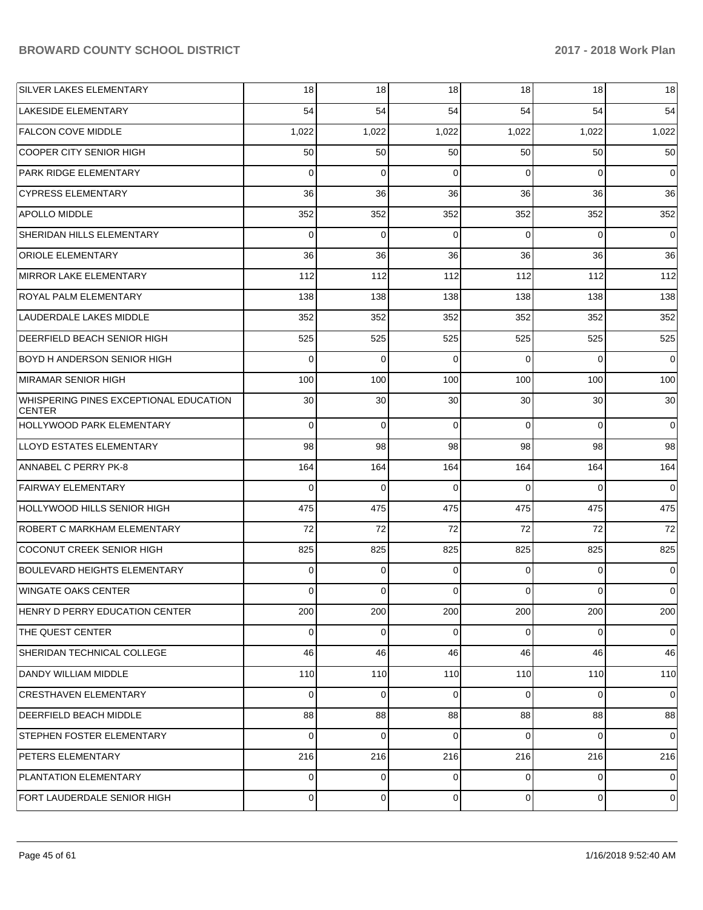| | | | | | | |
|---|---|---|---|---|---|---|
| SILVER LAKES ELEMENTARY | 18 | 18 | 18 | 18 | 18 | 18 |
| LAKESIDE ELEMENTARY | 54 | 54 | 54 | 54 | 54 | 54 |
| FALCON COVE MIDDLE | 1,022 | 1,022 | 1,022 | 1,022 | 1,022 | 1,022 |
| COOPER CITY SENIOR HIGH | 50 | 50 | 50 | 50 | 50 | 50 |
| PARK RIDGE ELEMENTARY | 0 | 0 | 0 | 0 | 0 | 0 |
| CYPRESS ELEMENTARY | 36 | 36 | 36 | 36 | 36 | 36 |
| APOLLO MIDDLE | 352 | 352 | 352 | 352 | 352 | 352 |
| SHERIDAN HILLS ELEMENTARY | 0 | 0 | 0 | 0 | 0 | 0 |
| ORIOLE ELEMENTARY | 36 | 36 | 36 | 36 | 36 | 36 |
| MIRROR LAKE ELEMENTARY | 112 | 112 | 112 | 112 | 112 | 112 |
| ROYAL PALM ELEMENTARY | 138 | 138 | 138 | 138 | 138 | 138 |
| LAUDERDALE LAKES MIDDLE | 352 | 352 | 352 | 352 | 352 | 352 |
| DEERFIELD BEACH SENIOR HIGH | 525 | 525 | 525 | 525 | 525 | 525 |
| BOYD H ANDERSON SENIOR HIGH | 0 | 0 | 0 | 0 | 0 | 0 |
| MIRAMAR SENIOR HIGH | 100 | 100 | 100 | 100 | 100 | 100 |
| WHISPERING PINES EXCEPTIONAL EDUCATION CENTER | 30 | 30 | 30 | 30 | 30 | 30 |
| HOLLYWOOD PARK ELEMENTARY | 0 | 0 | 0 | 0 | 0 | 0 |
| LLOYD ESTATES ELEMENTARY | 98 | 98 | 98 | 98 | 98 | 98 |
| ANNABEL C PERRY PK-8 | 164 | 164 | 164 | 164 | 164 | 164 |
| FAIRWAY ELEMENTARY | 0 | 0 | 0 | 0 | 0 | 0 |
| HOLLYWOOD HILLS SENIOR HIGH | 475 | 475 | 475 | 475 | 475 | 475 |
| ROBERT C MARKHAM ELEMENTARY | 72 | 72 | 72 | 72 | 72 | 72 |
| COCONUT CREEK SENIOR HIGH | 825 | 825 | 825 | 825 | 825 | 825 |
| BOULEVARD HEIGHTS ELEMENTARY | 0 | 0 | 0 | 0 | 0 | 0 |
| WINGATE OAKS CENTER | 0 | 0 | 0 | 0 | 0 | 0 |
| HENRY D PERRY EDUCATION CENTER | 200 | 200 | 200 | 200 | 200 | 200 |
| THE QUEST CENTER | 0 | 0 | 0 | 0 | 0 | 0 |
| SHERIDAN TECHNICAL COLLEGE | 46 | 46 | 46 | 46 | 46 | 46 |
| DANDY WILLIAM MIDDLE | 110 | 110 | 110 | 110 | 110 | 110 |
| CRESTHAVEN ELEMENTARY | 0 | 0 | 0 | 0 | 0 | 0 |
| DEERFIELD BEACH MIDDLE | 88 | 88 | 88 | 88 | 88 | 88 |
| STEPHEN FOSTER ELEMENTARY | 0 | 0 | 0 | 0 | 0 | 0 |
| PETERS ELEMENTARY | 216 | 216 | 216 | 216 | 216 | 216 |
| PLANTATION ELEMENTARY | 0 | 0 | 0 | 0 | 0 | 0 |
| FORT LAUDERDALE SENIOR HIGH | 0 | 0 | 0 | 0 | 0 | 0 |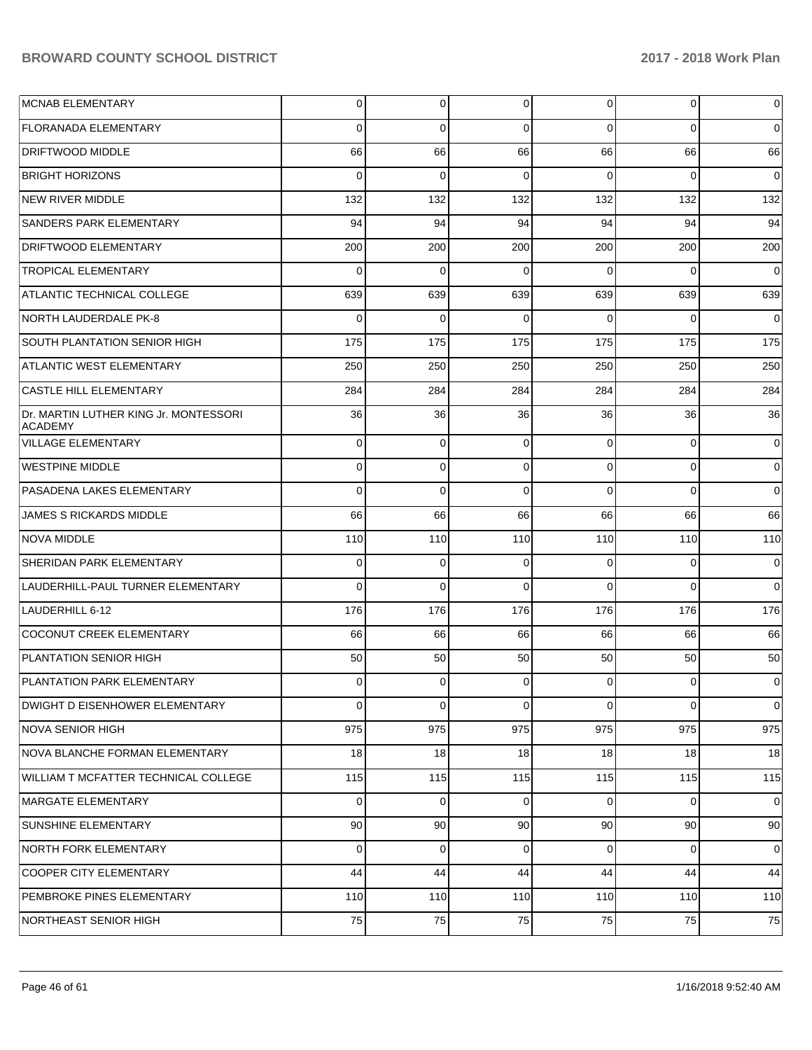| | | | | | | |
|---|---|---|---|---|---|---|
| MCNAB ELEMENTARY | 0 | 0 | 0 | 0 | 0 | 0 |
| FLORANADA ELEMENTARY | 0 | 0 | 0 | 0 | 0 | 0 |
| DRIFTWOOD MIDDLE | 66 | 66 | 66 | 66 | 66 | 66 |
| BRIGHT HORIZONS | 0 | 0 | 0 | 0 | 0 | 0 |
| NEW RIVER MIDDLE | 132 | 132 | 132 | 132 | 132 | 132 |
| SANDERS PARK ELEMENTARY | 94 | 94 | 94 | 94 | 94 | 94 |
| DRIFTWOOD ELEMENTARY | 200 | 200 | 200 | 200 | 200 | 200 |
| TROPICAL ELEMENTARY | 0 | 0 | 0 | 0 | 0 | 0 |
| ATLANTIC TECHNICAL COLLEGE | 639 | 639 | 639 | 639 | 639 | 639 |
| NORTH LAUDERDALE PK-8 | 0 | 0 | 0 | 0 | 0 | 0 |
| SOUTH PLANTATION SENIOR HIGH | 175 | 175 | 175 | 175 | 175 | 175 |
| ATLANTIC WEST ELEMENTARY | 250 | 250 | 250 | 250 | 250 | 250 |
| CASTLE HILL ELEMENTARY | 284 | 284 | 284 | 284 | 284 | 284 |
| Dr. MARTIN LUTHER KING Jr. MONTESSORI ACADEMY | 36 | 36 | 36 | 36 | 36 | 36 |
| VILLAGE ELEMENTARY | 0 | 0 | 0 | 0 | 0 | 0 |
| WESTPINE MIDDLE | 0 | 0 | 0 | 0 | 0 | 0 |
| PASADENA LAKES ELEMENTARY | 0 | 0 | 0 | 0 | 0 | 0 |
| JAMES S RICKARDS MIDDLE | 66 | 66 | 66 | 66 | 66 | 66 |
| NOVA MIDDLE | 110 | 110 | 110 | 110 | 110 | 110 |
| SHERIDAN PARK ELEMENTARY | 0 | 0 | 0 | 0 | 0 | 0 |
| LAUDERHILL-PAUL TURNER ELEMENTARY | 0 | 0 | 0 | 0 | 0 | 0 |
| LAUDERHILL 6-12 | 176 | 176 | 176 | 176 | 176 | 176 |
| COCONUT CREEK ELEMENTARY | 66 | 66 | 66 | 66 | 66 | 66 |
| PLANTATION SENIOR HIGH | 50 | 50 | 50 | 50 | 50 | 50 |
| PLANTATION PARK ELEMENTARY | 0 | 0 | 0 | 0 | 0 | 0 |
| DWIGHT D EISENHOWER ELEMENTARY | 0 | 0 | 0 | 0 | 0 | 0 |
| NOVA SENIOR HIGH | 975 | 975 | 975 | 975 | 975 | 975 |
| NOVA BLANCHE FORMAN ELEMENTARY | 18 | 18 | 18 | 18 | 18 | 18 |
| WILLIAM T MCFATTER TECHNICAL COLLEGE | 115 | 115 | 115 | 115 | 115 | 115 |
| MARGATE ELEMENTARY | 0 | 0 | 0 | 0 | 0 | 0 |
| SUNSHINE ELEMENTARY | 90 | 90 | 90 | 90 | 90 | 90 |
| NORTH FORK ELEMENTARY | 0 | 0 | 0 | 0 | 0 | 0 |
| COOPER CITY ELEMENTARY | 44 | 44 | 44 | 44 | 44 | 44 |
| PEMBROKE PINES ELEMENTARY | 110 | 110 | 110 | 110 | 110 | 110 |
| NORTHEAST SENIOR HIGH | 75 | 75 | 75 | 75 | 75 | 75 |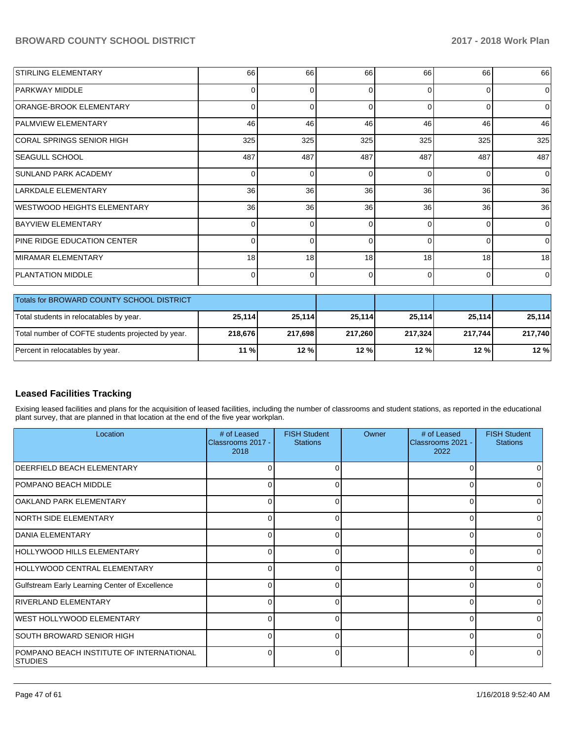| | | | | | | |
|---|---|---|---|---|---|---|
| STIRLING ELEMENTARY | 66 | 66 | 66 | 66 | 66 | 66 |
| PARKWAY MIDDLE | 0 | 0 | 0 | 0 | 0 | 0 |
| ORANGE-BROOK ELEMENTARY | 0 | 0 | 0 | 0 | 0 | 0 |
| PALMVIEW ELEMENTARY | 46 | 46 | 46 | 46 | 46 | 46 |
| CORAL SPRINGS SENIOR HIGH | 325 | 325 | 325 | 325 | 325 | 325 |
| SEAGULL SCHOOL | 487 | 487 | 487 | 487 | 487 | 487 |
| SUNLAND PARK ACADEMY | 0 | 0 | 0 | 0 | 0 | 0 |
| LARKDALE ELEMENTARY | 36 | 36 | 36 | 36 | 36 | 36 |
| WESTWOOD HEIGHTS ELEMENTARY | 36 | 36 | 36 | 36 | 36 | 36 |
| BAYVIEW ELEMENTARY | 0 | 0 | 0 | 0 | 0 | 0 |
| PINE RIDGE EDUCATION CENTER | 0 | 0 | 0 | 0 | 0 | 0 |
| MIRAMAR ELEMENTARY | 18 | 18 | 18 | 18 | 18 | 18 |
| PLANTATION MIDDLE | 0 | 0 | 0 | 0 | 0 | 0 |

| Totals for BROWARD COUNTY SCHOOL DISTRICT | | | | | | |
|---|---|---|---|---|---|---|
| Total students in relocatables by year. | **25,114** | **25,114** | **25,114** | **25,114** | **25,114** | **25,114** |
| Total number of COFTE students projected by year. | **218,676** | **217,698** | **217,260** | **217,324** | **217,744** | **217,740** |
| Percent in relocatables by year. | **11 %** | **12 %** | **12 %** | **12 %** | **12 %** | **12 %** |

## Leased Facilities Tracking

Exising leased facilities and plans for the acquisition of leased facilities, including the number of classrooms and student stations, as reported in the educational plant survey, that are planned in that location at the end of the five year workplan.

| Location | # of Leased Classrooms 2017 - 2018 | FISH Student Stations | Owner | # of Leased Classrooms 2021 - 2022 | FISH Student Stations |
|---|---|---|---|---|---|
| DEERFIELD BEACH ELEMENTARY | 0 | 0 | | 0 | 0 |
| POMPANO BEACH MIDDLE | 0 | 0 | | 0 | 0 |
| OAKLAND PARK ELEMENTARY | 0 | 0 | | 0 | 0 |
| NORTH SIDE ELEMENTARY | 0 | 0 | | 0 | 0 |
| DANIA ELEMENTARY | 0 | 0 | | 0 | 0 |
| HOLLYWOOD HILLS ELEMENTARY | 0 | 0 | | 0 | 0 |
| HOLLYWOOD CENTRAL ELEMENTARY | 0 | 0 | | 0 | 0 |
| Gulfstream Early Learning Center of Excellence | 0 | 0 | | 0 | 0 |
| RIVERLAND ELEMENTARY | 0 | 0 | | 0 | 0 |
| WEST HOLLYWOOD ELEMENTARY | 0 | 0 | | 0 | 0 |
| SOUTH BROWARD SENIOR HIGH | 0 | 0 | | 0 | 0 |
| POMPANO BEACH INSTITUTE OF INTERNATIONAL STUDIES | 0 | 0 | | 0 | 0 |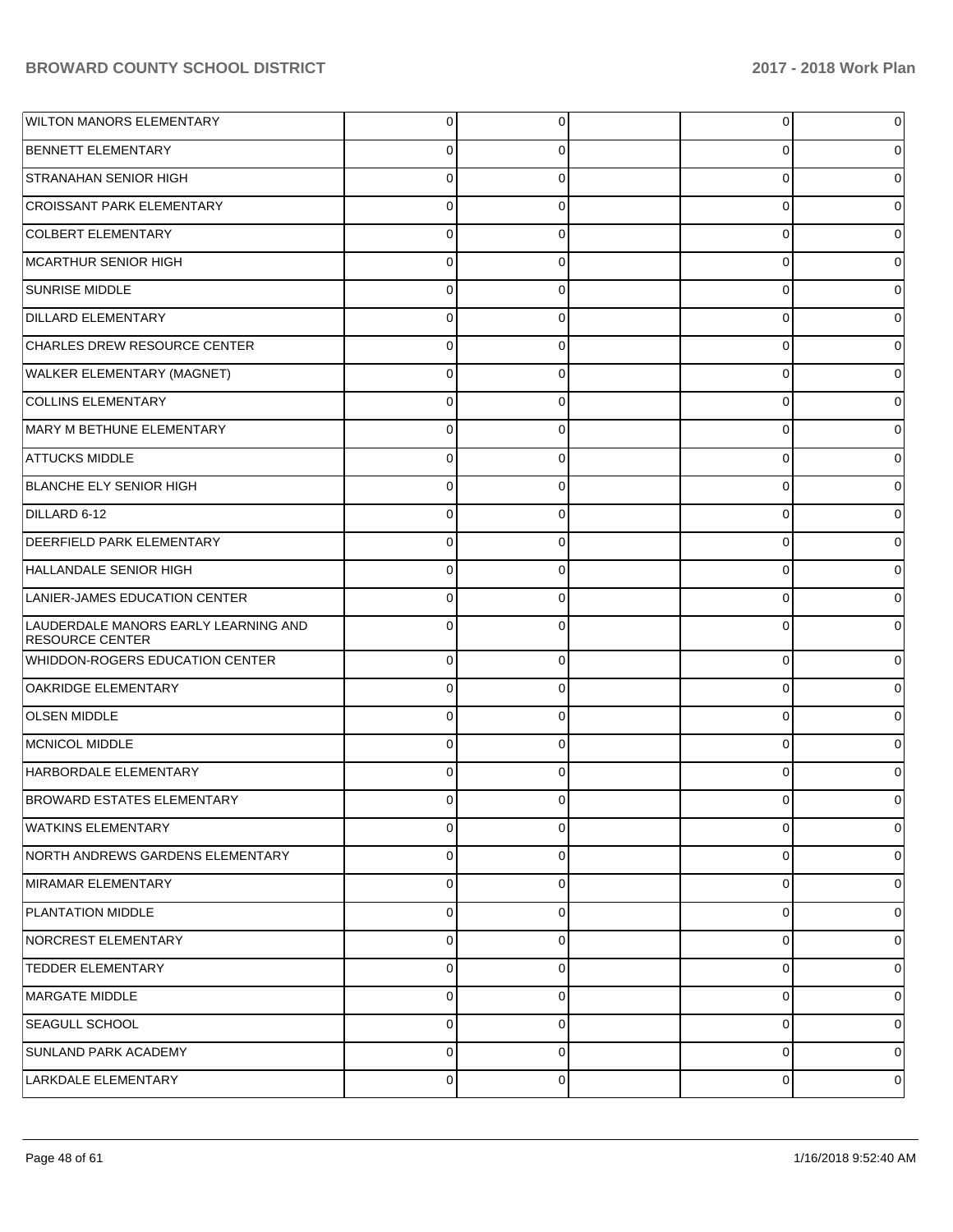| | | | | | |
|---|---|---|---|---|---|
| WILTON MANORS ELEMENTARY | 0 | 0 | | 0 | 0 |
| BENNETT ELEMENTARY | 0 | 0 | | 0 | 0 |
| STRANAHAN SENIOR HIGH | 0 | 0 | | 0 | 0 |
| CROISSANT PARK ELEMENTARY | 0 | 0 | | 0 | 0 |
| COLBERT ELEMENTARY | 0 | 0 | | 0 | 0 |
| MCARTHUR SENIOR HIGH | 0 | 0 | | 0 | 0 |
| SUNRISE MIDDLE | 0 | 0 | | 0 | 0 |
| DILLARD ELEMENTARY | 0 | 0 | | 0 | 0 |
| CHARLES DREW RESOURCE CENTER | 0 | 0 | | 0 | 0 |
| WALKER ELEMENTARY (MAGNET) | 0 | 0 | | 0 | 0 |
| COLLINS ELEMENTARY | 0 | 0 | | 0 | 0 |
| MARY M BETHUNE ELEMENTARY | 0 | 0 | | 0 | 0 |
| ATTUCKS MIDDLE | 0 | 0 | | 0 | 0 |
| BLANCHE ELY SENIOR HIGH | 0 | 0 | | 0 | 0 |
| DILLARD 6-12 | 0 | 0 | | 0 | 0 |
| DEERFIELD PARK ELEMENTARY | 0 | 0 | | 0 | 0 |
| HALLANDALE SENIOR HIGH | 0 | 0 | | 0 | 0 |
| LANIER-JAMES EDUCATION CENTER | 0 | 0 | | 0 | 0 |
| LAUDERDALE MANORS EARLY LEARNING AND RESOURCE CENTER | 0 | 0 | | 0 | 0 |
| WHIDDON-ROGERS EDUCATION CENTER | 0 | 0 | | 0 | 0 |
| OAKRIDGE ELEMENTARY | 0 | 0 | | 0 | 0 |
| OLSEN MIDDLE | 0 | 0 | | 0 | 0 |
| MCNICOL MIDDLE | 0 | 0 | | 0 | 0 |
| HARBORDALE ELEMENTARY | 0 | 0 | | 0 | 0 |
| BROWARD ESTATES ELEMENTARY | 0 | 0 | | 0 | 0 |
| WATKINS ELEMENTARY | 0 | 0 | | 0 | 0 |
| NORTH ANDREWS GARDENS ELEMENTARY | 0 | 0 | | 0 | 0 |
| MIRAMAR ELEMENTARY | 0 | 0 | | 0 | 0 |
| PLANTATION MIDDLE | 0 | 0 | | 0 | 0 |
| NORCREST ELEMENTARY | 0 | 0 | | 0 | 0 |
| TEDDER ELEMENTARY | 0 | 0 | | 0 | 0 |
| MARGATE MIDDLE | 0 | 0 | | 0 | 0 |
| SEAGULL SCHOOL | 0 | 0 | | 0 | 0 |
| SUNLAND PARK ACADEMY | 0 | 0 | | 0 | 0 |
| LARKDALE ELEMENTARY | 0 | 0 | | 0 | 0 |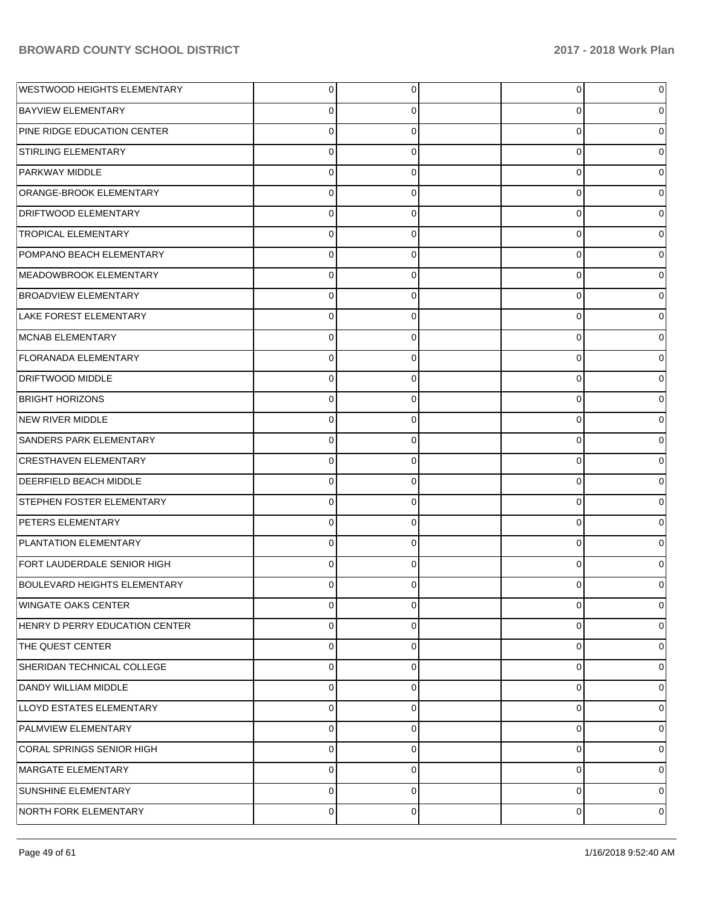| | | | | | |
|---|---|---|---|---|---|
| WESTWOOD HEIGHTS ELEMENTARY | 0 | 0 | | 0 | 0 |
| BAYVIEW ELEMENTARY | 0 | 0 | | 0 | 0 |
| PINE RIDGE EDUCATION CENTER | 0 | 0 | | 0 | 0 |
| STIRLING ELEMENTARY | 0 | 0 | | 0 | 0 |
| PARKWAY MIDDLE | 0 | 0 | | 0 | 0 |
| ORANGE-BROOK ELEMENTARY | 0 | 0 | | 0 | 0 |
| DRIFTWOOD ELEMENTARY | 0 | 0 | | 0 | 0 |
| TROPICAL ELEMENTARY | 0 | 0 | | 0 | 0 |
| POMPANO BEACH ELEMENTARY | 0 | 0 | | 0 | 0 |
| MEADOWBROOK ELEMENTARY | 0 | 0 | | 0 | 0 |
| BROADVIEW ELEMENTARY | 0 | 0 | | 0 | 0 |
| LAKE FOREST ELEMENTARY | 0 | 0 | | 0 | 0 |
| MCNAB ELEMENTARY | 0 | 0 | | 0 | 0 |
| FLORANADA ELEMENTARY | 0 | 0 | | 0 | 0 |
| DRIFTWOOD MIDDLE | 0 | 0 | | 0 | 0 |
| BRIGHT HORIZONS | 0 | 0 | | 0 | 0 |
| NEW RIVER MIDDLE | 0 | 0 | | 0 | 0 |
| SANDERS PARK ELEMENTARY | 0 | 0 | | 0 | 0 |
| CRESTHAVEN ELEMENTARY | 0 | 0 | | 0 | 0 |
| DEERFIELD BEACH MIDDLE | 0 | 0 | | 0 | 0 |
| STEPHEN FOSTER ELEMENTARY | 0 | 0 | | 0 | 0 |
| PETERS ELEMENTARY | 0 | 0 | | 0 | 0 |
| PLANTATION ELEMENTARY | 0 | 0 | | 0 | 0 |
| FORT LAUDERDALE SENIOR HIGH | 0 | 0 | | 0 | 0 |
| BOULEVARD HEIGHTS ELEMENTARY | 0 | 0 | | 0 | 0 |
| WINGATE OAKS CENTER | 0 | 0 | | 0 | 0 |
| HENRY D PERRY EDUCATION CENTER | 0 | 0 | | 0 | 0 |
| THE QUEST CENTER | 0 | 0 | | 0 | 0 |
| SHERIDAN TECHNICAL COLLEGE | 0 | 0 | | 0 | 0 |
| DANDY WILLIAM MIDDLE | 0 | 0 | | 0 | 0 |
| LLOYD ESTATES ELEMENTARY | 0 | 0 | | 0 | 0 |
| PALMVIEW ELEMENTARY | 0 | 0 | | 0 | 0 |
| CORAL SPRINGS SENIOR HIGH | 0 | 0 | | 0 | 0 |
| MARGATE ELEMENTARY | 0 | 0 | | 0 | 0 |
| SUNSHINE ELEMENTARY | 0 | 0 | | 0 | 0 |
| NORTH FORK ELEMENTARY | 0 | 0 | | 0 | 0 |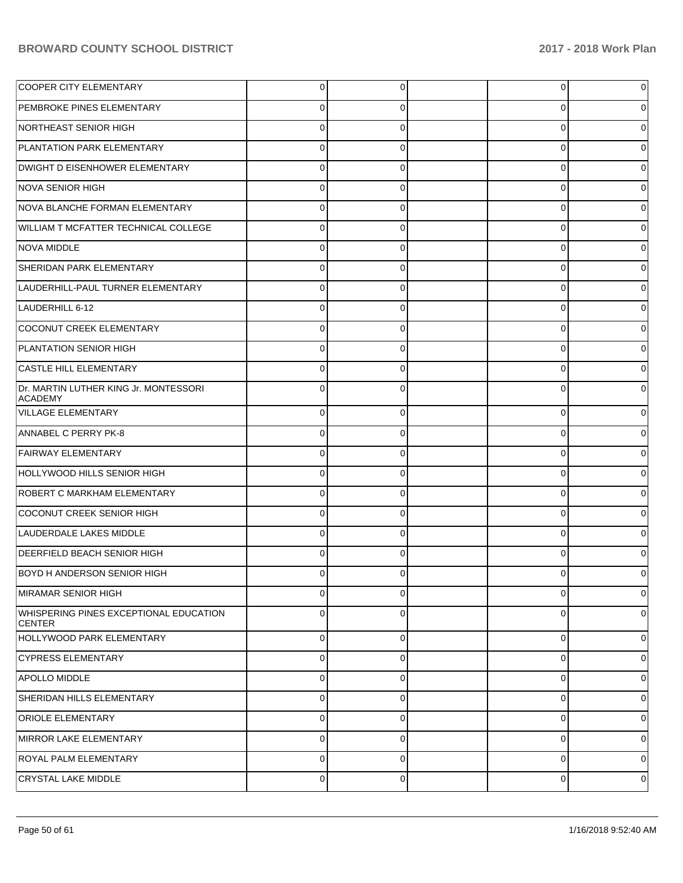| | | | | | |
|---|---|---|---|---|---|
| COOPER CITY ELEMENTARY | 0 | 0 | | 0 | 0 |
| PEMBROKE PINES ELEMENTARY | 0 | 0 | | 0 | 0 |
| NORTHEAST SENIOR HIGH | 0 | 0 | | 0 | 0 |
| PLANTATION PARK ELEMENTARY | 0 | 0 | | 0 | 0 |
| DWIGHT D EISENHOWER ELEMENTARY | 0 | 0 | | 0 | 0 |
| NOVA SENIOR HIGH | 0 | 0 | | 0 | 0 |
| NOVA BLANCHE FORMAN ELEMENTARY | 0 | 0 | | 0 | 0 |
| WILLIAM T MCFATTER TECHNICAL COLLEGE | 0 | 0 | | 0 | 0 |
| NOVA MIDDLE | 0 | 0 | | 0 | 0 |
| SHERIDAN PARK ELEMENTARY | 0 | 0 | | 0 | 0 |
| LAUDERHILL-PAUL TURNER ELEMENTARY | 0 | 0 | | 0 | 0 |
| LAUDERHILL 6-12 | 0 | 0 | | 0 | 0 |
| COCONUT CREEK ELEMENTARY | 0 | 0 | | 0 | 0 |
| PLANTATION SENIOR HIGH | 0 | 0 | | 0 | 0 |
| CASTLE HILL ELEMENTARY | 0 | 0 | | 0 | 0 |
| Dr. MARTIN LUTHER KING Jr. MONTESSORI ACADEMY | 0 | 0 | | 0 | 0 |
| VILLAGE ELEMENTARY | 0 | 0 | | 0 | 0 |
| ANNABEL C PERRY PK-8 | 0 | 0 | | 0 | 0 |
| FAIRWAY ELEMENTARY | 0 | 0 | | 0 | 0 |
| HOLLYWOOD HILLS SENIOR HIGH | 0 | 0 | | 0 | 0 |
| ROBERT C MARKHAM ELEMENTARY | 0 | 0 | | 0 | 0 |
| COCONUT CREEK SENIOR HIGH | 0 | 0 | | 0 | 0 |
| LAUDERDALE LAKES MIDDLE | 0 | 0 | | 0 | 0 |
| DEERFIELD BEACH SENIOR HIGH | 0 | 0 | | 0 | 0 |
| BOYD H ANDERSON SENIOR HIGH | 0 | 0 | | 0 | 0 |
| MIRAMAR SENIOR HIGH | 0 | 0 | | 0 | 0 |
| WHISPERING PINES EXCEPTIONAL EDUCATION CENTER | 0 | 0 | | 0 | 0 |
| HOLLYWOOD PARK ELEMENTARY | 0 | 0 | | 0 | 0 |
| CYPRESS ELEMENTARY | 0 | 0 | | 0 | 0 |
| APOLLO MIDDLE | 0 | 0 | | 0 | 0 |
| SHERIDAN HILLS ELEMENTARY | 0 | 0 | | 0 | 0 |
| ORIOLE ELEMENTARY | 0 | 0 | | 0 | 0 |
| MIRROR LAKE ELEMENTARY | 0 | 0 | | 0 | 0 |
| ROYAL PALM ELEMENTARY | 0 | 0 | | 0 | 0 |
| CRYSTAL LAKE MIDDLE | 0 | 0 | | 0 | 0 |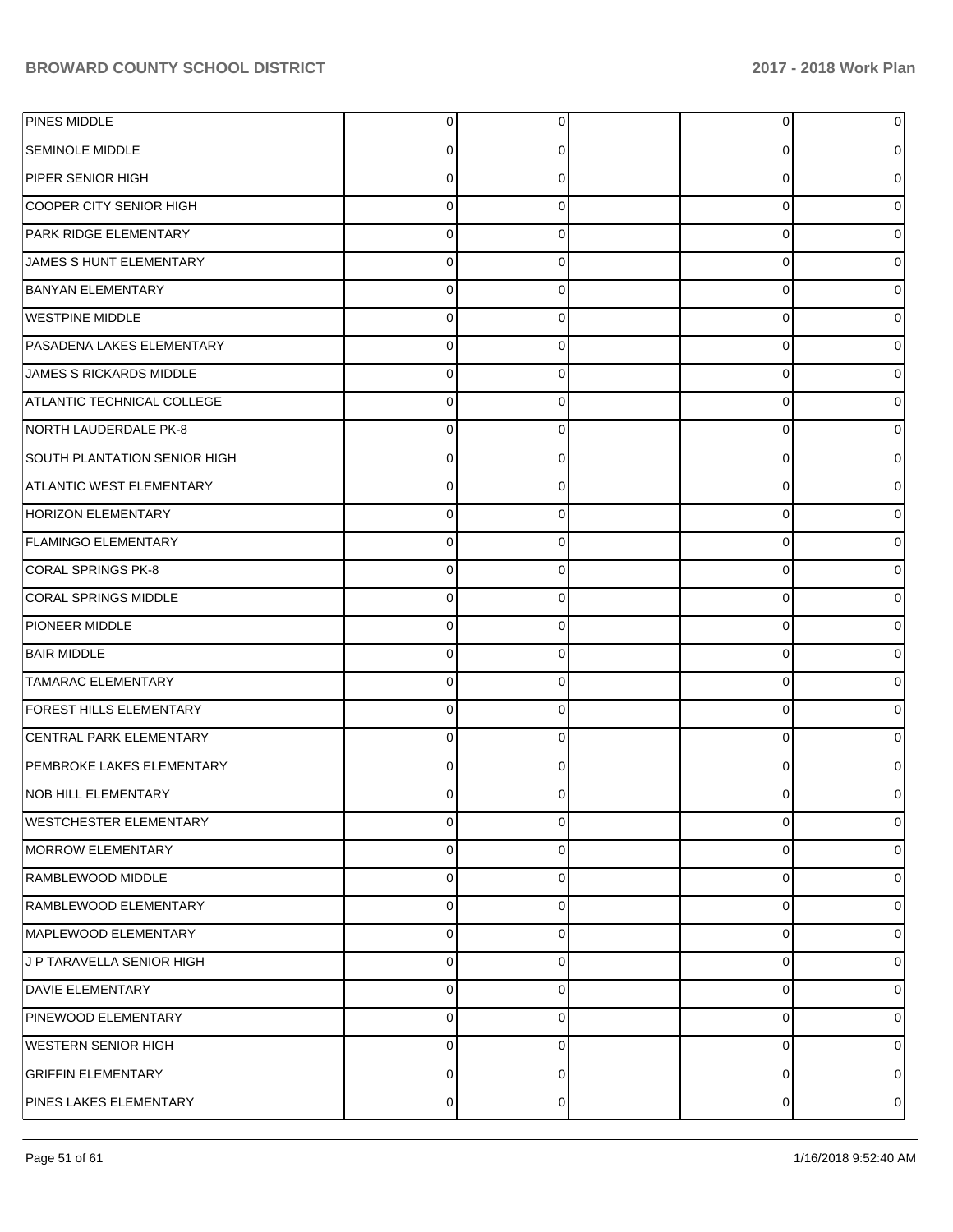| | | | | | |
|---|---|---|---|---|---|
| PINES MIDDLE | 0 | 0 | | 0 | 0 |
| SEMINOLE MIDDLE | 0 | 0 | | 0 | 0 |
| PIPER SENIOR HIGH | 0 | 0 | | 0 | 0 |
| COOPER CITY SENIOR HIGH | 0 | 0 | | 0 | 0 |
| PARK RIDGE ELEMENTARY | 0 | 0 | | 0 | 0 |
| JAMES S HUNT ELEMENTARY | 0 | 0 | | 0 | 0 |
| BANYAN ELEMENTARY | 0 | 0 | | 0 | 0 |
| WESTPINE MIDDLE | 0 | 0 | | 0 | 0 |
| PASADENA LAKES ELEMENTARY | 0 | 0 | | 0 | 0 |
| JAMES S RICKARDS MIDDLE | 0 | 0 | | 0 | 0 |
| ATLANTIC TECHNICAL COLLEGE | 0 | 0 | | 0 | 0 |
| NORTH LAUDERDALE PK-8 | 0 | 0 | | 0 | 0 |
| SOUTH PLANTATION SENIOR HIGH | 0 | 0 | | 0 | 0 |
| ATLANTIC WEST ELEMENTARY | 0 | 0 | | 0 | 0 |
| HORIZON ELEMENTARY | 0 | 0 | | 0 | 0 |
| FLAMINGO ELEMENTARY | 0 | 0 | | 0 | 0 |
| CORAL SPRINGS PK-8 | 0 | 0 | | 0 | 0 |
| CORAL SPRINGS MIDDLE | 0 | 0 | | 0 | 0 |
| PIONEER MIDDLE | 0 | 0 | | 0 | 0 |
| BAIR MIDDLE | 0 | 0 | | 0 | 0 |
| TAMARAC ELEMENTARY | 0 | 0 | | 0 | 0 |
| FOREST HILLS ELEMENTARY | 0 | 0 | | 0 | 0 |
| CENTRAL PARK ELEMENTARY | 0 | 0 | | 0 | 0 |
| PEMBROKE LAKES ELEMENTARY | 0 | 0 | | 0 | 0 |
| NOB HILL ELEMENTARY | 0 | 0 | | 0 | 0 |
| WESTCHESTER ELEMENTARY | 0 | 0 | | 0 | 0 |
| MORROW ELEMENTARY | 0 | 0 | | 0 | 0 |
| RAMBLEWOOD MIDDLE | 0 | 0 | | 0 | 0 |
| RAMBLEWOOD ELEMENTARY | 0 | 0 | | 0 | 0 |
| MAPLEWOOD ELEMENTARY | 0 | 0 | | 0 | 0 |
| J P TARAVELLA SENIOR HIGH | 0 | 0 | | 0 | 0 |
| DAVIE ELEMENTARY | 0 | 0 | | 0 | 0 |
| PINEWOOD ELEMENTARY | 0 | 0 | | 0 | 0 |
| WESTERN SENIOR HIGH | 0 | 0 | | 0 | 0 |
| GRIFFIN ELEMENTARY | 0 | 0 | | 0 | 0 |
| PINES LAKES ELEMENTARY | 0 | 0 | | 0 | 0 |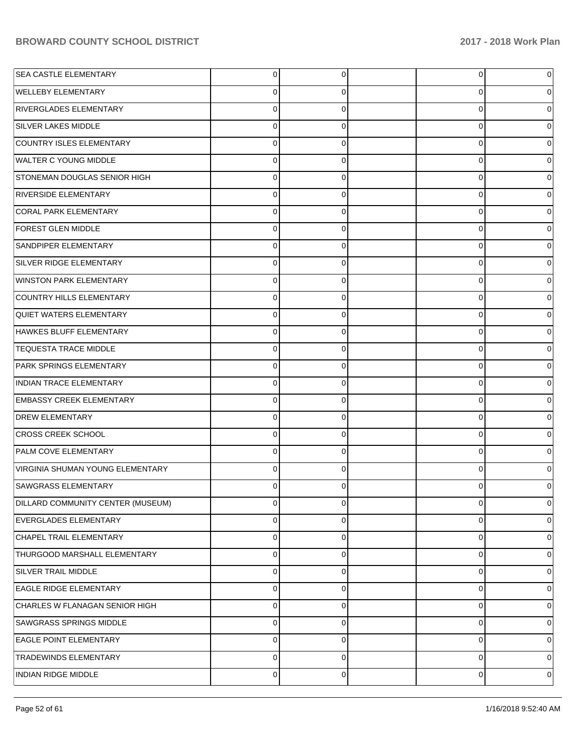| | | | | | |
|---|---|---|---|---|---|
| SEA CASTLE ELEMENTARY | 0 | 0 | | 0 | 0 |
| WELLEBY ELEMENTARY | 0 | 0 | | 0 | 0 |
| RIVERGLADES ELEMENTARY | 0 | 0 | | 0 | 0 |
| SILVER LAKES MIDDLE | 0 | 0 | | 0 | 0 |
| COUNTRY ISLES ELEMENTARY | 0 | 0 | | 0 | 0 |
| WALTER C YOUNG MIDDLE | 0 | 0 | | 0 | 0 |
| STONEMAN DOUGLAS SENIOR HIGH | 0 | 0 | | 0 | 0 |
| RIVERSIDE ELEMENTARY | 0 | 0 | | 0 | 0 |
| CORAL PARK ELEMENTARY | 0 | 0 | | 0 | 0 |
| FOREST GLEN MIDDLE | 0 | 0 | | 0 | 0 |
| SANDPIPER ELEMENTARY | 0 | 0 | | 0 | 0 |
| SILVER RIDGE ELEMENTARY | 0 | 0 | | 0 | 0 |
| WINSTON PARK ELEMENTARY | 0 | 0 | | 0 | 0 |
| COUNTRY HILLS ELEMENTARY | 0 | 0 | | 0 | 0 |
| QUIET WATERS ELEMENTARY | 0 | 0 | | 0 | 0 |
| HAWKES BLUFF ELEMENTARY | 0 | 0 | | 0 | 0 |
| TEQUESTA TRACE MIDDLE | 0 | 0 | | 0 | 0 |
| PARK SPRINGS ELEMENTARY | 0 | 0 | | 0 | 0 |
| INDIAN TRACE ELEMENTARY | 0 | 0 | | 0 | 0 |
| EMBASSY CREEK ELEMENTARY | 0 | 0 | | 0 | 0 |
| DREW ELEMENTARY | 0 | 0 | | 0 | 0 |
| CROSS CREEK SCHOOL | 0 | 0 | | 0 | 0 |
| PALM COVE ELEMENTARY | 0 | 0 | | 0 | 0 |
| VIRGINIA SHUMAN YOUNG ELEMENTARY | 0 | 0 | | 0 | 0 |
| SAWGRASS ELEMENTARY | 0 | 0 | | 0 | 0 |
| DILLARD COMMUNITY CENTER (MUSEUM) | 0 | 0 | | 0 | 0 |
| EVERGLADES ELEMENTARY | 0 | 0 | | 0 | 0 |
| CHAPEL TRAIL ELEMENTARY | 0 | 0 | | 0 | 0 |
| THURGOOD MARSHALL ELEMENTARY | 0 | 0 | | 0 | 0 |
| SILVER TRAIL MIDDLE | 0 | 0 | | 0 | 0 |
| EAGLE RIDGE ELEMENTARY | 0 | 0 | | 0 | 0 |
| CHARLES W FLANAGAN SENIOR HIGH | 0 | 0 | | 0 | 0 |
| SAWGRASS SPRINGS MIDDLE | 0 | 0 | | 0 | 0 |
| EAGLE POINT ELEMENTARY | 0 | 0 | | 0 | 0 |
| TRADEWINDS ELEMENTARY | 0 | 0 | | 0 | 0 |
| INDIAN RIDGE MIDDLE | 0 | 0 | | 0 | 0 |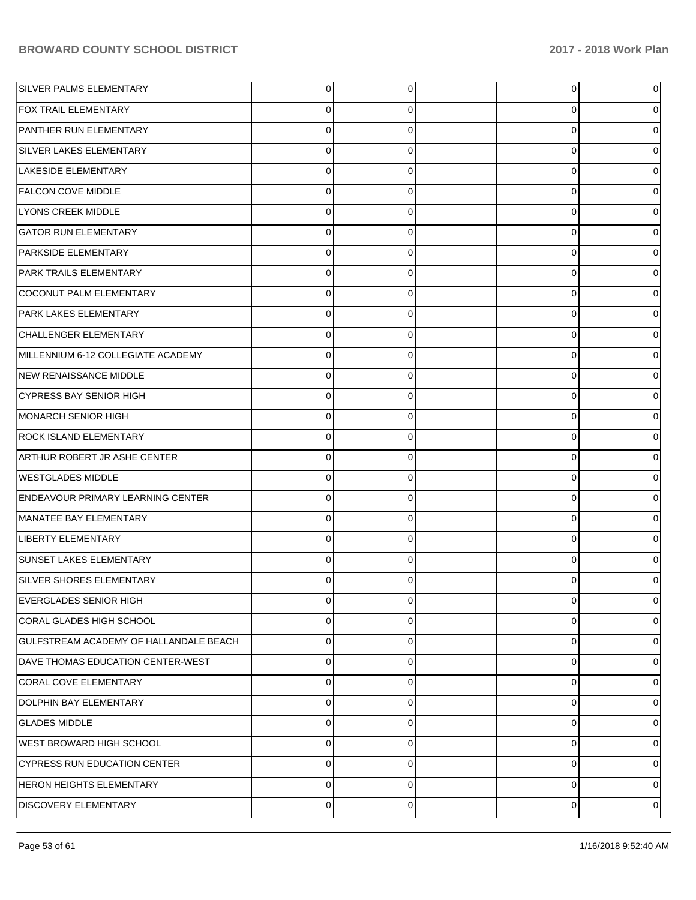| | | | | | |
|---|---|---|---|---|---|
| SILVER PALMS ELEMENTARY | 0 | 0 | | 0 | 0 |
| FOX TRAIL ELEMENTARY | 0 | 0 | | 0 | 0 |
| PANTHER RUN ELEMENTARY | 0 | 0 | | 0 | 0 |
| SILVER LAKES ELEMENTARY | 0 | 0 | | 0 | 0 |
| LAKESIDE ELEMENTARY | 0 | 0 | | 0 | 0 |
| FALCON COVE MIDDLE | 0 | 0 | | 0 | 0 |
| LYONS CREEK MIDDLE | 0 | 0 | | 0 | 0 |
| GATOR RUN ELEMENTARY | 0 | 0 | | 0 | 0 |
| PARKSIDE ELEMENTARY | 0 | 0 | | 0 | 0 |
| PARK TRAILS ELEMENTARY | 0 | 0 | | 0 | 0 |
| COCONUT PALM ELEMENTARY | 0 | 0 | | 0 | 0 |
| PARK LAKES ELEMENTARY | 0 | 0 | | 0 | 0 |
| CHALLENGER ELEMENTARY | 0 | 0 | | 0 | 0 |
| MILLENNIUM 6-12 COLLEGIATE ACADEMY | 0 | 0 | | 0 | 0 |
| NEW RENAISSANCE MIDDLE | 0 | 0 | | 0 | 0 |
| CYPRESS BAY SENIOR HIGH | 0 | 0 | | 0 | 0 |
| MONARCH SENIOR HIGH | 0 | 0 | | 0 | 0 |
| ROCK ISLAND ELEMENTARY | 0 | 0 | | 0 | 0 |
| ARTHUR ROBERT JR ASHE CENTER | 0 | 0 | | 0 | 0 |
| WESTGLADES MIDDLE | 0 | 0 | | 0 | 0 |
| ENDEAVOUR PRIMARY LEARNING CENTER | 0 | 0 | | 0 | 0 |
| MANATEE BAY ELEMENTARY | 0 | 0 | | 0 | 0 |
| LIBERTY ELEMENTARY | 0 | 0 | | 0 | 0 |
| SUNSET LAKES ELEMENTARY | 0 | 0 | | 0 | 0 |
| SILVER SHORES ELEMENTARY | 0 | 0 | | 0 | 0 |
| EVERGLADES SENIOR HIGH | 0 | 0 | | 0 | 0 |
| CORAL GLADES HIGH SCHOOL | 0 | 0 | | 0 | 0 |
| GULFSTREAM ACADEMY OF HALLANDALE BEACH | 0 | 0 | | 0 | 0 |
| DAVE THOMAS EDUCATION CENTER-WEST | 0 | 0 | | 0 | 0 |
| CORAL COVE ELEMENTARY | 0 | 0 | | 0 | 0 |
| DOLPHIN BAY ELEMENTARY | 0 | 0 | | 0 | 0 |
| GLADES MIDDLE | 0 | 0 | | 0 | 0 |
| WEST BROWARD HIGH SCHOOL | 0 | 0 | | 0 | 0 |
| CYPRESS RUN EDUCATION CENTER | 0 | 0 | | 0 | 0 |
| HERON HEIGHTS ELEMENTARY | 0 | 0 | | 0 | 0 |
| DISCOVERY ELEMENTARY | 0 | 0 | | 0 | 0 |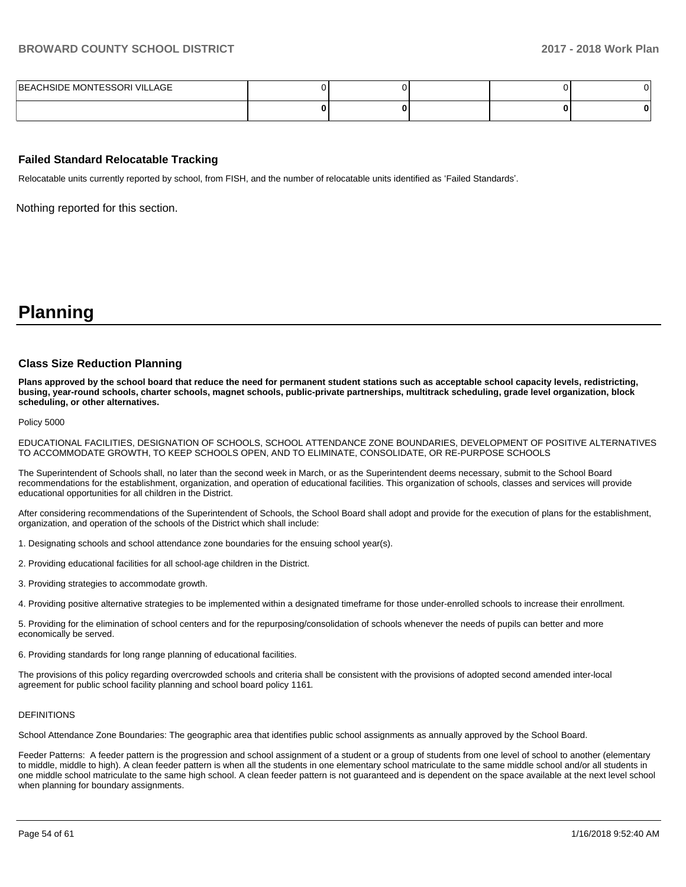| BEACHSIDE MONTESSORI VILLAGE | 0 | 0 | | 0 | 0 |
|---|---|---|---|---|---|
| | **0** | **0** | | **0** | **0** |

### Failed Standard Relocatable Tracking

Relocatable units currently reported by school, from FISH, and the number of relocatable units identified as 'Failed Standards'.

Nothing reported for this section.

# Planning

### Class Size Reduction Planning

**Plans approved by the school board that reduce the need for permanent student stations such as acceptable school capacity levels, redistricting, busing, year-round schools, charter schools, magnet schools, public-private partnerships, multitrack scheduling, grade level organization, block scheduling, or other alternatives.**

Policy 5000

EDUCATIONAL FACILITIES, DESIGNATION OF SCHOOLS, SCHOOL ATTENDANCE ZONE BOUNDARIES, DEVELOPMENT OF POSITIVE ALTERNATIVES TO ACCOMMODATE GROWTH, TO KEEP SCHOOLS OPEN, AND TO ELIMINATE, CONSOLIDATE, OR RE-PURPOSE SCHOOLS

The Superintendent of Schools shall, no later than the second week in March, or as the Superintendent deems necessary, submit to the School Board recommendations for the establishment, organization, and operation of educational facilities. This organization of schools, classes and services will provide educational opportunities for all children in the District.

After considering recommendations of the Superintendent of Schools, the School Board shall adopt and provide for the execution of plans for the establishment, organization, and operation of the schools of the District which shall include:

1. Designating schools and school attendance zone boundaries for the ensuing school year(s).

2. Providing educational facilities for all school-age children in the District.

3. Providing strategies to accommodate growth.

4. Providing positive alternative strategies to be implemented within a designated timeframe for those under-enrolled schools to increase their enrollment.

5. Providing for the elimination of school centers and for the repurposing/consolidation of schools whenever the needs of pupils can better and more economically be served.

6. Providing standards for long range planning of educational facilities.

The provisions of this policy regarding overcrowded schools and criteria shall be consistent with the provisions of adopted second amended inter-local agreement for public school facility planning and school board policy 1161.

DEFINITIONS

School Attendance Zone Boundaries: The geographic area that identifies public school assignments as annually approved by the School Board.

Feeder Patterns: A feeder pattern is the progression and school assignment of a student or a group of students from one level of school to another (elementary to middle, middle to high). A clean feeder pattern is when all the students in one elementary school matriculate to the same middle school and/or all students in one middle school matriculate to the same high school. A clean feeder pattern is not guaranteed and is dependent on the space available at the next level school when planning for boundary assignments.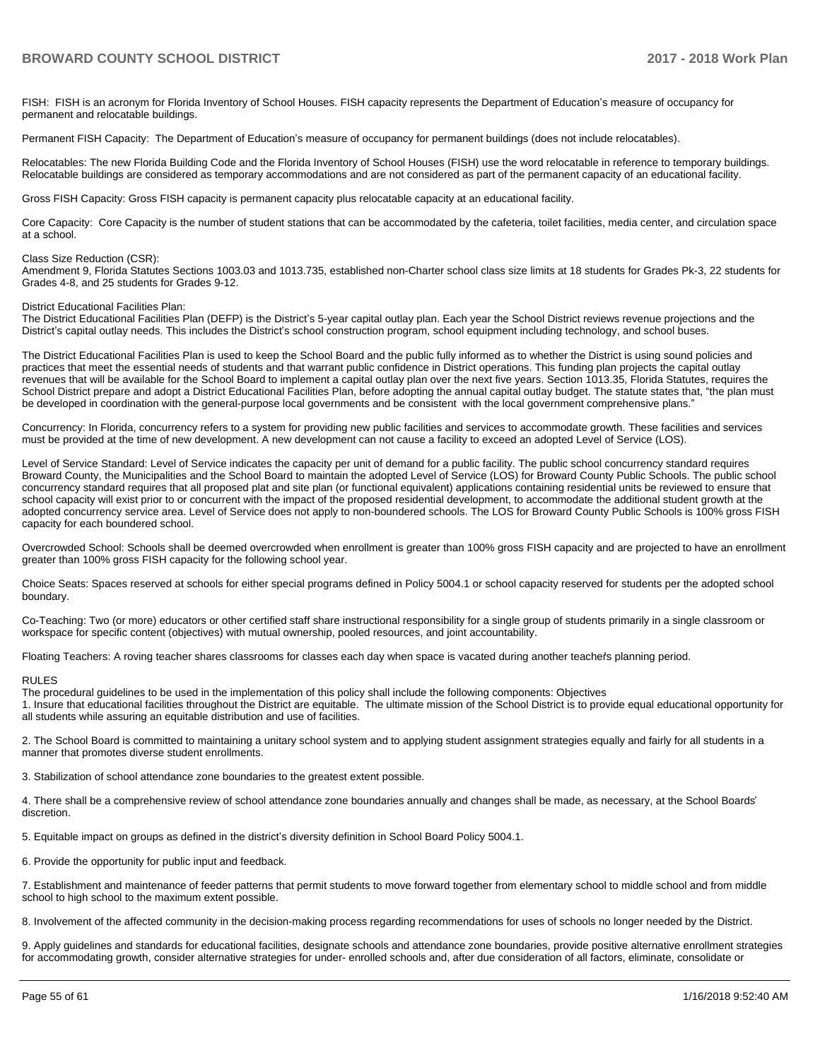FISH: FISH is an acronym for Florida Inventory of School Houses. FISH capacity represents the Department of Education's measure of occupancy for permanent and relocatable buildings.

Permanent FISH Capacity: The Department of Education's measure of occupancy for permanent buildings (does not include relocatables).

Relocatables: The new Florida Building Code and the Florida Inventory of School Houses (FISH) use the word relocatable in reference to temporary buildings. Relocatable buildings are considered as temporary accommodations and are not considered as part of the permanent capacity of an educational facility.

Gross FISH Capacity: Gross FISH capacity is permanent capacity plus relocatable capacity at an educational facility.

Core Capacity: Core Capacity is the number of student stations that can be accommodated by the cafeteria, toilet facilities, media center, and circulation space at a school.

Class Size Reduction (CSR):
Amendment 9, Florida Statutes Sections 1003.03 and 1013.735, established non-Charter school class size limits at 18 students for Grades Pk-3, 22 students for Grades 4-8, and 25 students for Grades 9-12.

District Educational Facilities Plan:
The District Educational Facilities Plan (DEFP) is the District's 5-year capital outlay plan. Each year the School District reviews revenue projections and the District's capital outlay needs. This includes the District's school construction program, school equipment including technology, and school buses.

The District Educational Facilities Plan is used to keep the School Board and the public fully informed as to whether the District is using sound policies and practices that meet the essential needs of students and that warrant public confidence in District operations. This funding plan projects the capital outlay revenues that will be available for the School Board to implement a capital outlay plan over the next five years. Section 1013.35, Florida Statutes, requires the School District prepare and adopt a District Educational Facilities Plan, before adopting the annual capital outlay budget. The statute states that, "the plan must be developed in coordination with the general-purpose local governments and be consistent with the local government comprehensive plans."

Concurrency: In Florida, concurrency refers to a system for providing new public facilities and services to accommodate growth. These facilities and services must be provided at the time of new development. A new development can not cause a facility to exceed an adopted Level of Service (LOS).

Level of Service Standard: Level of Service indicates the capacity per unit of demand for a public facility. The public school concurrency standard requires Broward County, the Municipalities and the School Board to maintain the adopted Level of Service (LOS) for Broward County Public Schools. The public school concurrency standard requires that all proposed plat and site plan (or functional equivalent) applications containing residential units be reviewed to ensure that school capacity will exist prior to or concurrent with the impact of the proposed residential development, to accommodate the additional student growth at the adopted concurrency service area. Level of Service does not apply to non-boundered schools. The LOS for Broward County Public Schools is 100% gross FISH capacity for each boundered school.

Overcrowded School: Schools shall be deemed overcrowded when enrollment is greater than 100% gross FISH capacity and are projected to have an enrollment greater than 100% gross FISH capacity for the following school year.

Choice Seats: Spaces reserved at schools for either special programs defined in Policy 5004.1 or school capacity reserved for students per the adopted school boundary.

Co-Teaching: Two (or more) educators or other certified staff share instructional responsibility for a single group of students primarily in a single classroom or workspace for specific content (objectives) with mutual ownership, pooled resources, and joint accountability.

Floating Teachers: A roving teacher shares classrooms for classes each day when space is vacated during another teacher's planning period.

RULES
The procedural guidelines to be used in the implementation of this policy shall include the following components: Objectives

1. Insure that educational facilities throughout the District are equitable. The ultimate mission of the School District is to provide equal educational opportunity for all students while assuring an equitable distribution and use of facilities.

2. The School Board is committed to maintaining a unitary school system and to applying student assignment strategies equally and fairly for all students in a manner that promotes diverse student enrollments.

3. Stabilization of school attendance zone boundaries to the greatest extent possible.

4. There shall be a comprehensive review of school attendance zone boundaries annually and changes shall be made, as necessary, at the School Boards' discretion.

5. Equitable impact on groups as defined in the district's diversity definition in School Board Policy 5004.1.

6. Provide the opportunity for public input and feedback.

7. Establishment and maintenance of feeder patterns that permit students to move forward together from elementary school to middle school and from middle school to high school to the maximum extent possible.

8. Involvement of the affected community in the decision-making process regarding recommendations for uses of schools no longer needed by the District.

9. Apply guidelines and standards for educational facilities, designate schools and attendance zone boundaries, provide positive alternative enrollment strategies for accommodating growth, consider alternative strategies for under- enrolled schools and, after due consideration of all factors, eliminate, consolidate or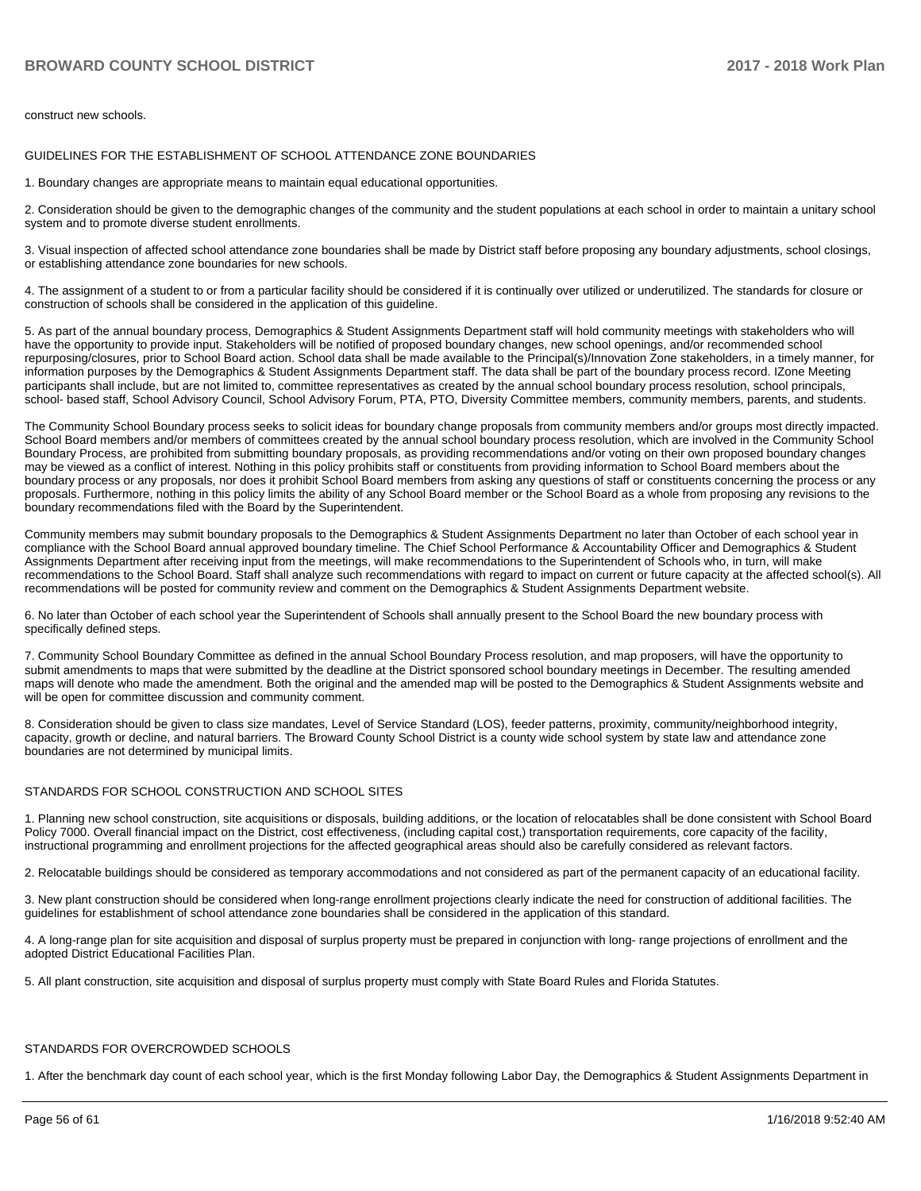construct new schools.

GUIDELINES FOR THE ESTABLISHMENT OF SCHOOL ATTENDANCE ZONE BOUNDARIES

1. Boundary changes are appropriate means to maintain equal educational opportunities.

2. Consideration should be given to the demographic changes of the community and the student populations at each school in order to maintain a unitary school system and to promote diverse student enrollments.

3. Visual inspection of affected school attendance zone boundaries shall be made by District staff before proposing any boundary adjustments, school closings, or establishing attendance zone boundaries for new schools.

4. The assignment of a student to or from a particular facility should be considered if it is continually over utilized or underutilized. The standards for closure or construction of schools shall be considered in the application of this guideline.

5. As part of the annual boundary process, Demographics & Student Assignments Department staff will hold community meetings with stakeholders who will have the opportunity to provide input. Stakeholders will be notified of proposed boundary changes, new school openings, and/or recommended school repurposing/closures, prior to School Board action. School data shall be made available to the Principal(s)/Innovation Zone stakeholders, in a timely manner, for information purposes by the Demographics & Student Assignments Department staff. The data shall be part of the boundary process record. IZone Meeting participants shall include, but are not limited to, committee representatives as created by the annual school boundary process resolution, school principals, school- based staff, School Advisory Council, School Advisory Forum, PTA, PTO, Diversity Committee members, community members, parents, and students.

The Community School Boundary process seeks to solicit ideas for boundary change proposals from community members and/or groups most directly impacted. School Board members and/or members of committees created by the annual school boundary process resolution, which are involved in the Community School Boundary Process, are prohibited from submitting boundary proposals, as providing recommendations and/or voting on their own proposed boundary changes may be viewed as a conflict of interest. Nothing in this policy prohibits staff or constituents from providing information to School Board members about the boundary process or any proposals, nor does it prohibit School Board members from asking any questions of staff or constituents concerning the process or any proposals. Furthermore, nothing in this policy limits the ability of any School Board member or the School Board as a whole from proposing any revisions to the boundary recommendations filed with the Board by the Superintendent.

Community members may submit boundary proposals to the Demographics & Student Assignments Department no later than October of each school year in compliance with the School Board annual approved boundary timeline. The Chief School Performance & Accountability Officer and Demographics & Student Assignments Department after receiving input from the meetings, will make recommendations to the Superintendent of Schools who, in turn, will make recommendations to the School Board. Staff shall analyze such recommendations with regard to impact on current or future capacity at the affected school(s). All recommendations will be posted for community review and comment on the Demographics & Student Assignments Department website.

6. No later than October of each school year the Superintendent of Schools shall annually present to the School Board the new boundary process with specifically defined steps.

7. Community School Boundary Committee as defined in the annual School Boundary Process resolution, and map proposers, will have the opportunity to submit amendments to maps that were submitted by the deadline at the District sponsored school boundary meetings in December. The resulting amended maps will denote who made the amendment. Both the original and the amended map will be posted to the Demographics & Student Assignments website and will be open for committee discussion and community comment.

8. Consideration should be given to class size mandates, Level of Service Standard (LOS), feeder patterns, proximity, community/neighborhood integrity, capacity, growth or decline, and natural barriers. The Broward County School District is a county wide school system by state law and attendance zone boundaries are not determined by municipal limits.

STANDARDS FOR SCHOOL CONSTRUCTION AND SCHOOL SITES

1. Planning new school construction, site acquisitions or disposals, building additions, or the location of relocatables shall be done consistent with School Board Policy 7000. Overall financial impact on the District, cost effectiveness, (including capital cost,) transportation requirements, core capacity of the facility, instructional programming and enrollment projections for the affected geographical areas should also be carefully considered as relevant factors.

2. Relocatable buildings should be considered as temporary accommodations and not considered as part of the permanent capacity of an educational facility.

3. New plant construction should be considered when long-range enrollment projections clearly indicate the need for construction of additional facilities. The guidelines for establishment of school attendance zone boundaries shall be considered in the application of this standard.

4. A long-range plan for site acquisition and disposal of surplus property must be prepared in conjunction with long- range projections of enrollment and the adopted District Educational Facilities Plan.

5. All plant construction, site acquisition and disposal of surplus property must comply with State Board Rules and Florida Statutes.

STANDARDS FOR OVERCROWDED SCHOOLS

1. After the benchmark day count of each school year, which is the first Monday following Labor Day, the Demographics & Student Assignments Department in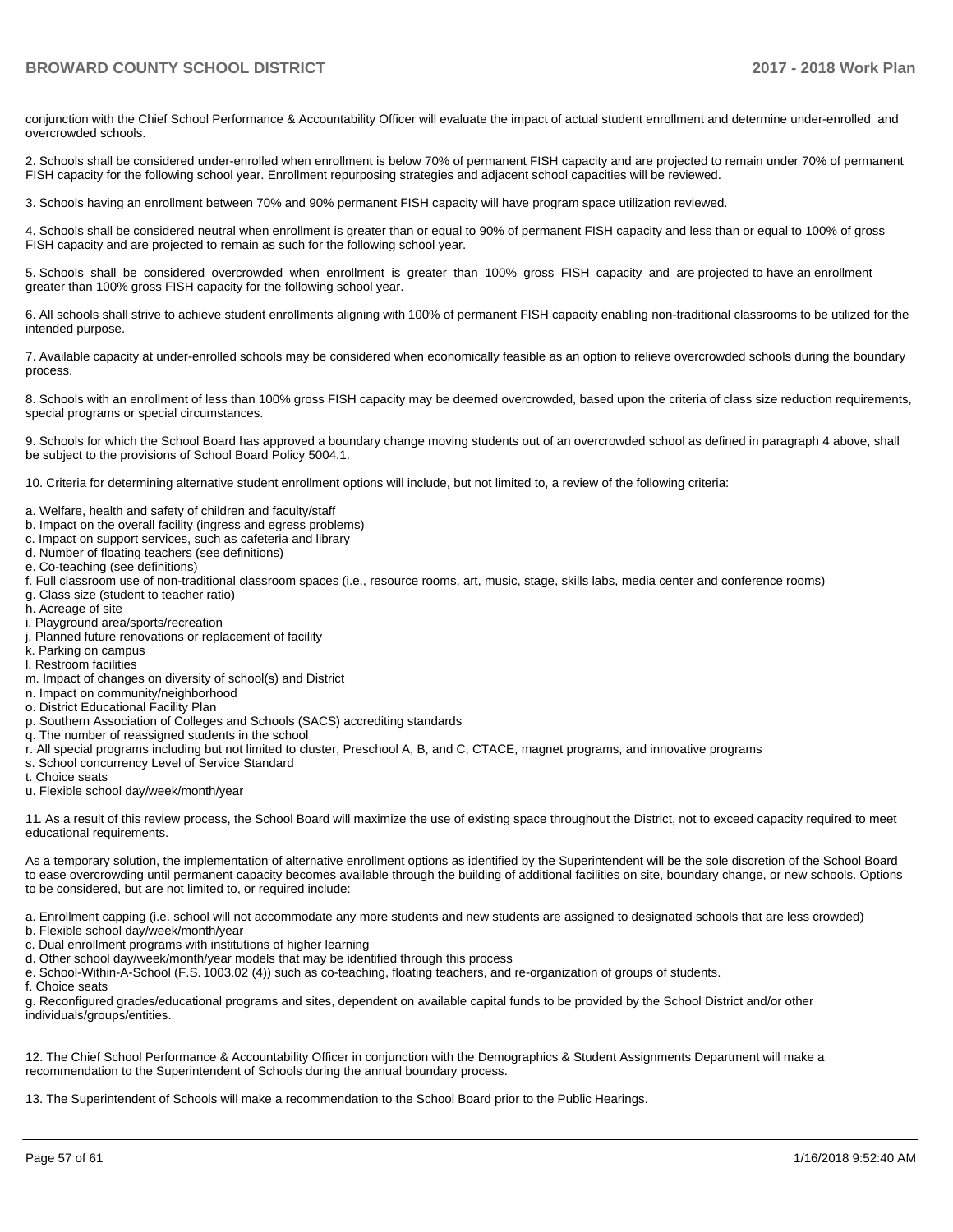conjunction with the Chief School Performance & Accountability Officer will evaluate the impact of actual student enrollment and determine under-enrolled and overcrowded schools.

2. Schools shall be considered under-enrolled when enrollment is below 70% of permanent FISH capacity and are projected to remain under 70% of permanent FISH capacity for the following school year. Enrollment repurposing strategies and adjacent school capacities will be reviewed.

3. Schools having an enrollment between 70% and 90% permanent FISH capacity will have program space utilization reviewed.

4. Schools shall be considered neutral when enrollment is greater than or equal to 90% of permanent FISH capacity and less than or equal to 100% of gross FISH capacity and are projected to remain as such for the following school year.

5. Schools shall be considered overcrowded when enrollment is greater than 100% gross FISH capacity and are projected to have an enrollment greater than 100% gross FISH capacity for the following school year.

6. All schools shall strive to achieve student enrollments aligning with 100% of permanent FISH capacity enabling non-traditional classrooms to be utilized for the intended purpose.

7. Available capacity at under-enrolled schools may be considered when economically feasible as an option to relieve overcrowded schools during the boundary process.

8. Schools with an enrollment of less than 100% gross FISH capacity may be deemed overcrowded, based upon the criteria of class size reduction requirements, special programs or special circumstances.

9. Schools for which the School Board has approved a boundary change moving students out of an overcrowded school as defined in paragraph 4 above, shall be subject to the provisions of School Board Policy 5004.1.

10. Criteria for determining alternative student enrollment options will include, but not limited to, a review of the following criteria:

a. Welfare, health and safety of children and faculty/staff
b. Impact on the overall facility (ingress and egress problems)
c. Impact on support services, such as cafeteria and library
d. Number of floating teachers (see definitions)
e. Co-teaching (see definitions)
f. Full classroom use of non-traditional classroom spaces (i.e., resource rooms, art, music, stage, skills labs, media center and conference rooms)
g. Class size (student to teacher ratio)
h. Acreage of site
i. Playground area/sports/recreation
j. Planned future renovations or replacement of facility
k. Parking on campus
l. Restroom facilities
m. Impact of changes on diversity of school(s) and District
n. Impact on community/neighborhood
o. District Educational Facility Plan
p. Southern Association of Colleges and Schools (SACS) accrediting standards
q. The number of reassigned students in the school
r. All special programs including but not limited to cluster, Preschool A, B, and C, CTACE, magnet programs, and innovative programs
s. School concurrency Level of Service Standard
t. Choice seats
u. Flexible school day/week/month/year

11. As a result of this review process, the School Board will maximize the use of existing space throughout the District, not to exceed capacity required to meet educational requirements.

As a temporary solution, the implementation of alternative enrollment options as identified by the Superintendent will be the sole discretion of the School Board to ease overcrowding until permanent capacity becomes available through the building of additional facilities on site, boundary change, or new schools. Options to be considered, but are not limited to, or required include:

a. Enrollment capping (i.e. school will not accommodate any more students and new students are assigned to designated schools that are less crowded)
b. Flexible school day/week/month/year
c. Dual enrollment programs with institutions of higher learning
d. Other school day/week/month/year models that may be identified through this process
e. School-Within-A-School (F.S. 1003.02 (4)) such as co-teaching, floating teachers, and re-organization of groups of students.
f. Choice seats
g. Reconfigured grades/educational programs and sites, dependent on available capital funds to be provided by the School District and/or other individuals/groups/entities.

12. The Chief School Performance & Accountability Officer in conjunction with the Demographics & Student Assignments Department will make a recommendation to the Superintendent of Schools during the annual boundary process.

13. The Superintendent of Schools will make a recommendation to the School Board prior to the Public Hearings.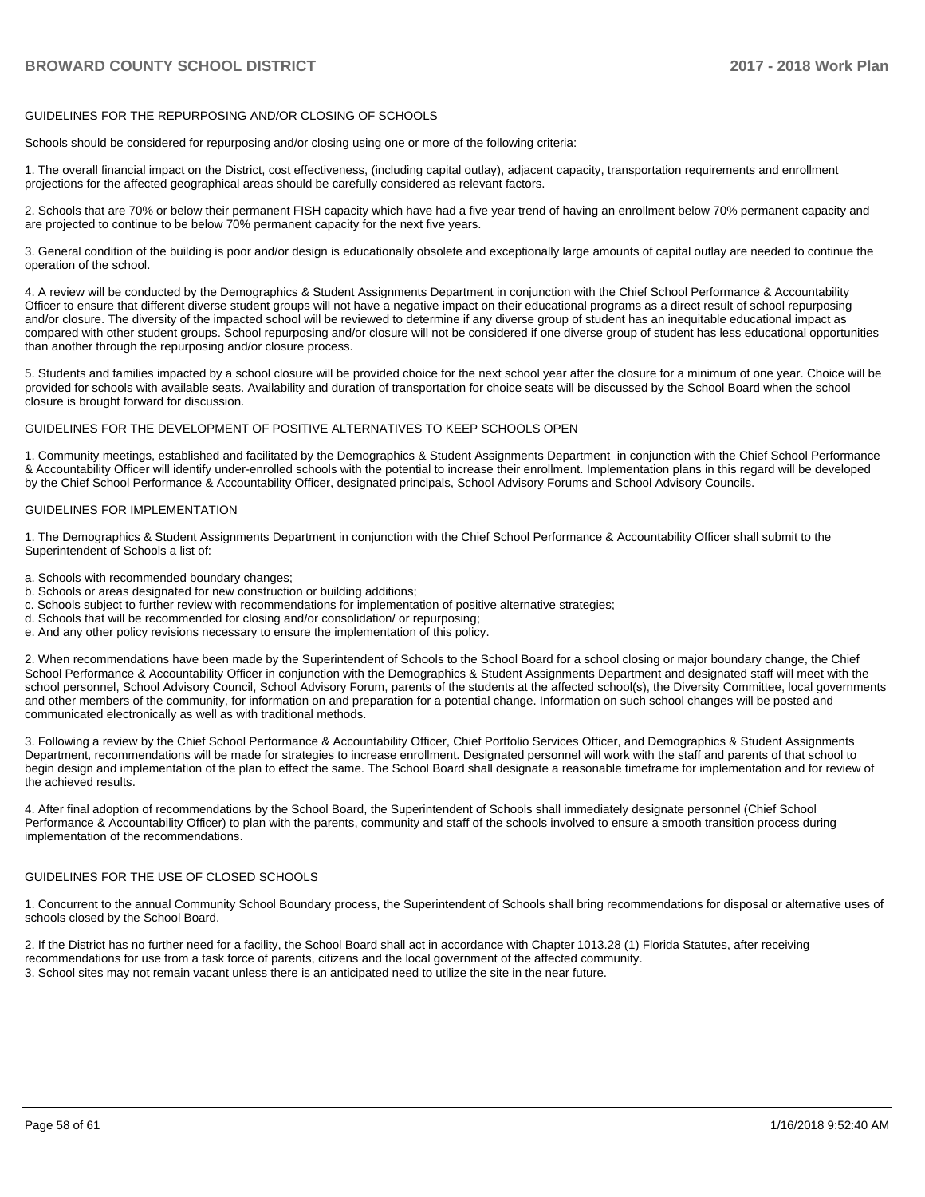## GUIDELINES FOR THE REPURPOSING AND/OR CLOSING OF SCHOOLS

Schools should be considered for repurposing and/or closing using one or more of the following criteria:

1. The overall financial impact on the District, cost effectiveness, (including capital outlay), adjacent capacity, transportation requirements and enrollment projections for the affected geographical areas should be carefully considered as relevant factors.

2. Schools that are 70% or below their permanent FISH capacity which have had a five year trend of having an enrollment below 70% permanent capacity and are projected to continue to be below 70% permanent capacity for the next five years.

3. General condition of the building is poor and/or design is educationally obsolete and exceptionally large amounts of capital outlay are needed to continue the operation of the school.

4. A review will be conducted by the Demographics & Student Assignments Department in conjunction with the Chief School Performance & Accountability Officer to ensure that different diverse student groups will not have a negative impact on their educational programs as a direct result of school repurposing and/or closure. The diversity of the impacted school will be reviewed to determine if any diverse group of student has an inequitable educational impact as compared with other student groups. School repurposing and/or closure will not be considered if one diverse group of student has less educational opportunities than another through the repurposing and/or closure process.

5. Students and families impacted by a school closure will be provided choice for the next school year after the closure for a minimum of one year. Choice will be provided for schools with available seats. Availability and duration of transportation for choice seats will be discussed by the School Board when the school closure is brought forward for discussion.

## GUIDELINES FOR THE DEVELOPMENT OF POSITIVE ALTERNATIVES TO KEEP SCHOOLS OPEN

1. Community meetings, established and facilitated by the Demographics & Student Assignments Department in conjunction with the Chief School Performance & Accountability Officer will identify under-enrolled schools with the potential to increase their enrollment. Implementation plans in this regard will be developed by the Chief School Performance & Accountability Officer, designated principals, School Advisory Forums and School Advisory Councils.

## GUIDELINES FOR IMPLEMENTATION

1. The Demographics & Student Assignments Department in conjunction with the Chief School Performance & Accountability Officer shall submit to the Superintendent of Schools a list of:

a. Schools with recommended boundary changes;
b. Schools or areas designated for new construction or building additions;
c. Schools subject to further review with recommendations for implementation of positive alternative strategies;
d. Schools that will be recommended for closing and/or consolidation/ or repurposing;
e. And any other policy revisions necessary to ensure the implementation of this policy.

2. When recommendations have been made by the Superintendent of Schools to the School Board for a school closing or major boundary change, the Chief School Performance & Accountability Officer in conjunction with the Demographics & Student Assignments Department and designated staff will meet with the school personnel, School Advisory Council, School Advisory Forum, parents of the students at the affected school(s), the Diversity Committee, local governments and other members of the community, for information on and preparation for a potential change. Information on such school changes will be posted and communicated electronically as well as with traditional methods.

3. Following a review by the Chief School Performance & Accountability Officer, Chief Portfolio Services Officer, and Demographics & Student Assignments Department, recommendations will be made for strategies to increase enrollment. Designated personnel will work with the staff and parents of that school to begin design and implementation of the plan to effect the same. The School Board shall designate a reasonable timeframe for implementation and for review of the achieved results.

4. After final adoption of recommendations by the School Board, the Superintendent of Schools shall immediately designate personnel (Chief School Performance & Accountability Officer) to plan with the parents, community and staff of the schools involved to ensure a smooth transition process during implementation of the recommendations.

## GUIDELINES FOR THE USE OF CLOSED SCHOOLS

1. Concurrent to the annual Community School Boundary process, the Superintendent of Schools shall bring recommendations for disposal or alternative uses of schools closed by the School Board.

2. If the District has no further need for a facility, the School Board shall act in accordance with Chapter 1013.28 (1) Florida Statutes, after receiving recommendations for use from a task force of parents, citizens and the local government of the affected community.
3. School sites may not remain vacant unless there is an anticipated need to utilize the site in the near future.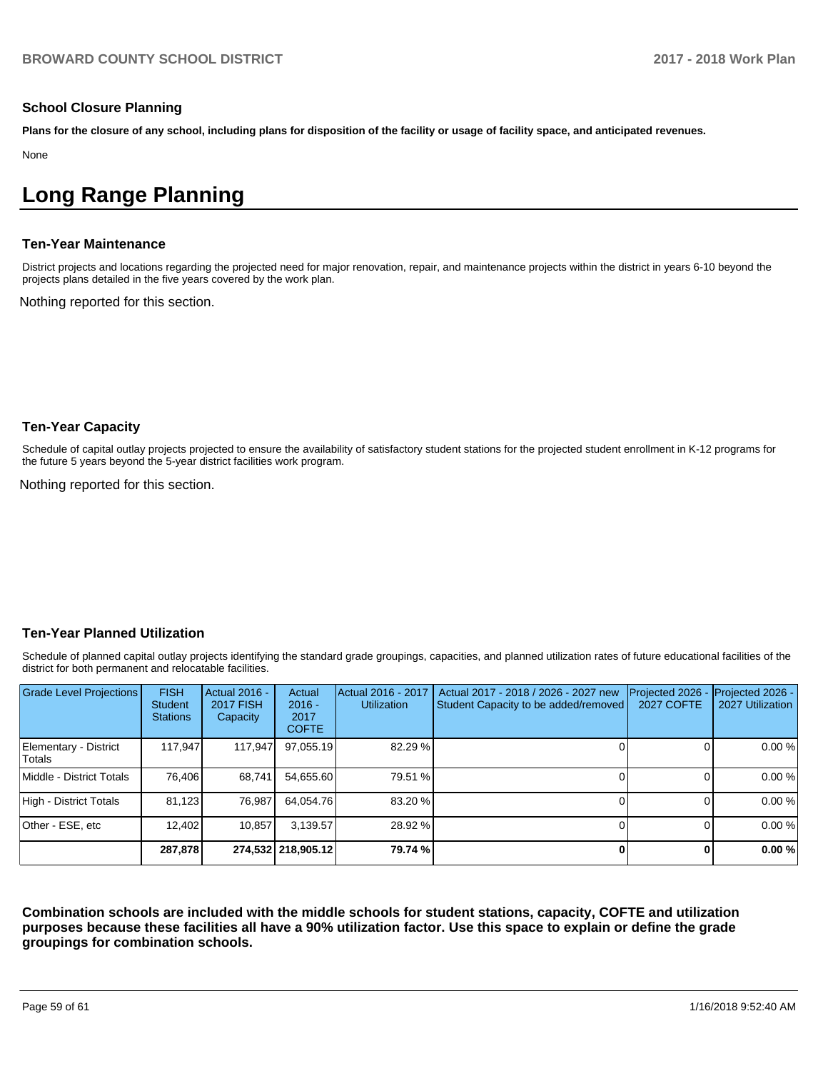### School Closure Planning

**Plans for the closure of any school, including plans for disposition of the facility or usage of facility space, and anticipated revenues.**

None

# Long Range Planning

### Ten-Year Maintenance

District projects and locations regarding the projected need for major renovation, repair, and maintenance projects within the district in years 6-10 beyond the projects plans detailed in the five years covered by the work plan.

Nothing reported for this section.

### Ten-Year Capacity

Schedule of capital outlay projects projected to ensure the availability of satisfactory student stations for the projected student enrollment in K-12 programs for the future 5 years beyond the 5-year district facilities work program.

Nothing reported for this section.

### Ten-Year Planned Utilization

Schedule of planned capital outlay projects identifying the standard grade groupings, capacities, and planned utilization rates of future educational facilities of the district for both permanent and relocatable facilities.

| Grade Level Projections | FISH Student Stations | Actual 2016 - 2017 FISH Capacity | Actual 2016 - 2017 COFTE | Actual 2016 - 2017 Utilization | Actual 2017 - 2018 / 2026 - 2027 new Student Capacity to be added/removed | Projected 2026 - 2027 COFTE | Projected 2026 - 2027 Utilization |
|---|---|---|---|---|---|---|---|
| Elementary - District Totals | 117,947 | 117,947 | 97,055.19 | 82.29 % | 0 | 0 | 0.00 % |
| Middle - District Totals | 76,406 | 68,741 | 54,655.60 | 79.51 % | 0 | 0 | 0.00 % |
| High - District Totals | 81,123 | 76,987 | 64,054.76 | 83.20 % | 0 | 0 | 0.00 % |
| Other - ESE, etc | 12,402 | 10,857 | 3,139.57 | 28.92 % | 0 | 0 | 0.00 % |
| | **287,878** | **274,532** | **218,905.12** | **79.74 %** | **0** | **0** | **0.00 %** |

**Combination schools are included with the middle schools for student stations, capacity, COFTE and utilization purposes because these facilities all have a 90% utilization factor. Use this space to explain or define the grade groupings for combination schools.**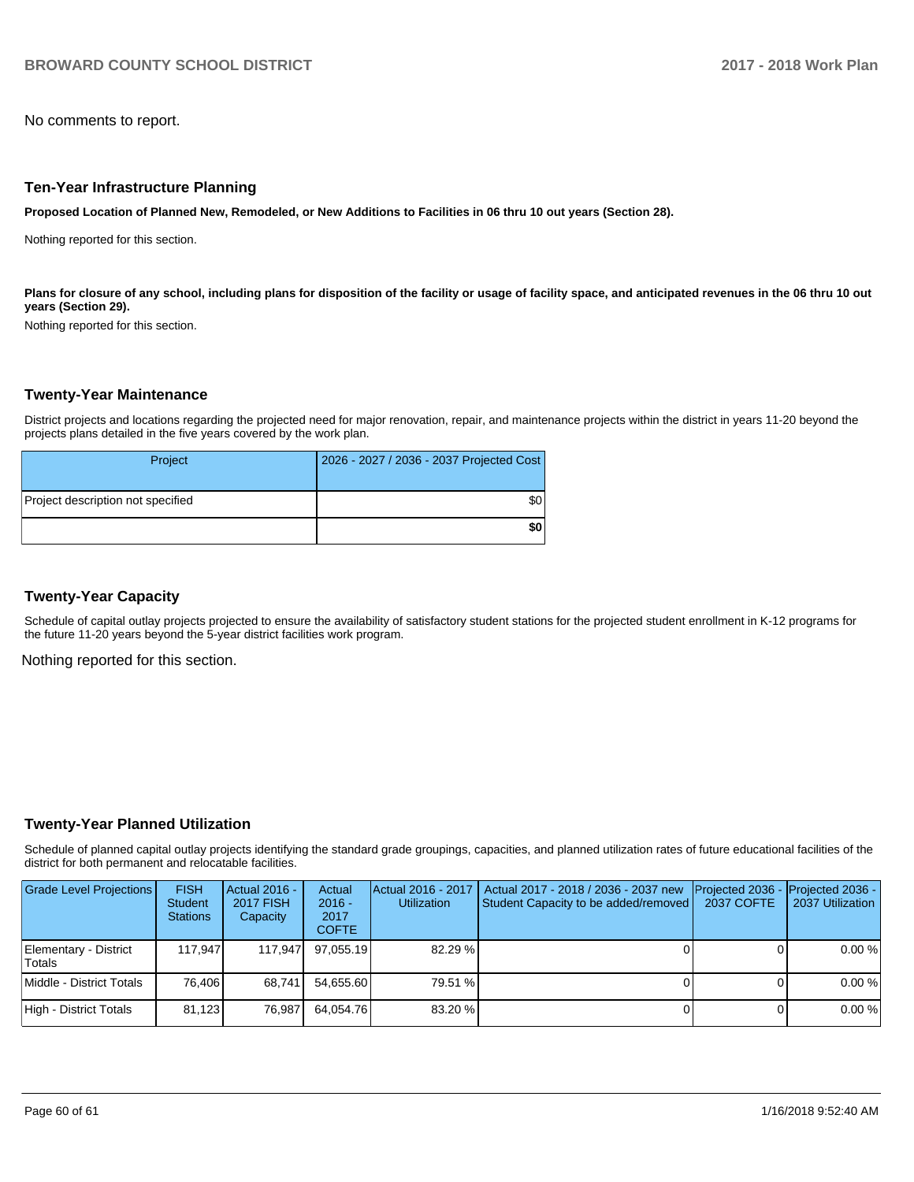No comments to report.

## Ten-Year Infrastructure Planning

**Proposed Location of Planned New, Remodeled, or New Additions to Facilities in 06 thru 10 out years (Section 28).**

Nothing reported for this section.

**Plans for closure of any school, including plans for disposition of the facility or usage of facility space, and anticipated revenues in the 06 thru 10 out years (Section 29).**

Nothing reported for this section.

## Twenty-Year Maintenance

District projects and locations regarding the projected need for major renovation, repair, and maintenance projects within the district in years 11-20 beyond the projects plans detailed in the five years covered by the work plan.

| Project | 2026 - 2027 / 2036 - 2037 Projected Cost |
|---|---|
| Project description not specified | $0 |
| | **$0** |

## Twenty-Year Capacity

Schedule of capital outlay projects projected to ensure the availability of satisfactory student stations for the projected student enrollment in K-12 programs for the future 11-20 years beyond the 5-year district facilities work program.

Nothing reported for this section.

## Twenty-Year Planned Utilization

Schedule of planned capital outlay projects identifying the standard grade groupings, capacities, and planned utilization rates of future educational facilities of the district for both permanent and relocatable facilities.

| Grade Level Projections | FISH Student Stations | Actual 2016 - 2017 FISH Capacity | Actual 2016 - 2017 COFTE | Actual 2016 - 2017 Utilization | Actual 2017 - 2018 / 2036 - 2037 new Student Capacity to be added/removed | Projected 2036 - 2037 COFTE | Projected 2036 - 2037 Utilization |
|---|---|---|---|---|---|---|---|
| Elementary - District Totals | 117,947 | 117,947 | 97,055.19 | 82.29 % | 0 | 0 | 0.00 % |
| Middle - District Totals | 76,406 | 68,741 | 54,655.60 | 79.51 % | 0 | 0 | 0.00 % |
| High - District Totals | 81,123 | 76,987 | 64,054.76 | 83.20 % | 0 | 0 | 0.00 % |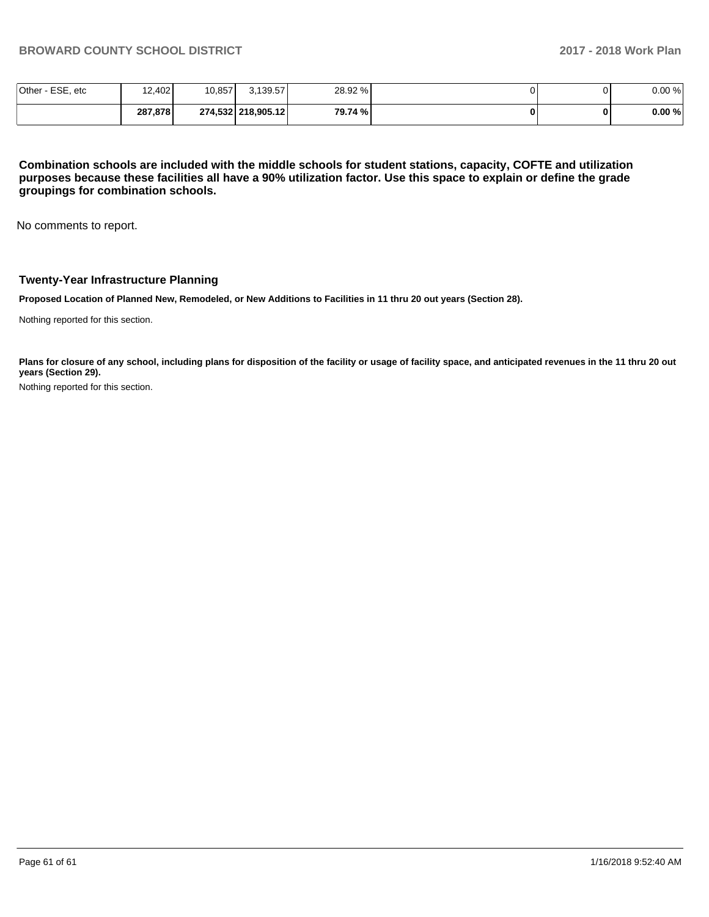| | | | | | | | |
|---|---|---|---|---|---|---|---|
| Other - ESE, etc | 12,402 | 10,857 | 3,139.57 | 28.92 % | 0 | 0 | 0.00 % |
| | **287,878** | **274,532** | **218,905.12** | **79.74 %** | **0** | **0** | **0.00 %** |

**Combination schools are included with the middle schools for student stations, capacity, COFTE and utilization purposes because these facilities all have a 90% utilization factor. Use this space to explain or define the grade groupings for combination schools.**

No comments to report.

### Twenty-Year Infrastructure Planning

**Proposed Location of Planned New, Remodeled, or New Additions to Facilities in 11 thru 20 out years (Section 28).**

Nothing reported for this section.

**Plans for closure of any school, including plans for disposition of the facility or usage of facility space, and anticipated revenues in the 11 thru 20 out years (Section 29).**

Nothing reported for this section.